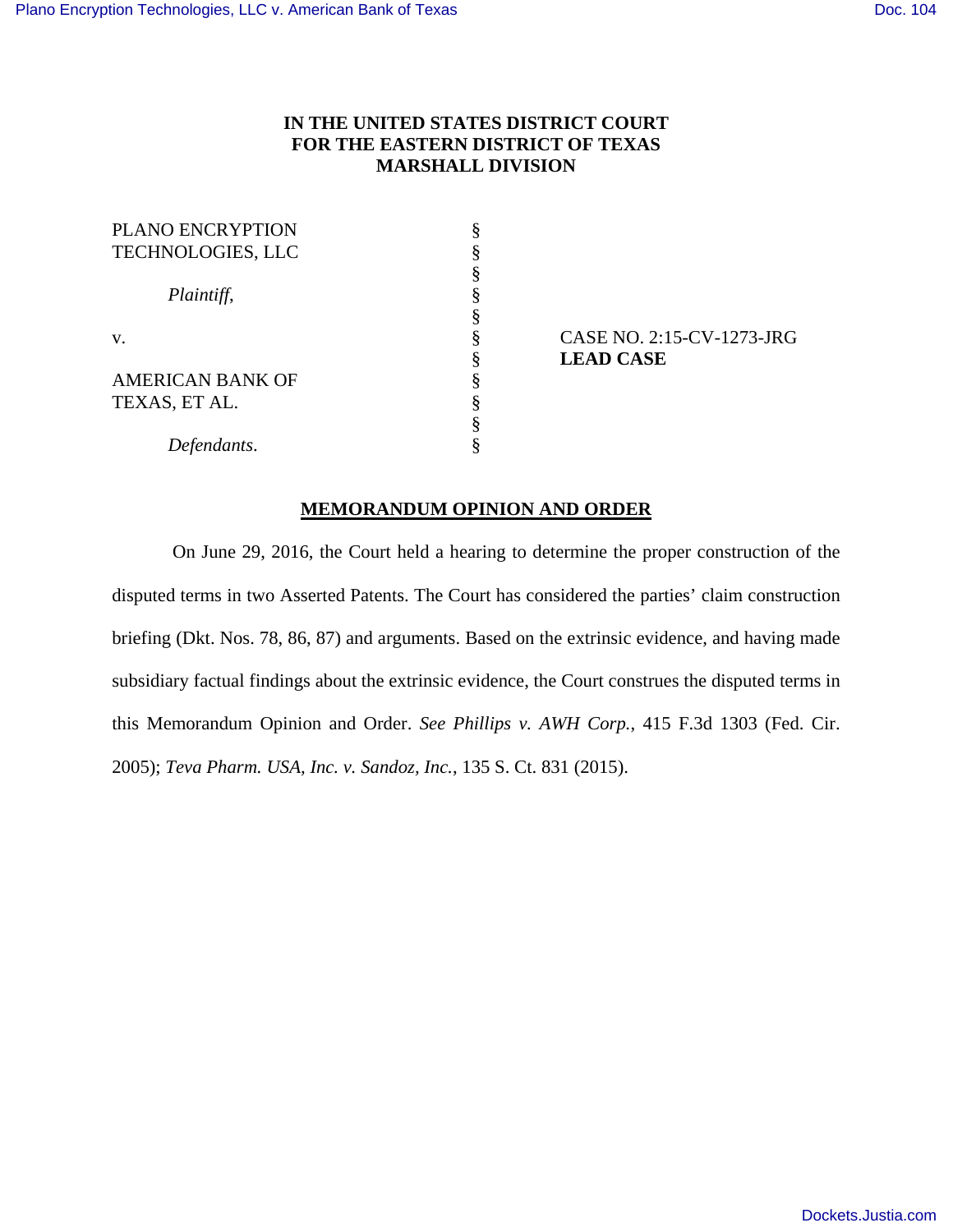**IN THE UNITED STATES DISTRICT COURT**
**FOR THE EASTERN DISTRICT OF TEXAS**
**MARSHALL DIVISION**

| | | |
|---|---|---|
| PLANO ENCRYPTION TECHNOLOGIES, LLC | § | |
| | § | |
| *Plaintiff*, | § | |
| | § | |
| v. | § | CASE NO. 2:15-CV-1273-JRG |
| | § | **LEAD CASE** |
| AMERICAN BANK OF TEXAS, ET AL. | § | |
| | § | |
| *Defendants*. | § | |

**MEMORANDUM OPINION AND ORDER**

On June 29, 2016, the Court held a hearing to determine the proper construction of the disputed terms in two Asserted Patents. The Court has considered the parties' claim construction briefing (Dkt. Nos. 78, 86, 87) and arguments. Based on the extrinsic evidence, and having made subsidiary factual findings about the extrinsic evidence, the Court construes the disputed terms in this Memorandum Opinion and Order. *See Phillips v. AWH Corp.*, 415 F.3d 1303 (Fed. Cir. 2005); *Teva Pharm. USA, Inc. v. Sandoz, Inc.*, 135 S. Ct. 831 (2015).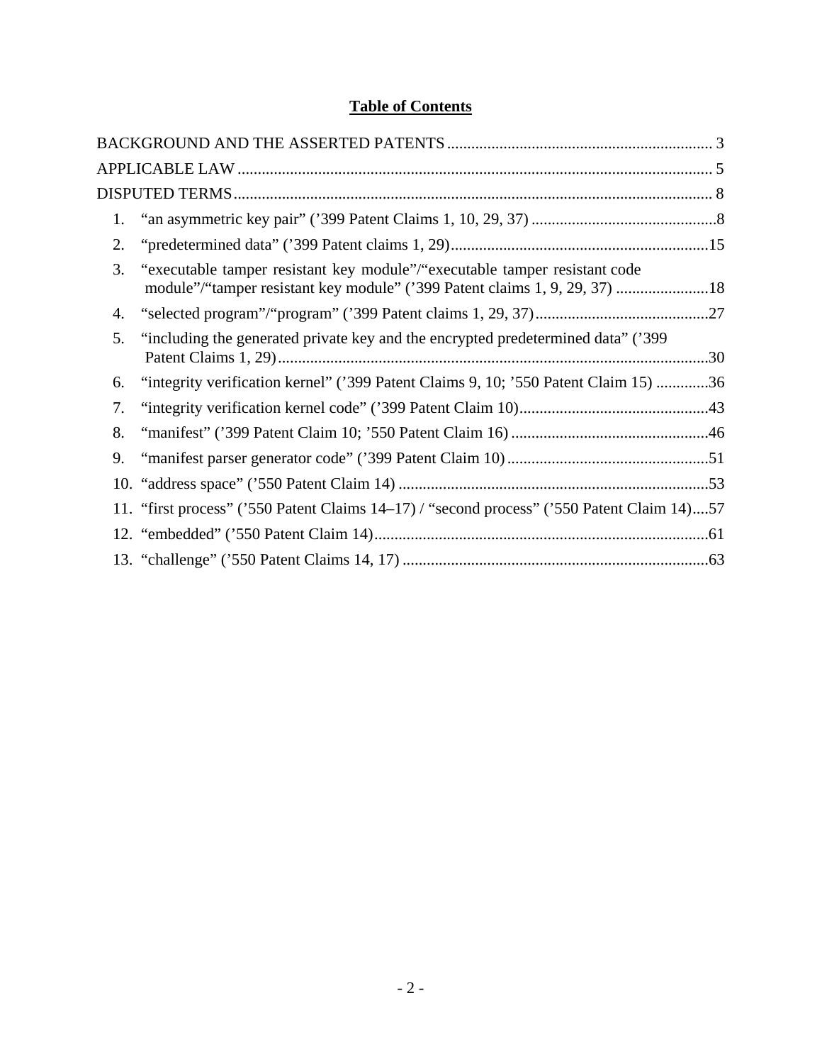## Table of Contents

BACKGROUND AND THE ASSERTED PATENTS .......... 3

APPLICABLE LAW .......... 5

DISPUTED TERMS .......... 8

1. "an asymmetric key pair" ('399 Patent Claims 1, 10, 29, 37) .......... 8
2. "predetermined data" ('399 Patent claims 1, 29) .......... 15
3. "executable tamper resistant key module"/"executable tamper resistant code module"/"tamper resistant key module" ('399 Patent claims 1, 9, 29, 37) .......... 18
4. "selected program"/"program" ('399 Patent claims 1, 29, 37) .......... 27
5. "including the generated private key and the encrypted predetermined data" ('399 Patent Claims 1, 29) .......... 30
6. "integrity verification kernel" ('399 Patent Claims 9, 10; '550 Patent Claim 15) .......... 36
7. "integrity verification kernel code" ('399 Patent Claim 10) .......... 43
8. "manifest" ('399 Patent Claim 10; '550 Patent Claim 16) .......... 46
9. "manifest parser generator code" ('399 Patent Claim 10) .......... 51
10. "address space" ('550 Patent Claim 14) .......... 53
11. "first process" ('550 Patent Claims 14–17) / "second process" ('550 Patent Claim 14) .......... 57
12. "embedded" ('550 Patent Claim 14) .......... 61
13. "challenge" ('550 Patent Claims 14, 17) .......... 63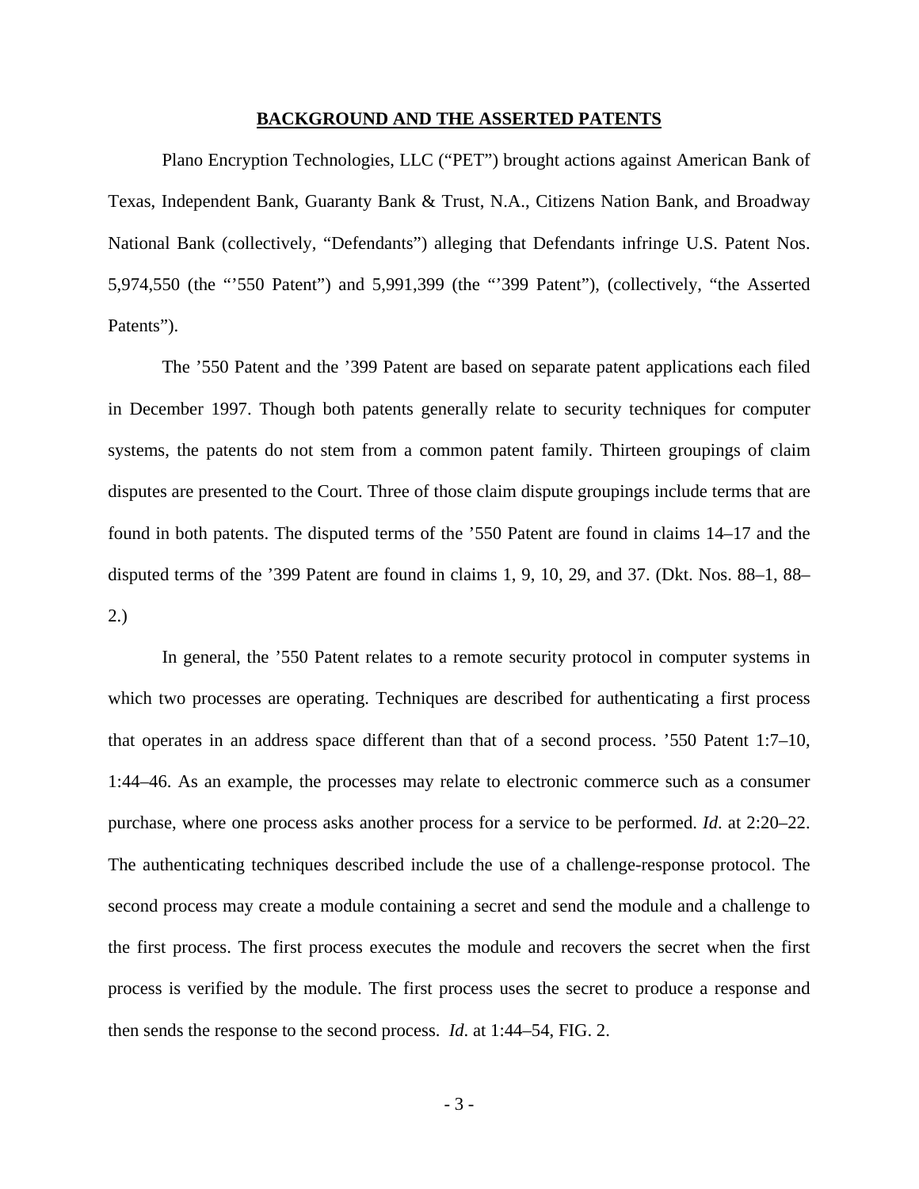**BACKGROUND AND THE ASSERTED PATENTS**

Plano Encryption Technologies, LLC ("PET") brought actions against American Bank of Texas, Independent Bank, Guaranty Bank & Trust, N.A., Citizens Nation Bank, and Broadway National Bank (collectively, "Defendants") alleging that Defendants infringe U.S. Patent Nos. 5,974,550 (the "'550 Patent") and 5,991,399 (the "'399 Patent"), (collectively, "the Asserted Patents").

The '550 Patent and the '399 Patent are based on separate patent applications each filed in December 1997. Though both patents generally relate to security techniques for computer systems, the patents do not stem from a common patent family. Thirteen groupings of claim disputes are presented to the Court. Three of those claim dispute groupings include terms that are found in both patents. The disputed terms of the '550 Patent are found in claims 14–17 and the disputed terms of the '399 Patent are found in claims 1, 9, 10, 29, and 37. (Dkt. Nos. 88–1, 88–2.)

In general, the '550 Patent relates to a remote security protocol in computer systems in which two processes are operating. Techniques are described for authenticating a first process that operates in an address space different than that of a second process. '550 Patent 1:7–10, 1:44–46. As an example, the processes may relate to electronic commerce such as a consumer purchase, where one process asks another process for a service to be performed. *Id*. at 2:20–22. The authenticating techniques described include the use of a challenge-response protocol. The second process may create a module containing a secret and send the module and a challenge to the first process. The first process executes the module and recovers the secret when the first process is verified by the module. The first process uses the secret to produce a response and then sends the response to the second process. *Id*. at 1:44–54, FIG. 2.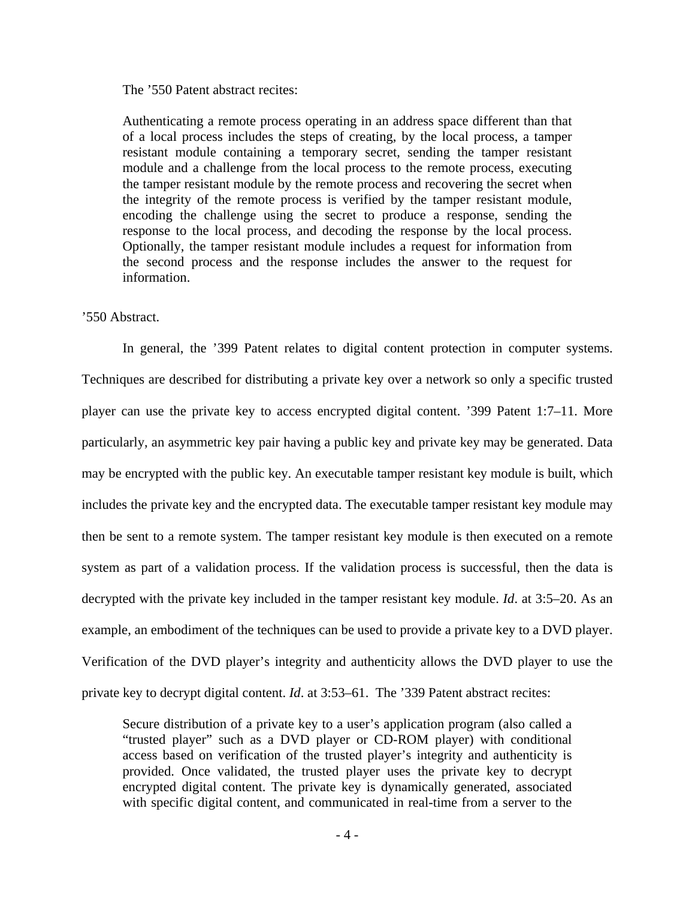The ’550 Patent abstract recites:

> Authenticating a remote process operating in an address space different than that of a local process includes the steps of creating, by the local process, a tamper resistant module containing a temporary secret, sending the tamper resistant module and a challenge from the local process to the remote process, executing the tamper resistant module by the remote process and recovering the secret when the integrity of the remote process is verified by the tamper resistant module, encoding the challenge using the secret to produce a response, sending the response to the local process, and decoding the response by the local process. Optionally, the tamper resistant module includes a request for information from the second process and the response includes the answer to the request for information.

’550 Abstract.

In general, the ’399 Patent relates to digital content protection in computer systems. Techniques are described for distributing a private key over a network so only a specific trusted player can use the private key to access encrypted digital content. ’399 Patent 1:7–11. More particularly, an asymmetric key pair having a public key and private key may be generated. Data may be encrypted with the public key. An executable tamper resistant key module is built, which includes the private key and the encrypted data. The executable tamper resistant key module may then be sent to a remote system. The tamper resistant key module is then executed on a remote system as part of a validation process. If the validation process is successful, then the data is decrypted with the private key included in the tamper resistant key module. *Id*. at 3:5–20. As an example, an embodiment of the techniques can be used to provide a private key to a DVD player. Verification of the DVD player’s integrity and authenticity allows the DVD player to use the private key to decrypt digital content. *Id*. at 3:53–61. The ’339 Patent abstract recites:

> Secure distribution of a private key to a user’s application program (also called a “trusted player” such as a DVD player or CD-ROM player) with conditional access based on verification of the trusted player’s integrity and authenticity is provided. Once validated, the trusted player uses the private key to decrypt encrypted digital content. The private key is dynamically generated, associated with specific digital content, and communicated in real-time from a server to the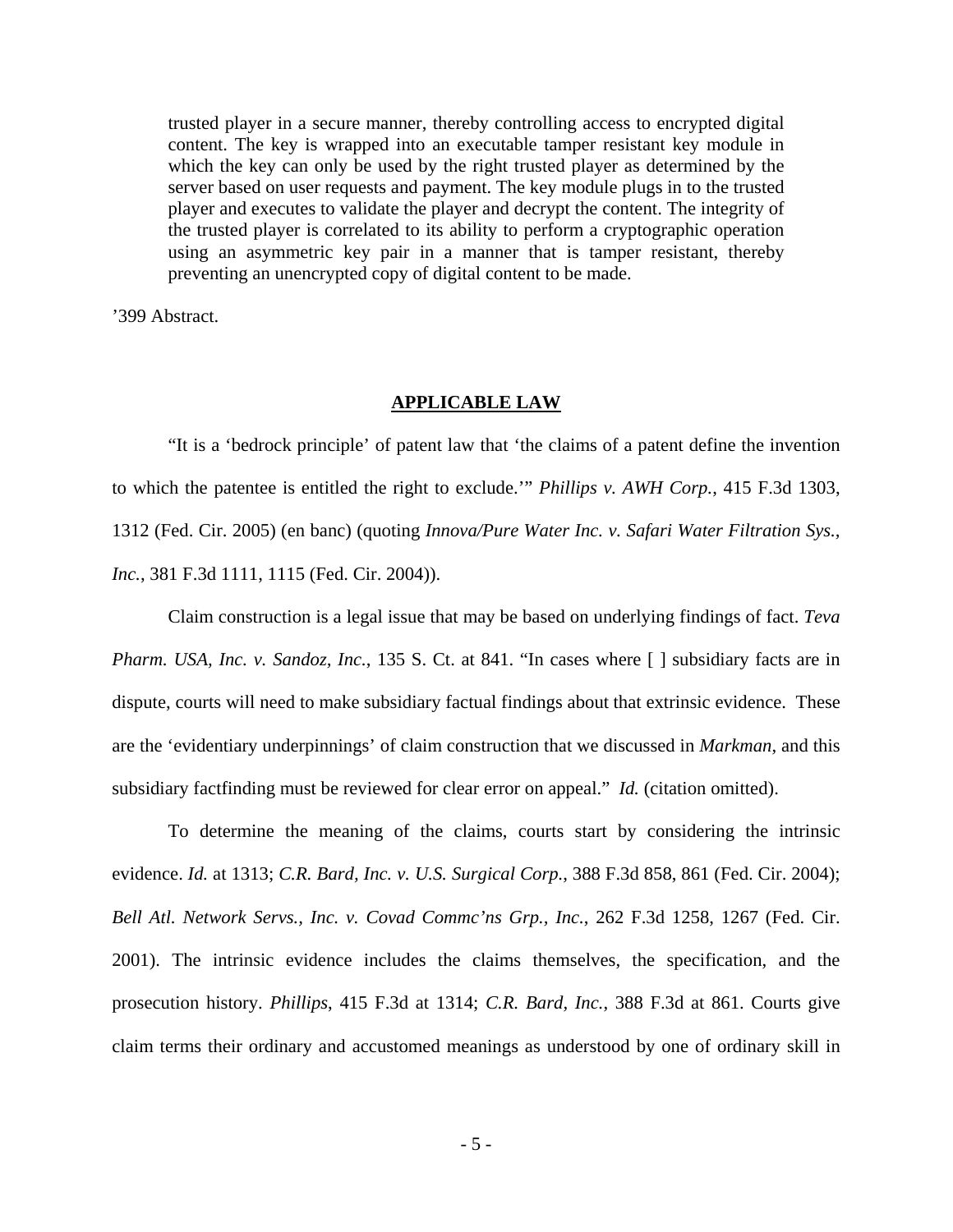> trusted player in a secure manner, thereby controlling access to encrypted digital content. The key is wrapped into an executable tamper resistant key module in which the key can only be used by the right trusted player as determined by the server based on user requests and payment. The key module plugs in to the trusted player and executes to validate the player and decrypt the content. The integrity of the trusted player is correlated to its ability to perform a cryptographic operation using an asymmetric key pair in a manner that is tamper resistant, thereby preventing an unencrypted copy of digital content to be made.

'399 Abstract.

## APPLICABLE LAW

"It is a 'bedrock principle' of patent law that 'the claims of a patent define the invention to which the patentee is entitled the right to exclude.'" *Phillips v. AWH Corp.*, 415 F.3d 1303, 1312 (Fed. Cir. 2005) (en banc) (quoting *Innova/Pure Water Inc. v. Safari Water Filtration Sys., Inc.*, 381 F.3d 1111, 1115 (Fed. Cir. 2004)).

Claim construction is a legal issue that may be based on underlying findings of fact. *Teva Pharm. USA, Inc. v. Sandoz, Inc.*, 135 S. Ct. at 841. "In cases where [ ] subsidiary facts are in dispute, courts will need to make subsidiary factual findings about that extrinsic evidence. These are the 'evidentiary underpinnings' of claim construction that we discussed in *Markman*, and this subsidiary factfinding must be reviewed for clear error on appeal." *Id.* (citation omitted).

To determine the meaning of the claims, courts start by considering the intrinsic evidence. *Id.* at 1313; *C.R. Bard, Inc. v. U.S. Surgical Corp.*, 388 F.3d 858, 861 (Fed. Cir. 2004); *Bell Atl. Network Servs., Inc. v. Covad Commc'ns Grp., Inc.*, 262 F.3d 1258, 1267 (Fed. Cir. 2001). The intrinsic evidence includes the claims themselves, the specification, and the prosecution history. *Phillips*, 415 F.3d at 1314; *C.R. Bard, Inc.*, 388 F.3d at 861. Courts give claim terms their ordinary and accustomed meanings as understood by one of ordinary skill in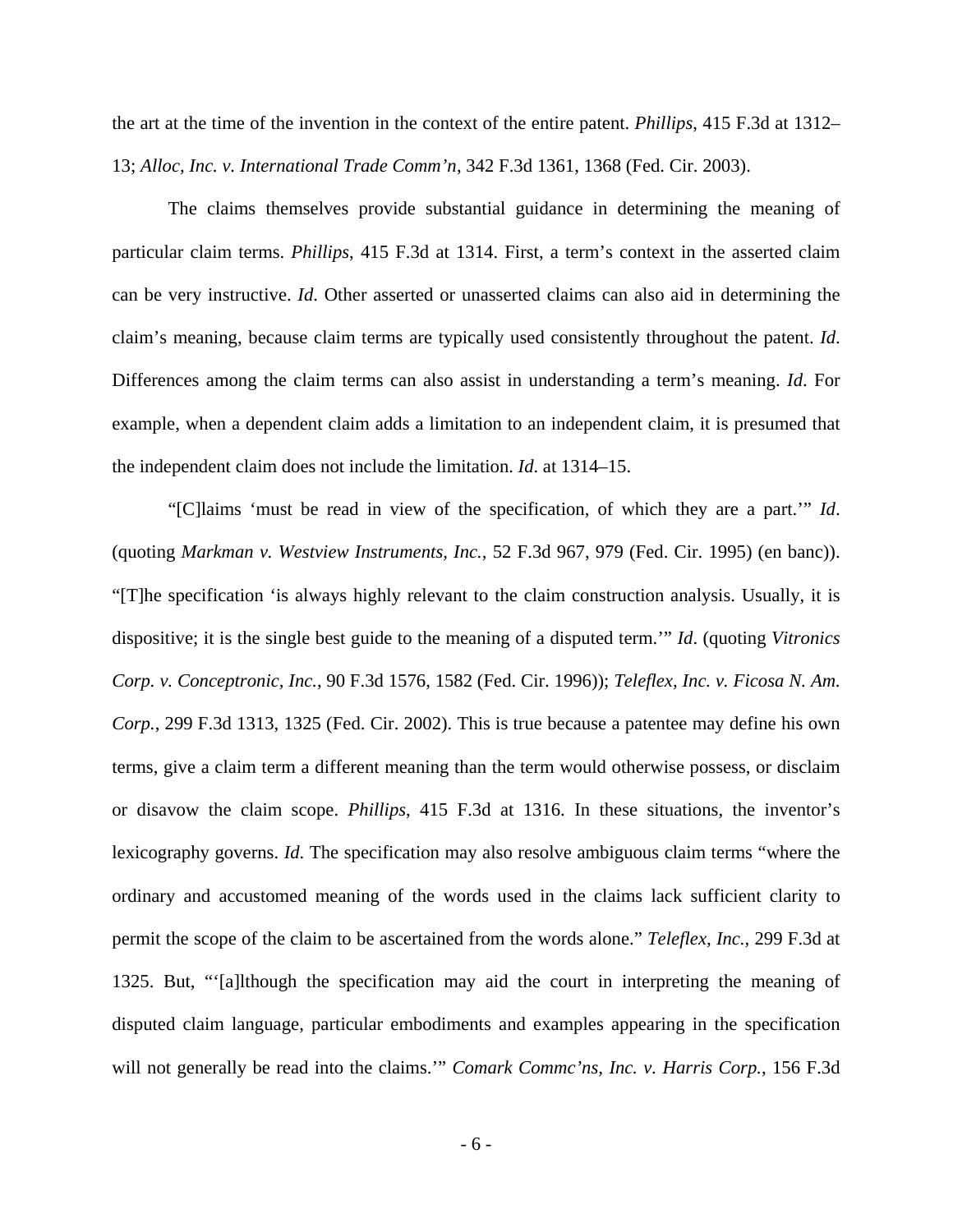the art at the time of the invention in the context of the entire patent. *Phillips*, 415 F.3d at 1312–13; *Alloc, Inc. v. International Trade Comm'n*, 342 F.3d 1361, 1368 (Fed. Cir. 2003).

The claims themselves provide substantial guidance in determining the meaning of particular claim terms. *Phillips*, 415 F.3d at 1314. First, a term's context in the asserted claim can be very instructive. *Id*. Other asserted or unasserted claims can also aid in determining the claim's meaning, because claim terms are typically used consistently throughout the patent. *Id*. Differences among the claim terms can also assist in understanding a term's meaning. *Id*. For example, when a dependent claim adds a limitation to an independent claim, it is presumed that the independent claim does not include the limitation. *Id*. at 1314–15.

"[C]laims 'must be read in view of the specification, of which they are a part.'" *Id*. (quoting *Markman v. Westview Instruments, Inc.*, 52 F.3d 967, 979 (Fed. Cir. 1995) (en banc)). "[T]he specification 'is always highly relevant to the claim construction analysis. Usually, it is dispositive; it is the single best guide to the meaning of a disputed term.'" *Id*. (quoting *Vitronics Corp. v. Conceptronic, Inc.*, 90 F.3d 1576, 1582 (Fed. Cir. 1996)); *Teleflex, Inc. v. Ficosa N. Am. Corp.*, 299 F.3d 1313, 1325 (Fed. Cir. 2002). This is true because a patentee may define his own terms, give a claim term a different meaning than the term would otherwise possess, or disclaim or disavow the claim scope. *Phillips*, 415 F.3d at 1316. In these situations, the inventor's lexicography governs. *Id*. The specification may also resolve ambiguous claim terms "where the ordinary and accustomed meaning of the words used in the claims lack sufficient clarity to permit the scope of the claim to be ascertained from the words alone." *Teleflex, Inc.*, 299 F.3d at 1325. But, "'[a]lthough the specification may aid the court in interpreting the meaning of disputed claim language, particular embodiments and examples appearing in the specification will not generally be read into the claims.'" *Comark Commc'ns, Inc. v. Harris Corp.*, 156 F.3d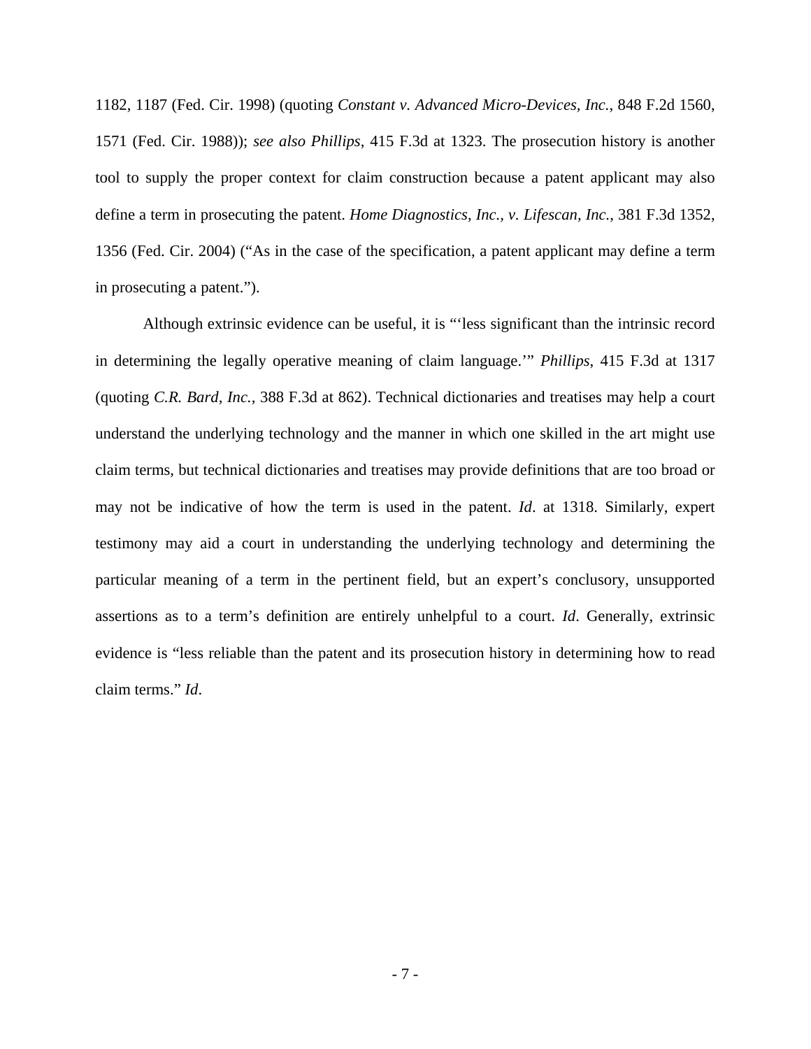1182, 1187 (Fed. Cir. 1998) (quoting *Constant v. Advanced Micro-Devices, Inc.*, 848 F.2d 1560, 1571 (Fed. Cir. 1988)); *see also Phillips*, 415 F.3d at 1323. The prosecution history is another tool to supply the proper context for claim construction because a patent applicant may also define a term in prosecuting the patent. *Home Diagnostics, Inc., v. Lifescan, Inc.*, 381 F.3d 1352, 1356 (Fed. Cir. 2004) ("As in the case of the specification, a patent applicant may define a term in prosecuting a patent.").

Although extrinsic evidence can be useful, it is "'less significant than the intrinsic record in determining the legally operative meaning of claim language.'" *Phillips*, 415 F.3d at 1317 (quoting *C.R. Bard, Inc.*, 388 F.3d at 862). Technical dictionaries and treatises may help a court understand the underlying technology and the manner in which one skilled in the art might use claim terms, but technical dictionaries and treatises may provide definitions that are too broad or may not be indicative of how the term is used in the patent. *Id*. at 1318. Similarly, expert testimony may aid a court in understanding the underlying technology and determining the particular meaning of a term in the pertinent field, but an expert's conclusory, unsupported assertions as to a term's definition are entirely unhelpful to a court. *Id*. Generally, extrinsic evidence is "less reliable than the patent and its prosecution history in determining how to read claim terms." *Id*.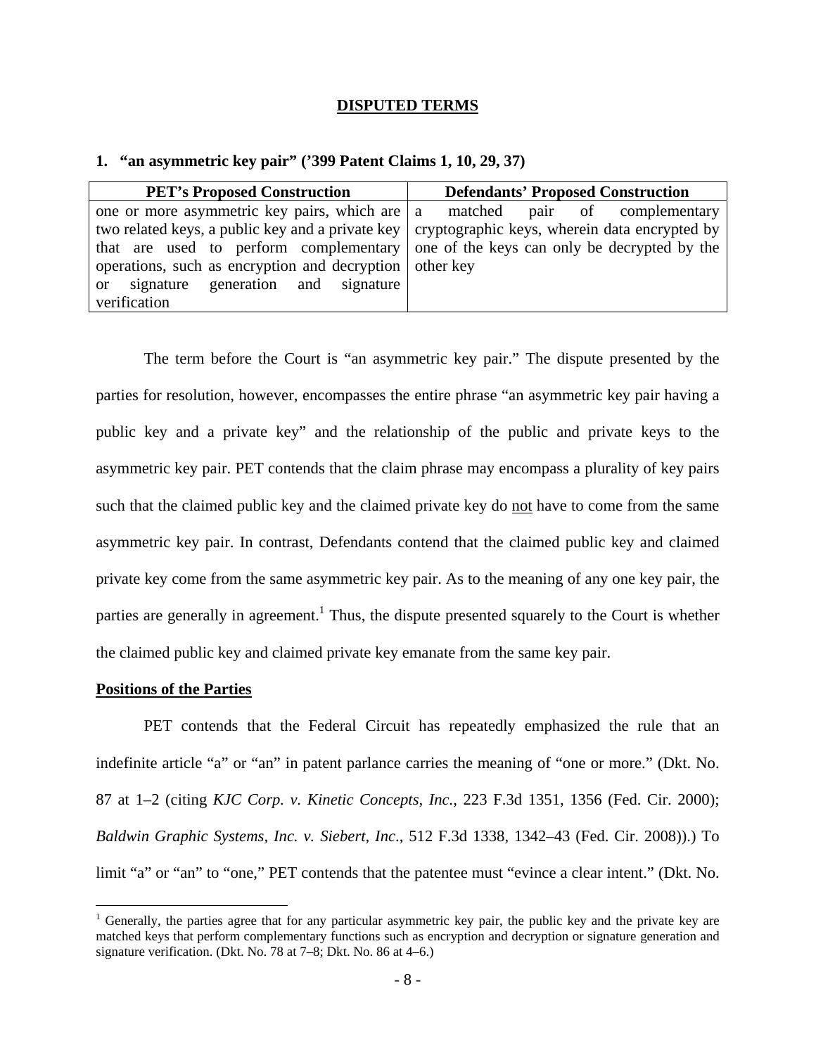## DISPUTED TERMS

### 1. "an asymmetric key pair" ('399 Patent Claims 1, 10, 29, 37)

| PET's Proposed Construction | Defendants' Proposed Construction |
|---|---|
| one or more asymmetric key pairs, which are two related keys, a public key and a private key that are used to perform complementary operations, such as encryption and decryption or signature generation and signature verification | a matched pair of complementary cryptographic keys, wherein data encrypted by one of the keys can only be decrypted by the other key |

The term before the Court is "an asymmetric key pair." The dispute presented by the parties for resolution, however, encompasses the entire phrase "an asymmetric key pair having a public key and a private key" and the relationship of the public and private keys to the asymmetric key pair. PET contends that the claim phrase may encompass a plurality of key pairs such that the claimed public key and the claimed private key do not have to come from the same asymmetric key pair. In contrast, Defendants contend that the claimed public key and claimed private key come from the same asymmetric key pair. As to the meaning of any one key pair, the parties are generally in agreement.[1] Thus, the dispute presented squarely to the Court is whether the claimed public key and claimed private key emanate from the same key pair.

**Positions of the Parties**

PET contends that the Federal Circuit has repeatedly emphasized the rule that an indefinite article "a" or "an" in patent parlance carries the meaning of "one or more." (Dkt. No. 87 at 1–2 (citing *KJC Corp. v. Kinetic Concepts, Inc.*, 223 F.3d 1351, 1356 (Fed. Cir. 2000); *Baldwin Graphic Systems, Inc. v. Siebert, Inc.*, 512 F.3d 1338, 1342–43 (Fed. Cir. 2008)).) To limit "a" or "an" to "one," PET contends that the patentee must "evince a clear intent." (Dkt. No.

[1] Generally, the parties agree that for any particular asymmetric key pair, the public key and the private key are matched keys that perform complementary functions such as encryption and decryption or signature generation and signature verification. (Dkt. No. 78 at 7–8; Dkt. No. 86 at 4–6.)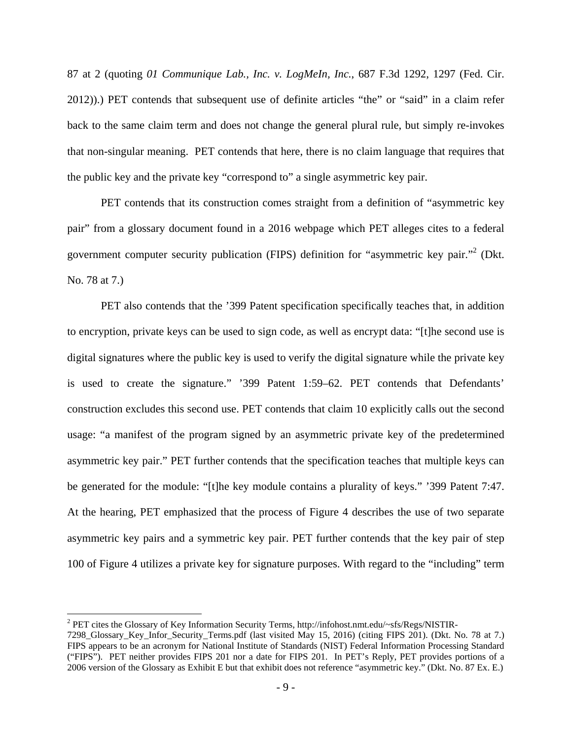87 at 2 (quoting *01 Communique Lab., Inc. v. LogMeIn, Inc.*, 687 F.3d 1292, 1297 (Fed. Cir. 2012)).) PET contends that subsequent use of definite articles "the" or "said" in a claim refer back to the same claim term and does not change the general plural rule, but simply re-invokes that non-singular meaning. PET contends that here, there is no claim language that requires that the public key and the private key "correspond to" a single asymmetric key pair.

PET contends that its construction comes straight from a definition of "asymmetric key pair" from a glossary document found in a 2016 webpage which PET alleges cites to a federal government computer security publication (FIPS) definition for "asymmetric key pair."[2] (Dkt. No. 78 at 7.)

PET also contends that the '399 Patent specification specifically teaches that, in addition to encryption, private keys can be used to sign code, as well as encrypt data: "[t]he second use is digital signatures where the public key is used to verify the digital signature while the private key is used to create the signature." '399 Patent 1:59–62. PET contends that Defendants' construction excludes this second use. PET contends that claim 10 explicitly calls out the second usage: "a manifest of the program signed by an asymmetric private key of the predetermined asymmetric key pair." PET further contends that the specification teaches that multiple keys can be generated for the module: "[t]he key module contains a plurality of keys." '399 Patent 7:47. At the hearing, PET emphasized that the process of Figure 4 describes the use of two separate asymmetric key pairs and a symmetric key pair. PET further contends that the key pair of step 100 of Figure 4 utilizes a private key for signature purposes. With regard to the "including" term

[2] PET cites the Glossary of Key Information Security Terms, http://infohost.nmt.edu/~sfs/Regs/NISTIR-7298_Glossary_Key_Infor_Security_Terms.pdf (last visited May 15, 2016) (citing FIPS 201). (Dkt. No. 78 at 7.) FIPS appears to be an acronym for National Institute of Standards (NIST) Federal Information Processing Standard ("FIPS"). PET neither provides FIPS 201 nor a date for FIPS 201. In PET's Reply, PET provides portions of a 2006 version of the Glossary as Exhibit E but that exhibit does not reference "asymmetric key." (Dkt. No. 87 Ex. E.)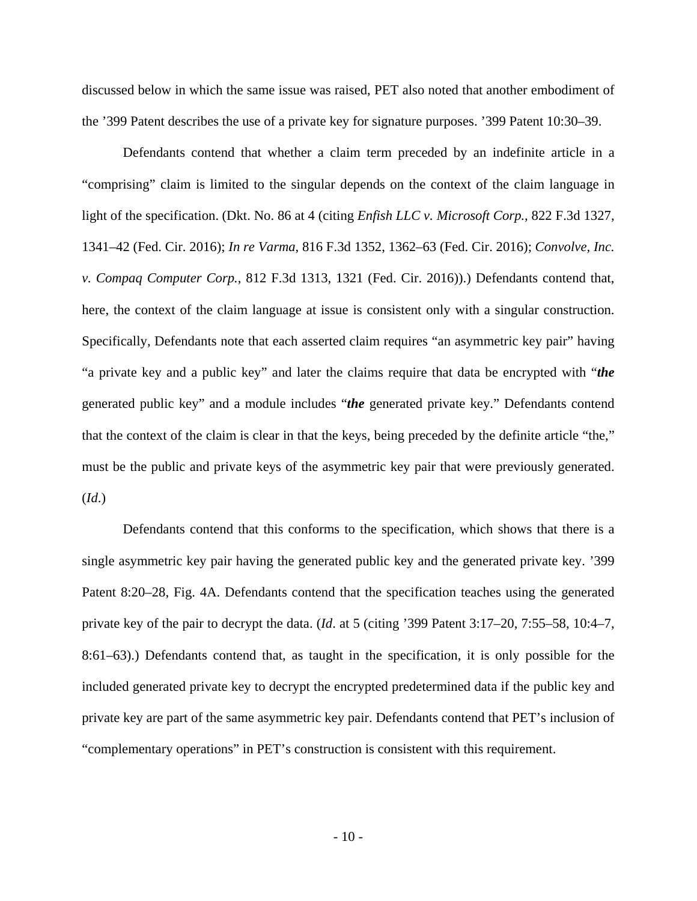discussed below in which the same issue was raised, PET also noted that another embodiment of the ’399 Patent describes the use of a private key for signature purposes. ’399 Patent 10:30–39.

Defendants contend that whether a claim term preceded by an indefinite article in a “comprising” claim is limited to the singular depends on the context of the claim language in light of the specification. (Dkt. No. 86 at 4 (citing *Enfish LLC v. Microsoft Corp.*, 822 F.3d 1327, 1341–42 (Fed. Cir. 2016); *In re Varma*, 816 F.3d 1352, 1362–63 (Fed. Cir. 2016); *Convolve, Inc. v. Compaq Computer Corp.*, 812 F.3d 1313, 1321 (Fed. Cir. 2016)).) Defendants contend that, here, the context of the claim language at issue is consistent only with a singular construction. Specifically, Defendants note that each asserted claim requires “an asymmetric key pair” having “a private key and a public key” and later the claims require that data be encrypted with “***the*** generated public key” and a module includes “***the*** generated private key.” Defendants contend that the context of the claim is clear in that the keys, being preceded by the definite article “the,” must be the public and private keys of the asymmetric key pair that were previously generated. (*Id*.)

Defendants contend that this conforms to the specification, which shows that there is a single asymmetric key pair having the generated public key and the generated private key. ’399 Patent 8:20–28, Fig. 4A. Defendants contend that the specification teaches using the generated private key of the pair to decrypt the data. (*Id*. at 5 (citing ’399 Patent 3:17–20, 7:55–58, 10:4–7, 8:61–63).) Defendants contend that, as taught in the specification, it is only possible for the included generated private key to decrypt the encrypted predetermined data if the public key and private key are part of the same asymmetric key pair. Defendants contend that PET’s inclusion of “complementary operations” in PET’s construction is consistent with this requirement.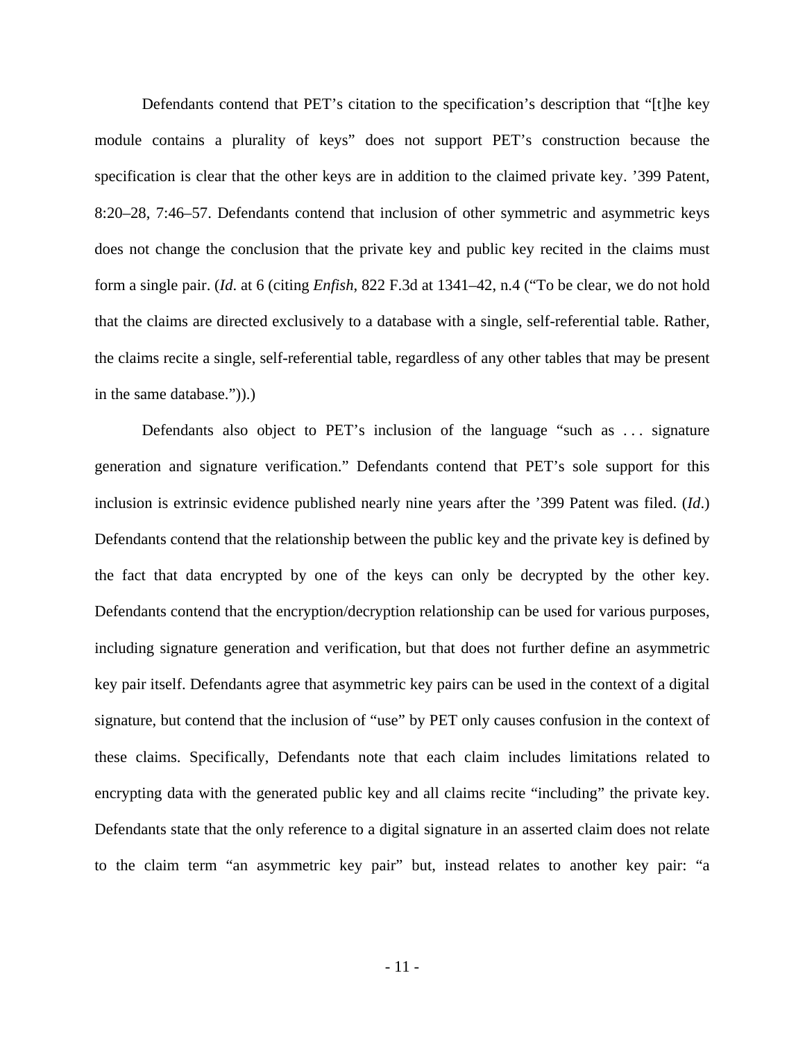Defendants contend that PET's citation to the specification's description that "[t]he key module contains a plurality of keys" does not support PET's construction because the specification is clear that the other keys are in addition to the claimed private key. '399 Patent, 8:20–28, 7:46–57. Defendants contend that inclusion of other symmetric and asymmetric keys does not change the conclusion that the private key and public key recited in the claims must form a single pair. (*Id*. at 6 (citing *Enfish*, 822 F.3d at 1341–42, n.4 ("To be clear, we do not hold that the claims are directed exclusively to a database with a single, self-referential table. Rather, the claims recite a single, self-referential table, regardless of any other tables that may be present in the same database.")).)

Defendants also object to PET's inclusion of the language "such as . . . signature generation and signature verification." Defendants contend that PET's sole support for this inclusion is extrinsic evidence published nearly nine years after the '399 Patent was filed. (*Id*.) Defendants contend that the relationship between the public key and the private key is defined by the fact that data encrypted by one of the keys can only be decrypted by the other key. Defendants contend that the encryption/decryption relationship can be used for various purposes, including signature generation and verification, but that does not further define an asymmetric key pair itself. Defendants agree that asymmetric key pairs can be used in the context of a digital signature, but contend that the inclusion of "use" by PET only causes confusion in the context of these claims. Specifically, Defendants note that each claim includes limitations related to encrypting data with the generated public key and all claims recite "including" the private key. Defendants state that the only reference to a digital signature in an asserted claim does not relate to the claim term "an asymmetric key pair" but, instead relates to another key pair: "a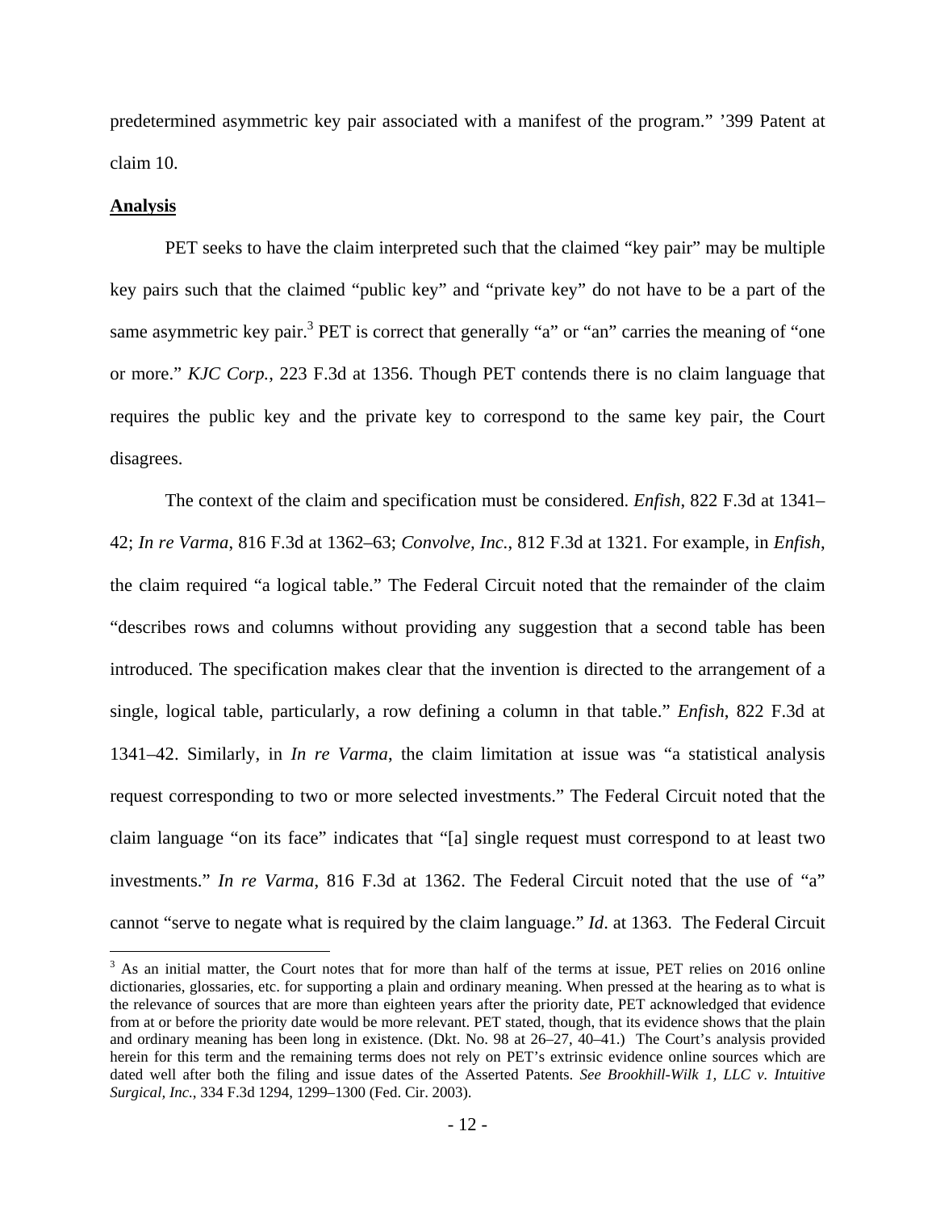predetermined asymmetric key pair associated with a manifest of the program." '399 Patent at claim 10.

**Analysis**

PET seeks to have the claim interpreted such that the claimed "key pair" may be multiple key pairs such that the claimed "public key" and "private key" do not have to be a part of the same asymmetric key pair.[3] PET is correct that generally "a" or "an" carries the meaning of "one or more." *KJC Corp.*, 223 F.3d at 1356. Though PET contends there is no claim language that requires the public key and the private key to correspond to the same key pair, the Court disagrees.

The context of the claim and specification must be considered. *Enfish*, 822 F.3d at 1341–42; *In re Varma*, 816 F.3d at 1362–63; *Convolve, Inc.*, 812 F.3d at 1321. For example, in *Enfish*, the claim required "a logical table." The Federal Circuit noted that the remainder of the claim "describes rows and columns without providing any suggestion that a second table has been introduced. The specification makes clear that the invention is directed to the arrangement of a single, logical table, particularly, a row defining a column in that table." *Enfish*, 822 F.3d at 1341–42. Similarly, in *In re Varma*, the claim limitation at issue was "a statistical analysis request corresponding to two or more selected investments." The Federal Circuit noted that the claim language "on its face" indicates that "[a] single request must correspond to at least two investments." *In re Varma,* 816 F.3d at 1362. The Federal Circuit noted that the use of "a" cannot "serve to negate what is required by the claim language." *Id*. at 1363. The Federal Circuit

---

[3] As an initial matter, the Court notes that for more than half of the terms at issue, PET relies on 2016 online dictionaries, glossaries, etc. for supporting a plain and ordinary meaning. When pressed at the hearing as to what is the relevance of sources that are more than eighteen years after the priority date, PET acknowledged that evidence from at or before the priority date would be more relevant. PET stated, though, that its evidence shows that the plain and ordinary meaning has been long in existence. (Dkt. No. 98 at 26–27, 40–41.) The Court's analysis provided herein for this term and the remaining terms does not rely on PET's extrinsic evidence online sources which are dated well after both the filing and issue dates of the Asserted Patents. *See Brookhill-Wilk 1, LLC v. Intuitive Surgical, Inc.*, 334 F.3d 1294, 1299–1300 (Fed. Cir. 2003).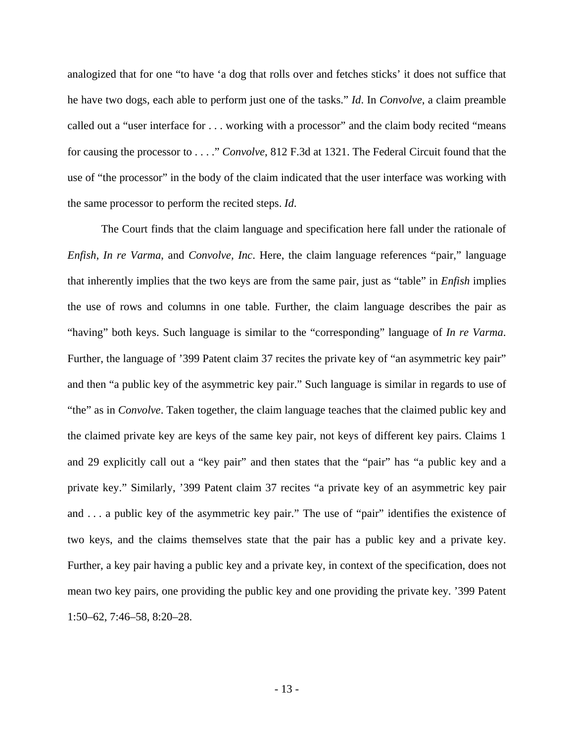analogized that for one "to have 'a dog that rolls over and fetches sticks' it does not suffice that he have two dogs, each able to perform just one of the tasks." *Id*. In *Convolve*, a claim preamble called out a "user interface for . . . working with a processor" and the claim body recited "means for causing the processor to . . . ." *Convolve*, 812 F.3d at 1321. The Federal Circuit found that the use of "the processor" in the body of the claim indicated that the user interface was working with the same processor to perform the recited steps. *Id*.

The Court finds that the claim language and specification here fall under the rationale of *Enfish*, *In re Varma*, and *Convolve, Inc*. Here, the claim language references "pair," language that inherently implies that the two keys are from the same pair, just as "table" in *Enfish* implies the use of rows and columns in one table. Further, the claim language describes the pair as "having" both keys. Such language is similar to the "corresponding" language of *In re Varma*. Further, the language of '399 Patent claim 37 recites the private key of "an asymmetric key pair" and then "a public key of the asymmetric key pair." Such language is similar in regards to use of "the" as in *Convolve*. Taken together, the claim language teaches that the claimed public key and the claimed private key are keys of the same key pair, not keys of different key pairs. Claims 1 and 29 explicitly call out a "key pair" and then states that the "pair" has "a public key and a private key." Similarly, '399 Patent claim 37 recites "a private key of an asymmetric key pair and . . . a public key of the asymmetric key pair." The use of "pair" identifies the existence of two keys, and the claims themselves state that the pair has a public key and a private key. Further, a key pair having a public key and a private key, in context of the specification, does not mean two key pairs, one providing the public key and one providing the private key. '399 Patent 1:50–62, 7:46–58, 8:20–28.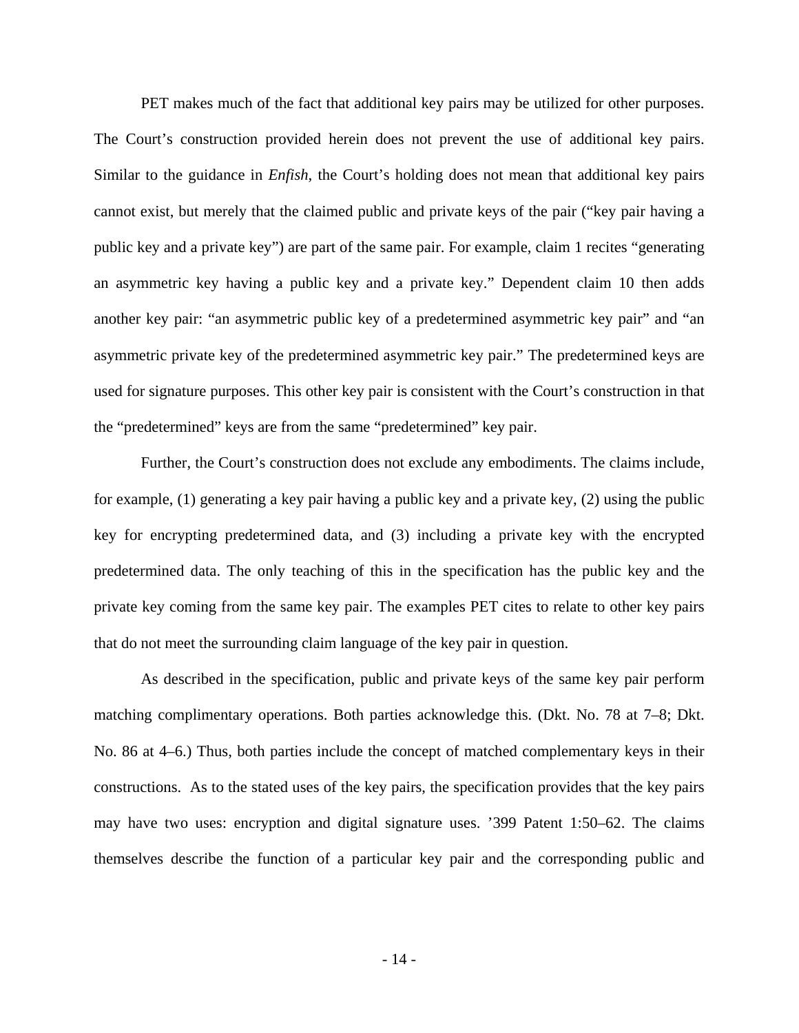PET makes much of the fact that additional key pairs may be utilized for other purposes. The Court's construction provided herein does not prevent the use of additional key pairs. Similar to the guidance in *Enfish*, the Court's holding does not mean that additional key pairs cannot exist, but merely that the claimed public and private keys of the pair ("key pair having a public key and a private key") are part of the same pair. For example, claim 1 recites "generating an asymmetric key having a public key and a private key." Dependent claim 10 then adds another key pair: "an asymmetric public key of a predetermined asymmetric key pair" and "an asymmetric private key of the predetermined asymmetric key pair." The predetermined keys are used for signature purposes. This other key pair is consistent with the Court's construction in that the "predetermined" keys are from the same "predetermined" key pair.

Further, the Court's construction does not exclude any embodiments. The claims include, for example, (1) generating a key pair having a public key and a private key, (2) using the public key for encrypting predetermined data, and (3) including a private key with the encrypted predetermined data. The only teaching of this in the specification has the public key and the private key coming from the same key pair. The examples PET cites to relate to other key pairs that do not meet the surrounding claim language of the key pair in question.

As described in the specification, public and private keys of the same key pair perform matching complimentary operations. Both parties acknowledge this. (Dkt. No. 78 at 7–8; Dkt. No. 86 at 4–6.) Thus, both parties include the concept of matched complementary keys in their constructions. As to the stated uses of the key pairs, the specification provides that the key pairs may have two uses: encryption and digital signature uses. '399 Patent 1:50–62. The claims themselves describe the function of a particular key pair and the corresponding public and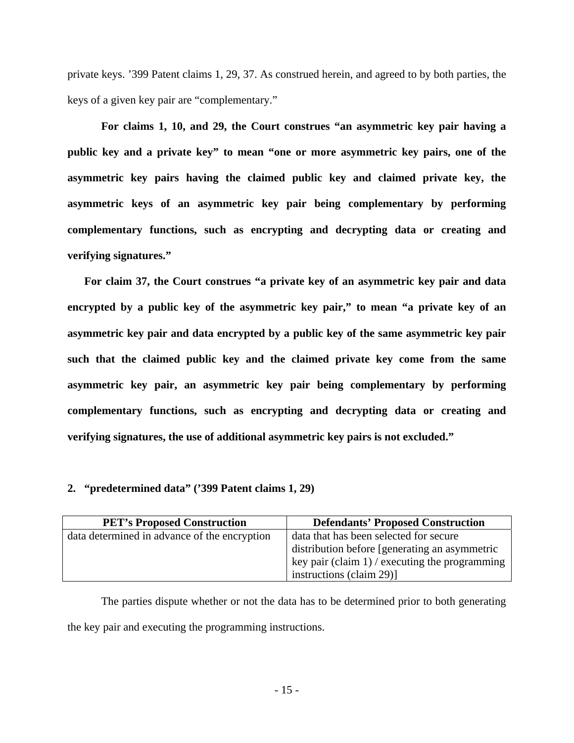private keys. ’399 Patent claims 1, 29, 37. As construed herein, and agreed to by both parties, the keys of a given key pair are “complementary.”

**For claims 1, 10, and 29, the Court construes “an asymmetric key pair having a public key and a private key” to mean “one or more asymmetric key pairs, one of the asymmetric key pairs having the claimed public key and claimed private key, the asymmetric keys of an asymmetric key pair being complementary by performing complementary functions, such as encrypting and decrypting data or creating and verifying signatures.”**

**For claim 37, the Court construes “a private key of an asymmetric key pair and data encrypted by a public key of the asymmetric key pair,” to mean “a private key of an asymmetric key pair and data encrypted by a public key of the same asymmetric key pair such that the claimed public key and the claimed private key come from the same asymmetric key pair, an asymmetric key pair being complementary by performing complementary functions, such as encrypting and decrypting data or creating and verifying signatures, the use of additional asymmetric key pairs is not excluded.”**

### 2. “predetermined data” (’399 Patent claims 1, 29)

| PET’s Proposed Construction | Defendants’ Proposed Construction |
|---|---|
| data determined in advance of the encryption | data that has been selected for secure distribution before [generating an asymmetric key pair (claim 1) / executing the programming instructions (claim 29)] |

The parties dispute whether or not the data has to be determined prior to both generating the key pair and executing the programming instructions.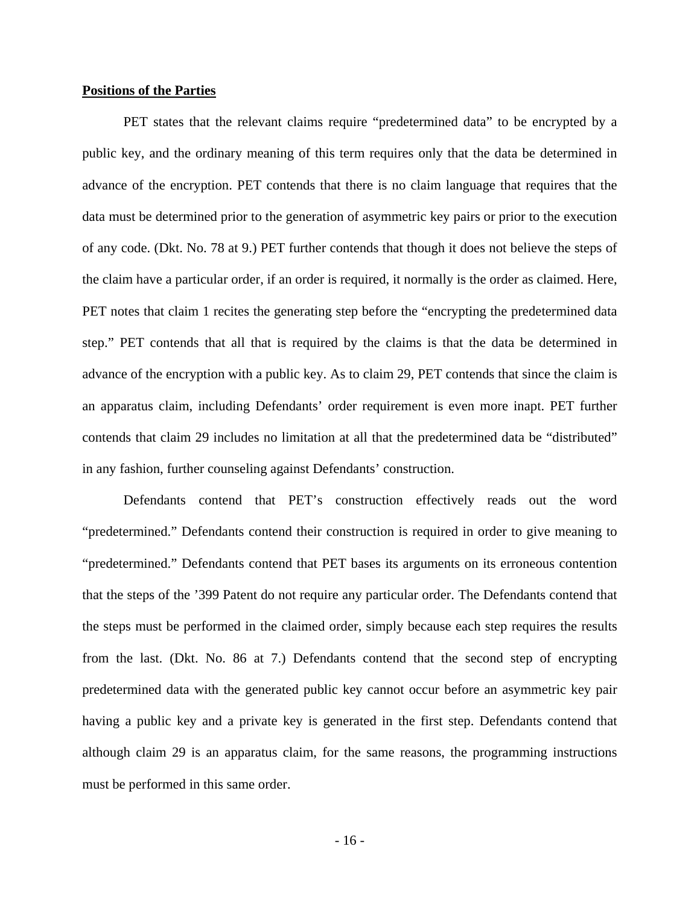**Positions of the Parties**

PET states that the relevant claims require "predetermined data" to be encrypted by a public key, and the ordinary meaning of this term requires only that the data be determined in advance of the encryption. PET contends that there is no claim language that requires that the data must be determined prior to the generation of asymmetric key pairs or prior to the execution of any code. (Dkt. No. 78 at 9.) PET further contends that though it does not believe the steps of the claim have a particular order, if an order is required, it normally is the order as claimed. Here, PET notes that claim 1 recites the generating step before the "encrypting the predetermined data step." PET contends that all that is required by the claims is that the data be determined in advance of the encryption with a public key. As to claim 29, PET contends that since the claim is an apparatus claim, including Defendants' order requirement is even more inapt. PET further contends that claim 29 includes no limitation at all that the predetermined data be "distributed" in any fashion, further counseling against Defendants' construction.

Defendants contend that PET's construction effectively reads out the word "predetermined." Defendants contend their construction is required in order to give meaning to "predetermined." Defendants contend that PET bases its arguments on its erroneous contention that the steps of the '399 Patent do not require any particular order. The Defendants contend that the steps must be performed in the claimed order, simply because each step requires the results from the last. (Dkt. No. 86 at 7.) Defendants contend that the second step of encrypting predetermined data with the generated public key cannot occur before an asymmetric key pair having a public key and a private key is generated in the first step. Defendants contend that although claim 29 is an apparatus claim, for the same reasons, the programming instructions must be performed in this same order.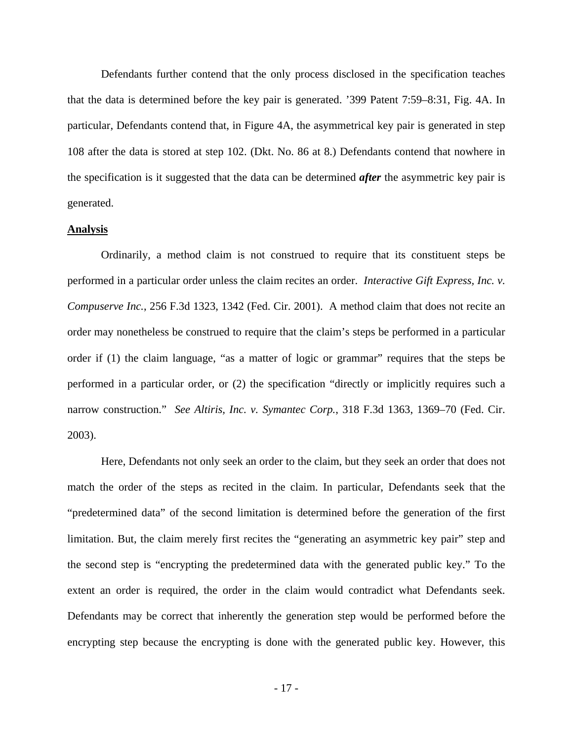Defendants further contend that the only process disclosed in the specification teaches that the data is determined before the key pair is generated. ’399 Patent 7:59–8:31, Fig. 4A. In particular, Defendants contend that, in Figure 4A, the asymmetrical key pair is generated in step 108 after the data is stored at step 102. (Dkt. No. 86 at 8.) Defendants contend that nowhere in the specification is it suggested that the data can be determined ***after*** the asymmetric key pair is generated.

**Analysis**

Ordinarily, a method claim is not construed to require that its constituent steps be performed in a particular order unless the claim recites an order. *Interactive Gift Express, Inc. v. Compuserve Inc.*, 256 F.3d 1323, 1342 (Fed. Cir. 2001). A method claim that does not recite an order may nonetheless be construed to require that the claim’s steps be performed in a particular order if (1) the claim language, “as a matter of logic or grammar” requires that the steps be performed in a particular order, or (2) the specification “directly or implicitly requires such a narrow construction.” *See Altiris, Inc. v. Symantec Corp.*, 318 F.3d 1363, 1369–70 (Fed. Cir. 2003).

Here, Defendants not only seek an order to the claim, but they seek an order that does not match the order of the steps as recited in the claim. In particular, Defendants seek that the “predetermined data” of the second limitation is determined before the generation of the first limitation. But, the claim merely first recites the “generating an asymmetric key pair” step and the second step is “encrypting the predetermined data with the generated public key.” To the extent an order is required, the order in the claim would contradict what Defendants seek. Defendants may be correct that inherently the generation step would be performed before the encrypting step because the encrypting is done with the generated public key. However, this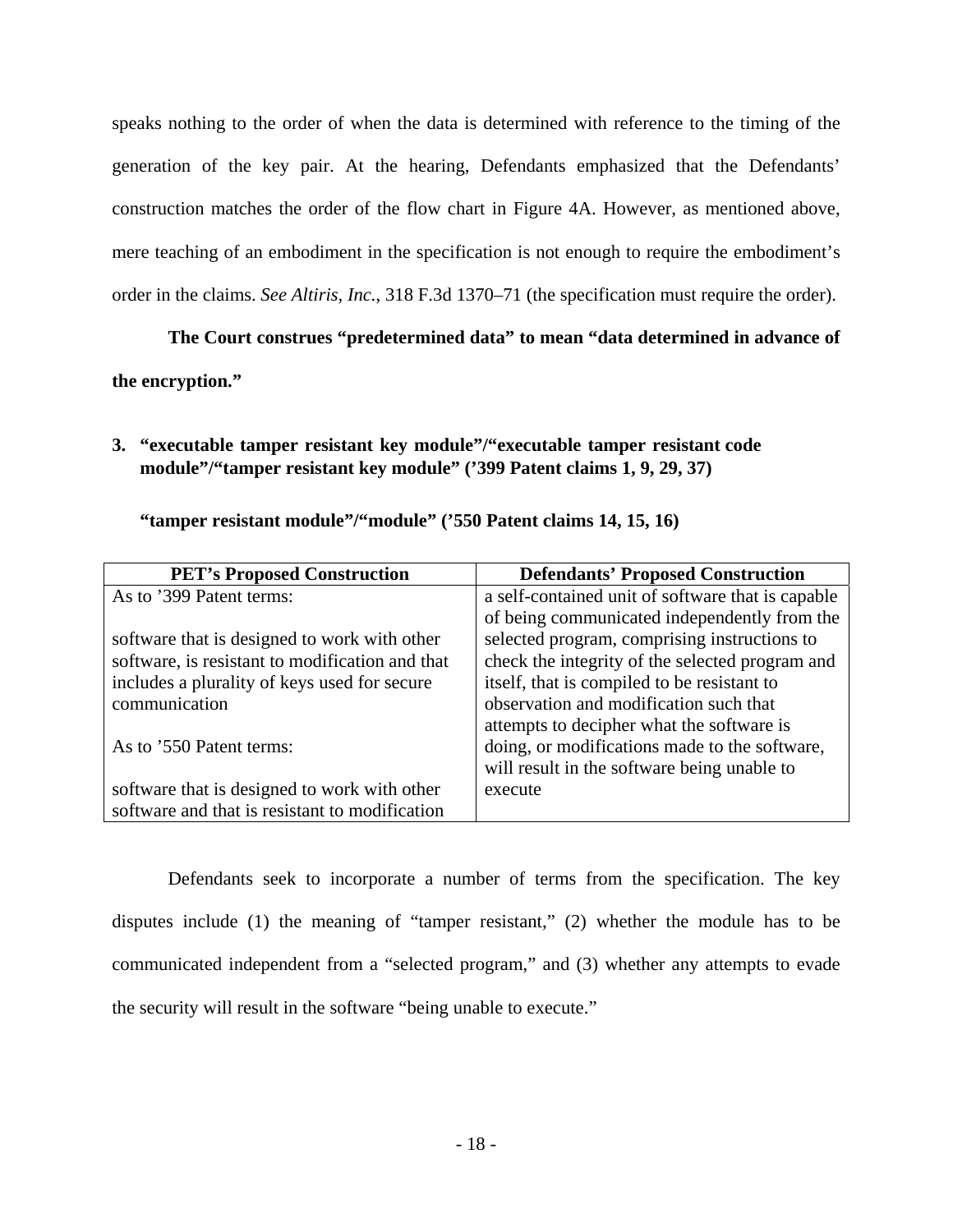speaks nothing to the order of when the data is determined with reference to the timing of the generation of the key pair. At the hearing, Defendants emphasized that the Defendants' construction matches the order of the flow chart in Figure 4A. However, as mentioned above, mere teaching of an embodiment in the specification is not enough to require the embodiment's order in the claims. *See Altiris, Inc.*, 318 F.3d 1370–71 (the specification must require the order).

**The Court construes "predetermined data" to mean "data determined in advance of the encryption."**

**3. "executable tamper resistant key module"/"executable tamper resistant code module"/"tamper resistant key module" ('399 Patent claims 1, 9, 29, 37)**

**"tamper resistant module"/"module" ('550 Patent claims 14, 15, 16)**

| PET's Proposed Construction | Defendants' Proposed Construction |
|---|---|
| As to '399 Patent terms:<br><br>software that is designed to work with other software, is resistant to modification and that includes a plurality of keys used for secure communication<br><br>As to '550 Patent terms:<br><br>software that is designed to work with other software and that is resistant to modification | a self-contained unit of software that is capable of being communicated independently from the selected program, comprising instructions to check the integrity of the selected program and itself, that is compiled to be resistant to observation and modification such that attempts to decipher what the software is doing, or modifications made to the software, will result in the software being unable to execute |

Defendants seek to incorporate a number of terms from the specification. The key disputes include (1) the meaning of "tamper resistant," (2) whether the module has to be communicated independent from a "selected program," and (3) whether any attempts to evade the security will result in the software "being unable to execute."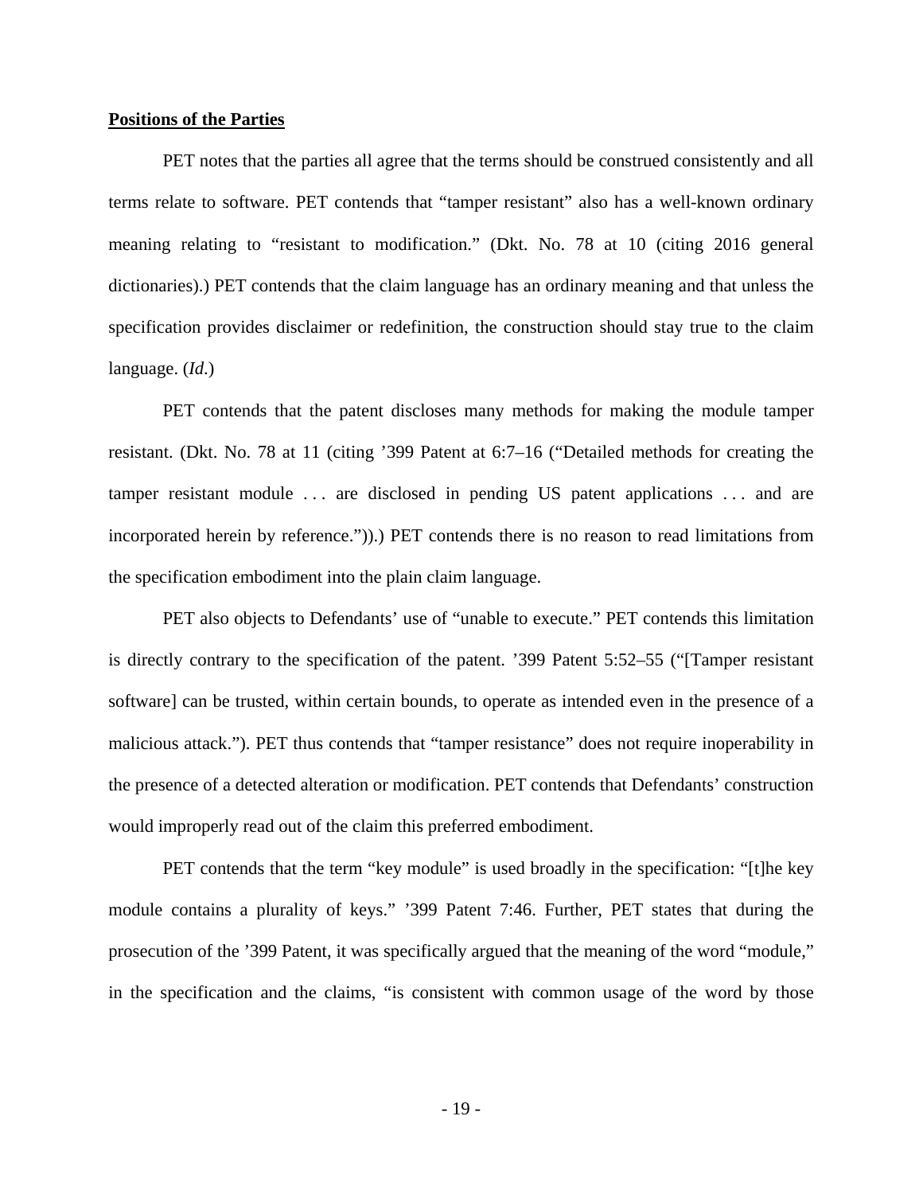**Positions of the Parties**

PET notes that the parties all agree that the terms should be construed consistently and all terms relate to software. PET contends that "tamper resistant" also has a well-known ordinary meaning relating to "resistant to modification." (Dkt. No. 78 at 10 (citing 2016 general dictionaries).) PET contends that the claim language has an ordinary meaning and that unless the specification provides disclaimer or redefinition, the construction should stay true to the claim language. (*Id.*)

PET contends that the patent discloses many methods for making the module tamper resistant. (Dkt. No. 78 at 11 (citing '399 Patent at 6:7–16 ("Detailed methods for creating the tamper resistant module . . . are disclosed in pending US patent applications . . . and are incorporated herein by reference.")).) PET contends there is no reason to read limitations from the specification embodiment into the plain claim language.

PET also objects to Defendants' use of "unable to execute." PET contends this limitation is directly contrary to the specification of the patent. '399 Patent 5:52–55 ("[Tamper resistant software] can be trusted, within certain bounds, to operate as intended even in the presence of a malicious attack."). PET thus contends that "tamper resistance" does not require inoperability in the presence of a detected alteration or modification. PET contends that Defendants' construction would improperly read out of the claim this preferred embodiment.

PET contends that the term "key module" is used broadly in the specification: "[t]he key module contains a plurality of keys." '399 Patent 7:46. Further, PET states that during the prosecution of the '399 Patent, it was specifically argued that the meaning of the word "module," in the specification and the claims, "is consistent with common usage of the word by those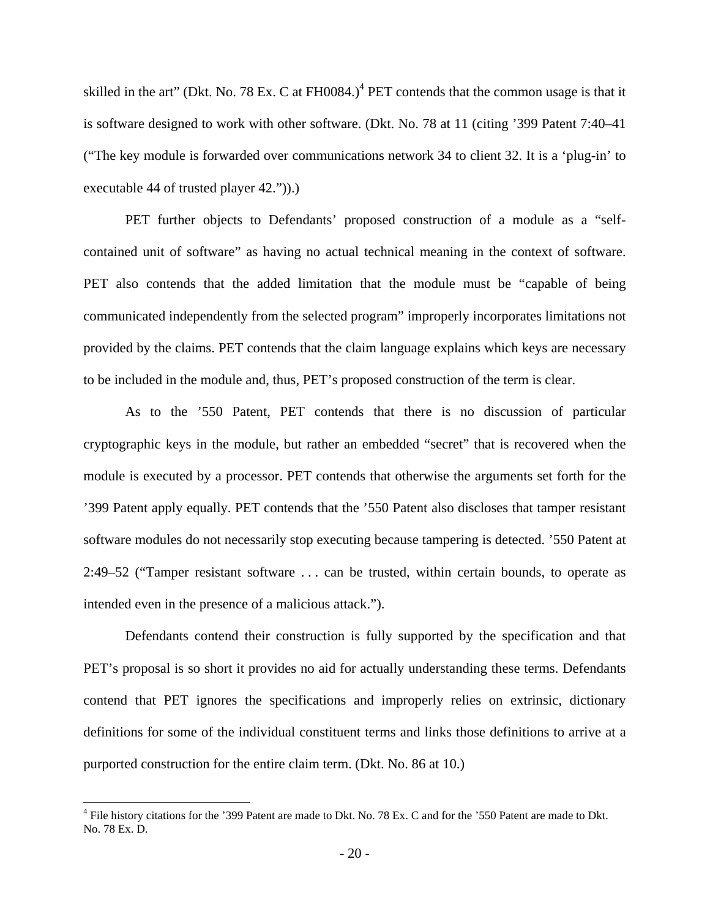skilled in the art" (Dkt. No. 78 Ex. C at FH0084.)[4] PET contends that the common usage is that it is software designed to work with other software. (Dkt. No. 78 at 11 (citing '399 Patent 7:40–41 ("The key module is forwarded over communications network 34 to client 32. It is a 'plug-in' to executable 44 of trusted player 42."')).)

PET further objects to Defendants' proposed construction of a module as a "self-contained unit of software" as having no actual technical meaning in the context of software. PET also contends that the added limitation that the module must be "capable of being communicated independently from the selected program" improperly incorporates limitations not provided by the claims. PET contends that the claim language explains which keys are necessary to be included in the module and, thus, PET's proposed construction of the term is clear.

As to the '550 Patent, PET contends that there is no discussion of particular cryptographic keys in the module, but rather an embedded "secret" that is recovered when the module is executed by a processor. PET contends that otherwise the arguments set forth for the '399 Patent apply equally. PET contends that the '550 Patent also discloses that tamper resistant software modules do not necessarily stop executing because tampering is detected. '550 Patent at 2:49–52 ("Tamper resistant software . . . can be trusted, within certain bounds, to operate as intended even in the presence of a malicious attack.").

Defendants contend their construction is fully supported by the specification and that PET's proposal is so short it provides no aid for actually understanding these terms. Defendants contend that PET ignores the specifications and improperly relies on extrinsic, dictionary definitions for some of the individual constituent terms and links those definitions to arrive at a purported construction for the entire claim term. (Dkt. No. 86 at 10.)

[4] File history citations for the '399 Patent are made to Dkt. No. 78 Ex. C and for the '550 Patent are made to Dkt. No. 78 Ex. D.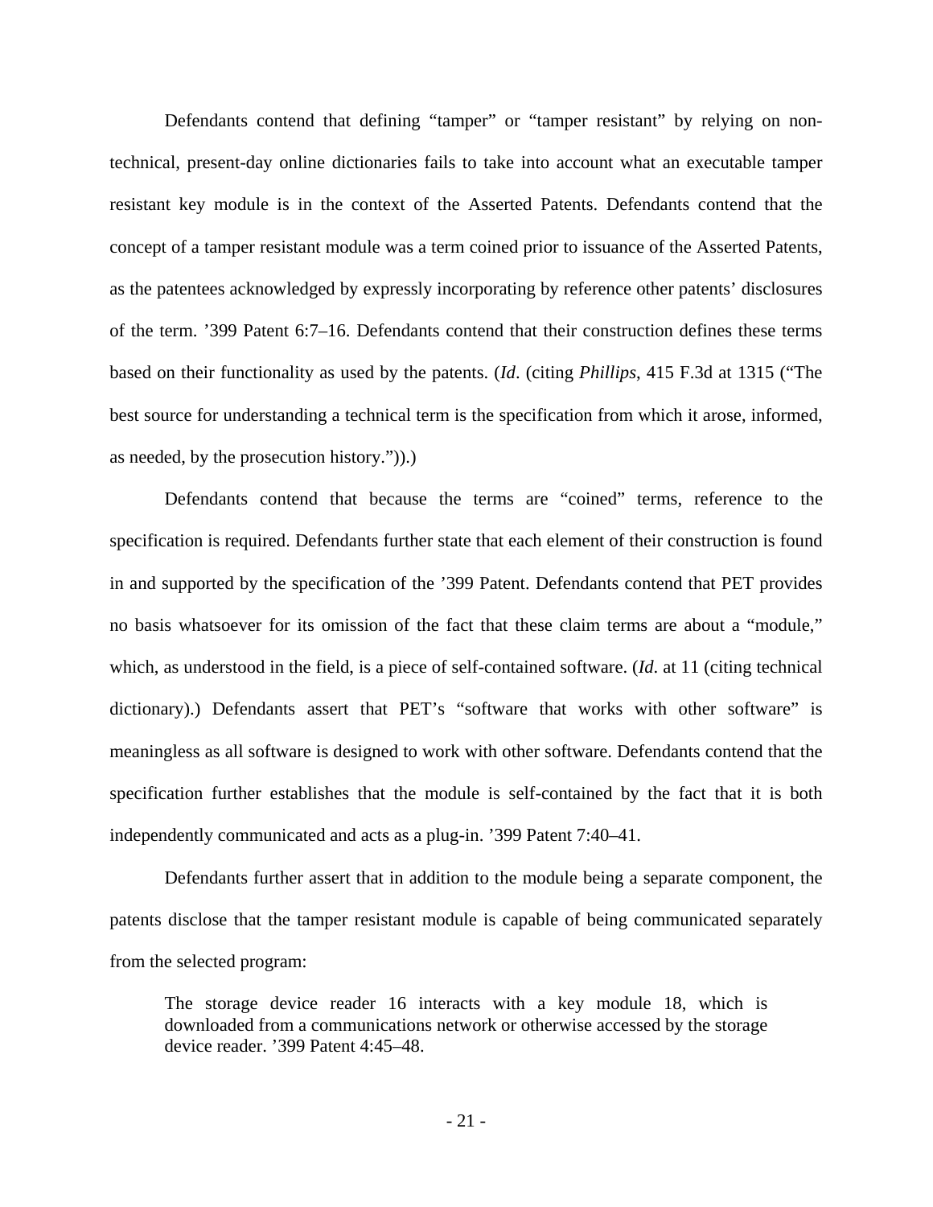Defendants contend that defining "tamper" or "tamper resistant" by relying on non-technical, present-day online dictionaries fails to take into account what an executable tamper resistant key module is in the context of the Asserted Patents. Defendants contend that the concept of a tamper resistant module was a term coined prior to issuance of the Asserted Patents, as the patentees acknowledged by expressly incorporating by reference other patents' disclosures of the term. '399 Patent 6:7–16. Defendants contend that their construction defines these terms based on their functionality as used by the patents. (*Id*. (citing *Phillips*, 415 F.3d at 1315 ("The best source for understanding a technical term is the specification from which it arose, informed, as needed, by the prosecution history.")).)

Defendants contend that because the terms are "coined" terms, reference to the specification is required. Defendants further state that each element of their construction is found in and supported by the specification of the '399 Patent. Defendants contend that PET provides no basis whatsoever for its omission of the fact that these claim terms are about a "module," which, as understood in the field, is a piece of self-contained software. (*Id*. at 11 (citing technical dictionary).) Defendants assert that PET's "software that works with other software" is meaningless as all software is designed to work with other software. Defendants contend that the specification further establishes that the module is self-contained by the fact that it is both independently communicated and acts as a plug-in. '399 Patent 7:40–41.

Defendants further assert that in addition to the module being a separate component, the patents disclose that the tamper resistant module is capable of being communicated separately from the selected program:

> The storage device reader 16 interacts with a key module 18, which is downloaded from a communications network or otherwise accessed by the storage device reader. '399 Patent 4:45–48.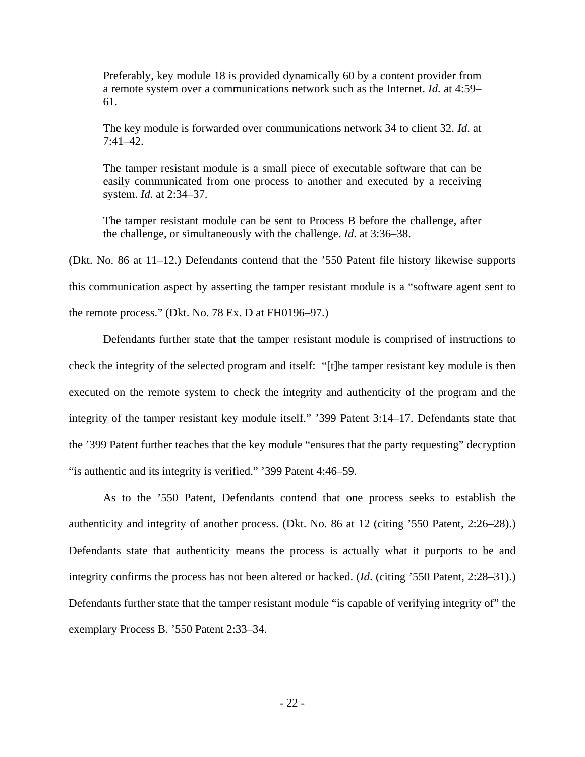> Preferably, key module 18 is provided dynamically 60 by a content provider from a remote system over a communications network such as the Internet. *Id.* at 4:59–61.
>
> The key module is forwarded over communications network 34 to client 32. *Id*. at 7:41–42.
>
> The tamper resistant module is a small piece of executable software that can be easily communicated from one process to another and executed by a receiving system. *Id.* at 2:34–37.
>
> The tamper resistant module can be sent to Process B before the challenge, after the challenge, or simultaneously with the challenge. *Id.* at 3:36–38.

(Dkt. No. 86 at 11–12.) Defendants contend that the '550 Patent file history likewise supports this communication aspect by asserting the tamper resistant module is a "software agent sent to the remote process." (Dkt. No. 78 Ex. D at FH0196–97.)

Defendants further state that the tamper resistant module is comprised of instructions to check the integrity of the selected program and itself: "[t]he tamper resistant key module is then executed on the remote system to check the integrity and authenticity of the program and the integrity of the tamper resistant key module itself." '399 Patent 3:14–17. Defendants state that the '399 Patent further teaches that the key module "ensures that the party requesting" decryption "is authentic and its integrity is verified." '399 Patent 4:46–59.

As to the '550 Patent, Defendants contend that one process seeks to establish the authenticity and integrity of another process. (Dkt. No. 86 at 12 (citing '550 Patent, 2:26–28).) Defendants state that authenticity means the process is actually what it purports to be and integrity confirms the process has not been altered or hacked. (*Id*. (citing '550 Patent, 2:28–31).) Defendants further state that the tamper resistant module "is capable of verifying integrity of" the exemplary Process B. '550 Patent 2:33–34.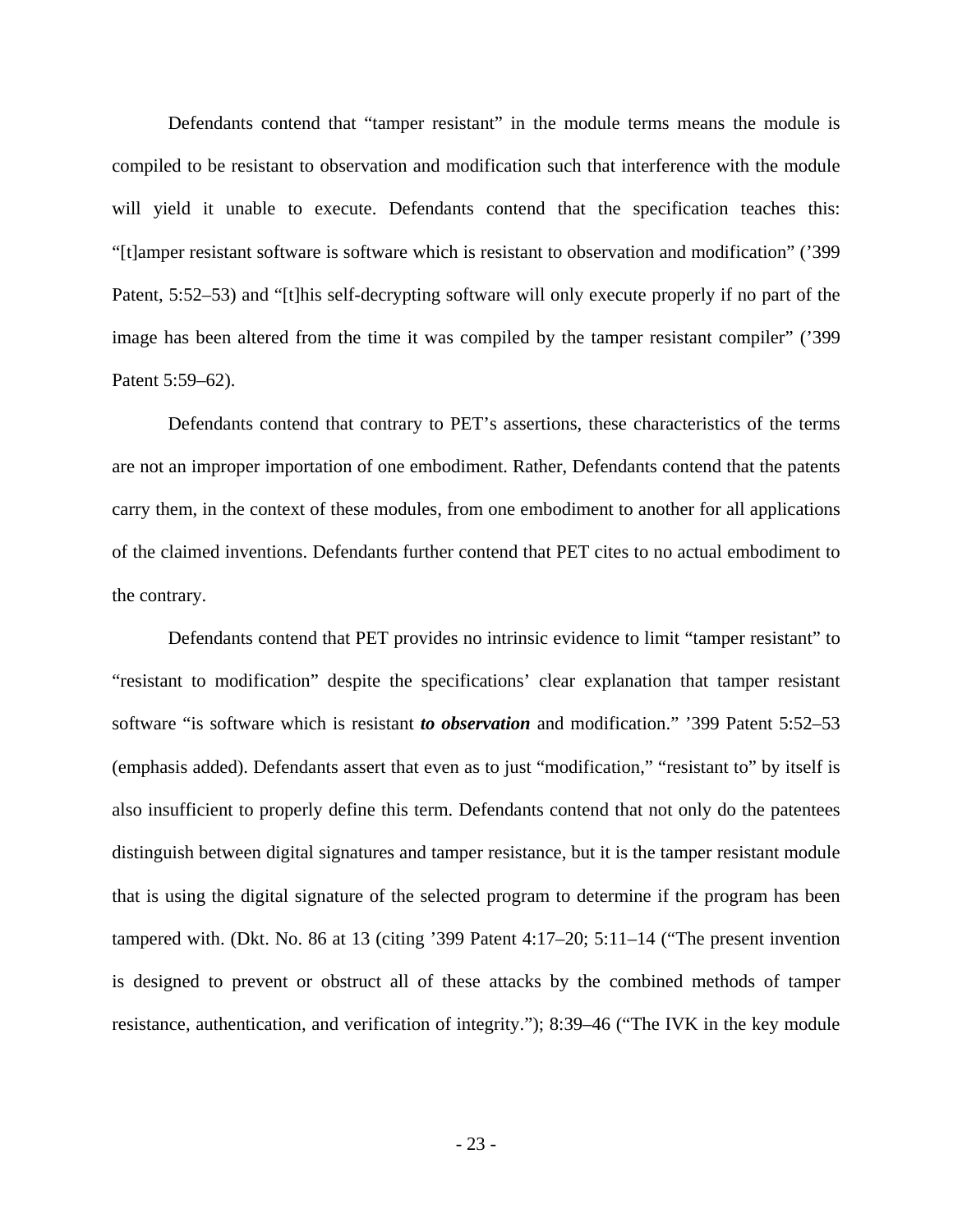Defendants contend that "tamper resistant" in the module terms means the module is compiled to be resistant to observation and modification such that interference with the module will yield it unable to execute. Defendants contend that the specification teaches this: "[t]amper resistant software is software which is resistant to observation and modification" ('399 Patent, 5:52–53) and "[t]his self-decrypting software will only execute properly if no part of the image has been altered from the time it was compiled by the tamper resistant compiler" ('399 Patent 5:59–62).

Defendants contend that contrary to PET's assertions, these characteristics of the terms are not an improper importation of one embodiment. Rather, Defendants contend that the patents carry them, in the context of these modules, from one embodiment to another for all applications of the claimed inventions. Defendants further contend that PET cites to no actual embodiment to the contrary.

Defendants contend that PET provides no intrinsic evidence to limit "tamper resistant" to "resistant to modification" despite the specifications' clear explanation that tamper resistant software "is software which is resistant ***to observation*** and modification." '399 Patent 5:52–53 (emphasis added). Defendants assert that even as to just "modification," "resistant to" by itself is also insufficient to properly define this term. Defendants contend that not only do the patentees distinguish between digital signatures and tamper resistance, but it is the tamper resistant module that is using the digital signature of the selected program to determine if the program has been tampered with. (Dkt. No. 86 at 13 (citing '399 Patent 4:17–20; 5:11–14 ("The present invention is designed to prevent or obstruct all of these attacks by the combined methods of tamper resistance, authentication, and verification of integrity."); 8:39–46 ("The IVK in the key module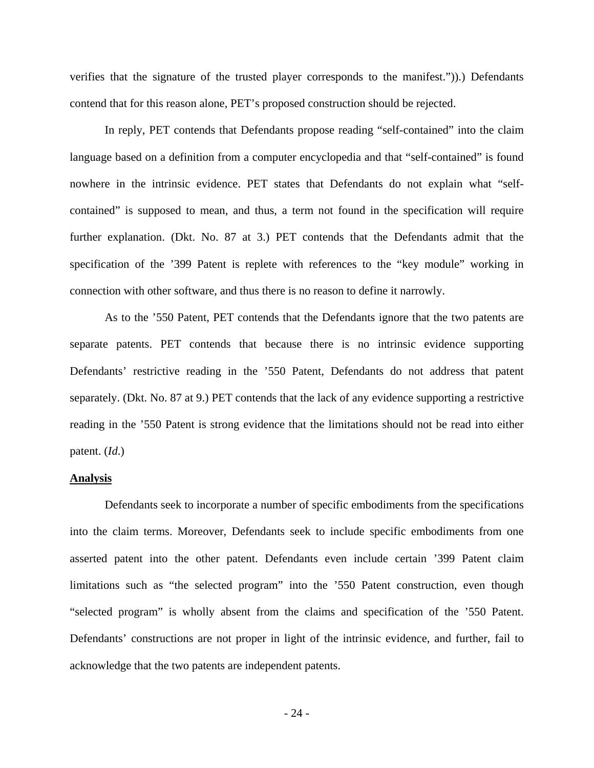verifies that the signature of the trusted player corresponds to the manifest.")).) Defendants contend that for this reason alone, PET's proposed construction should be rejected.

In reply, PET contends that Defendants propose reading "self-contained" into the claim language based on a definition from a computer encyclopedia and that "self-contained" is found nowhere in the intrinsic evidence. PET states that Defendants do not explain what "self-contained" is supposed to mean, and thus, a term not found in the specification will require further explanation. (Dkt. No. 87 at 3.) PET contends that the Defendants admit that the specification of the '399 Patent is replete with references to the "key module" working in connection with other software, and thus there is no reason to define it narrowly.

As to the '550 Patent, PET contends that the Defendants ignore that the two patents are separate patents. PET contends that because there is no intrinsic evidence supporting Defendants' restrictive reading in the '550 Patent, Defendants do not address that patent separately. (Dkt. No. 87 at 9.) PET contends that the lack of any evidence supporting a restrictive reading in the '550 Patent is strong evidence that the limitations should not be read into either patent. (*Id*.)

**<u>Analysis</u>**

Defendants seek to incorporate a number of specific embodiments from the specifications into the claim terms. Moreover, Defendants seek to include specific embodiments from one asserted patent into the other patent. Defendants even include certain '399 Patent claim limitations such as "the selected program" into the '550 Patent construction, even though "selected program" is wholly absent from the claims and specification of the '550 Patent. Defendants' constructions are not proper in light of the intrinsic evidence, and further, fail to acknowledge that the two patents are independent patents.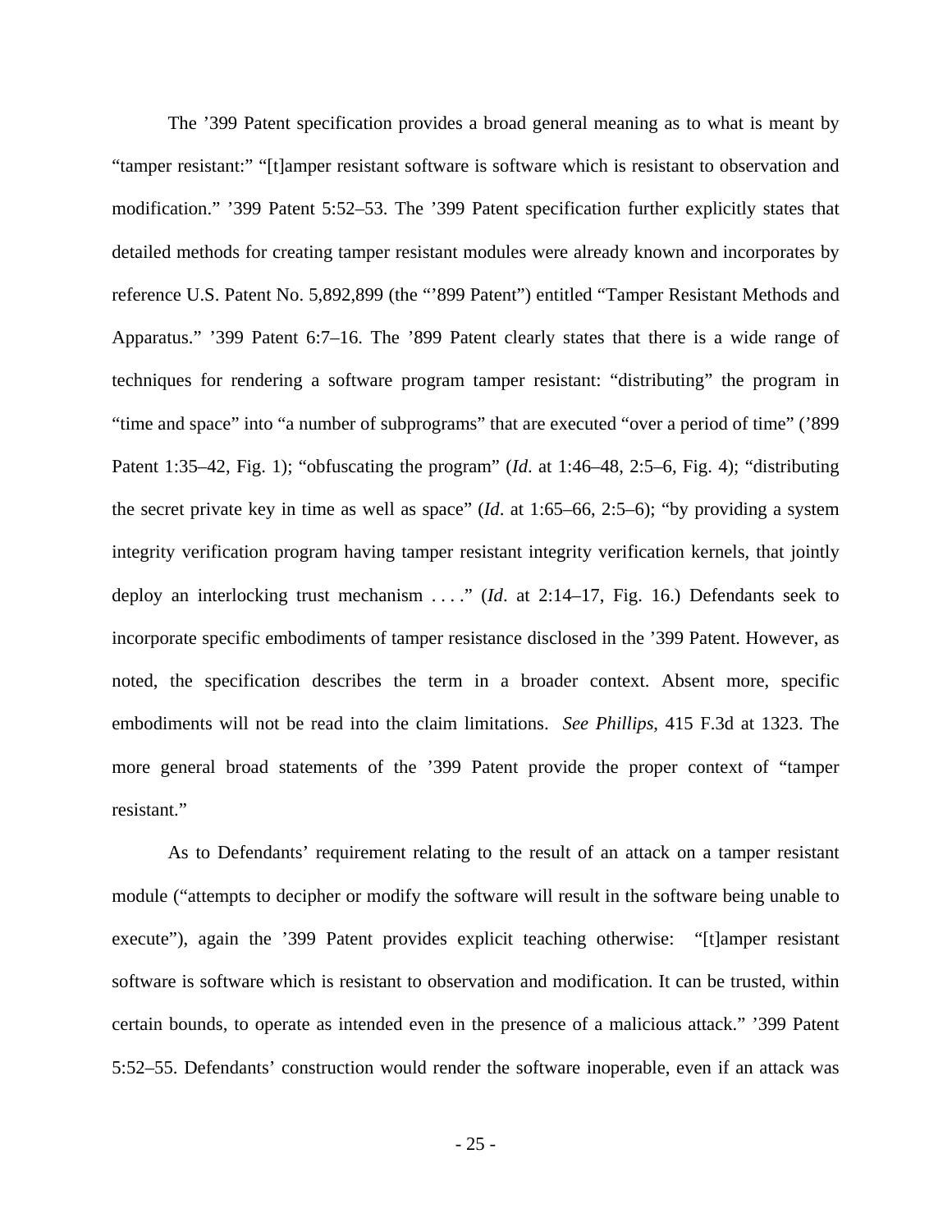The ’399 Patent specification provides a broad general meaning as to what is meant by “tamper resistant:” “[t]amper resistant software is software which is resistant to observation and modification.” ’399 Patent 5:52–53. The ’399 Patent specification further explicitly states that detailed methods for creating tamper resistant modules were already known and incorporates by reference U.S. Patent No. 5,892,899 (the “’899 Patent”) entitled “Tamper Resistant Methods and Apparatus.” ’399 Patent 6:7–16. The ’899 Patent clearly states that there is a wide range of techniques for rendering a software program tamper resistant: “distributing” the program in “time and space” into “a number of subprograms” that are executed “over a period of time” (’899 Patent 1:35–42, Fig. 1); “obfuscating the program” (*Id*. at 1:46–48, 2:5–6, Fig. 4); “distributing the secret private key in time as well as space” (*Id*. at 1:65–66, 2:5–6); “by providing a system integrity verification program having tamper resistant integrity verification kernels, that jointly deploy an interlocking trust mechanism . . . .” (*Id*. at 2:14–17, Fig. 16.) Defendants seek to incorporate specific embodiments of tamper resistance disclosed in the ’399 Patent. However, as noted, the specification describes the term in a broader context. Absent more, specific embodiments will not be read into the claim limitations. *See Phillips*, 415 F.3d at 1323. The more general broad statements of the ’399 Patent provide the proper context of “tamper resistant.”

As to Defendants’ requirement relating to the result of an attack on a tamper resistant module (“attempts to decipher or modify the software will result in the software being unable to execute”), again the ’399 Patent provides explicit teaching otherwise: “[t]amper resistant software is software which is resistant to observation and modification. It can be trusted, within certain bounds, to operate as intended even in the presence of a malicious attack.” ’399 Patent 5:52–55. Defendants’ construction would render the software inoperable, even if an attack was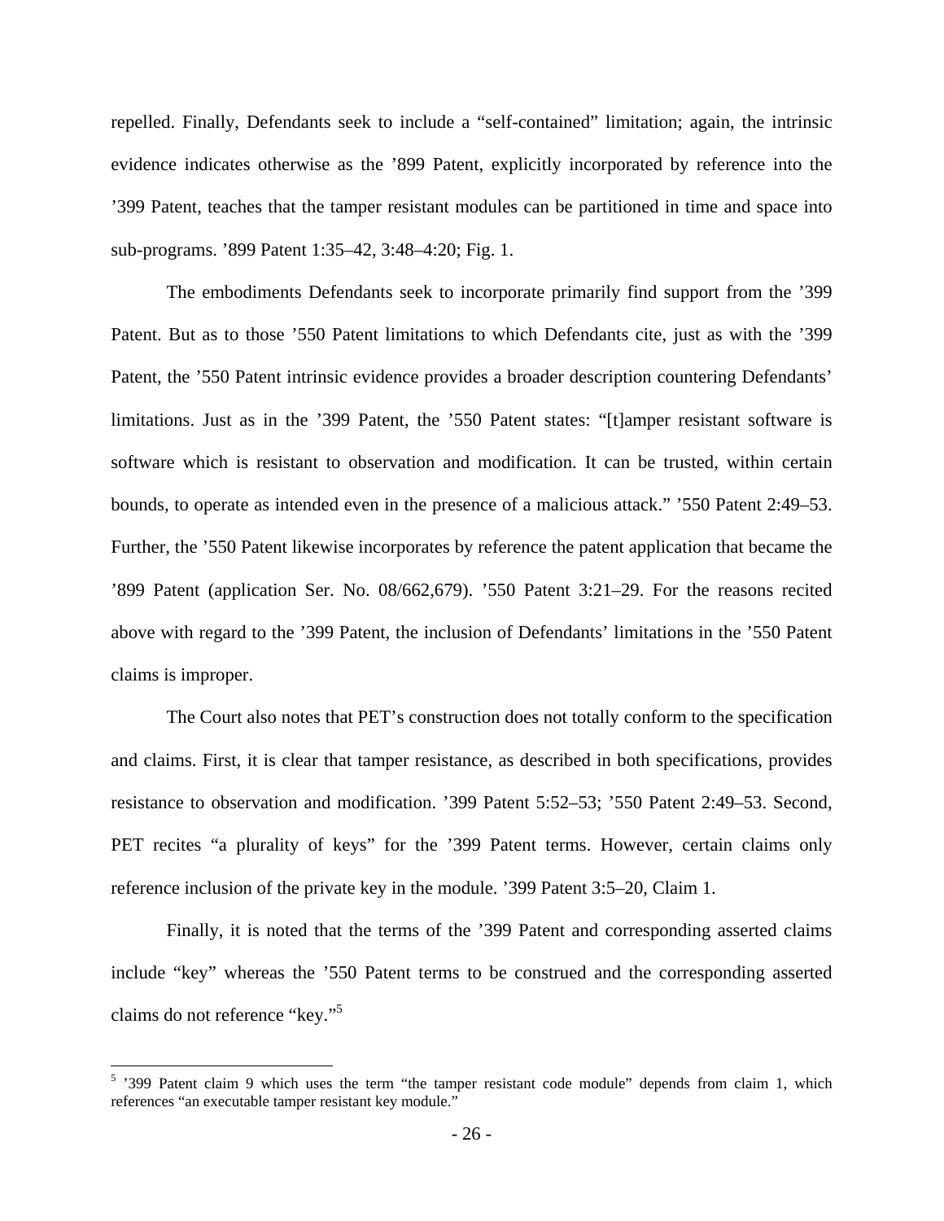repelled. Finally, Defendants seek to include a "self-contained" limitation; again, the intrinsic evidence indicates otherwise as the '899 Patent, explicitly incorporated by reference into the '399 Patent, teaches that the tamper resistant modules can be partitioned in time and space into sub-programs. '899 Patent 1:35–42, 3:48–4:20; Fig. 1.

The embodiments Defendants seek to incorporate primarily find support from the '399 Patent. But as to those '550 Patent limitations to which Defendants cite, just as with the '399 Patent, the '550 Patent intrinsic evidence provides a broader description countering Defendants' limitations. Just as in the '399 Patent, the '550 Patent states: "[t]amper resistant software is software which is resistant to observation and modification. It can be trusted, within certain bounds, to operate as intended even in the presence of a malicious attack." '550 Patent 2:49–53. Further, the '550 Patent likewise incorporates by reference the patent application that became the '899 Patent (application Ser. No. 08/662,679). '550 Patent 3:21–29. For the reasons recited above with regard to the '399 Patent, the inclusion of Defendants' limitations in the '550 Patent claims is improper.

The Court also notes that PET's construction does not totally conform to the specification and claims. First, it is clear that tamper resistance, as described in both specifications, provides resistance to observation and modification. '399 Patent 5:52–53; '550 Patent 2:49–53. Second, PET recites "a plurality of keys" for the '399 Patent terms. However, certain claims only reference inclusion of the private key in the module. '399 Patent 3:5–20, Claim 1.

Finally, it is noted that the terms of the '399 Patent and corresponding asserted claims include "key" whereas the '550 Patent terms to be construed and the corresponding asserted claims do not reference "key."[5]

[5] '399 Patent claim 9 which uses the term "the tamper resistant code module" depends from claim 1, which references "an executable tamper resistant key module."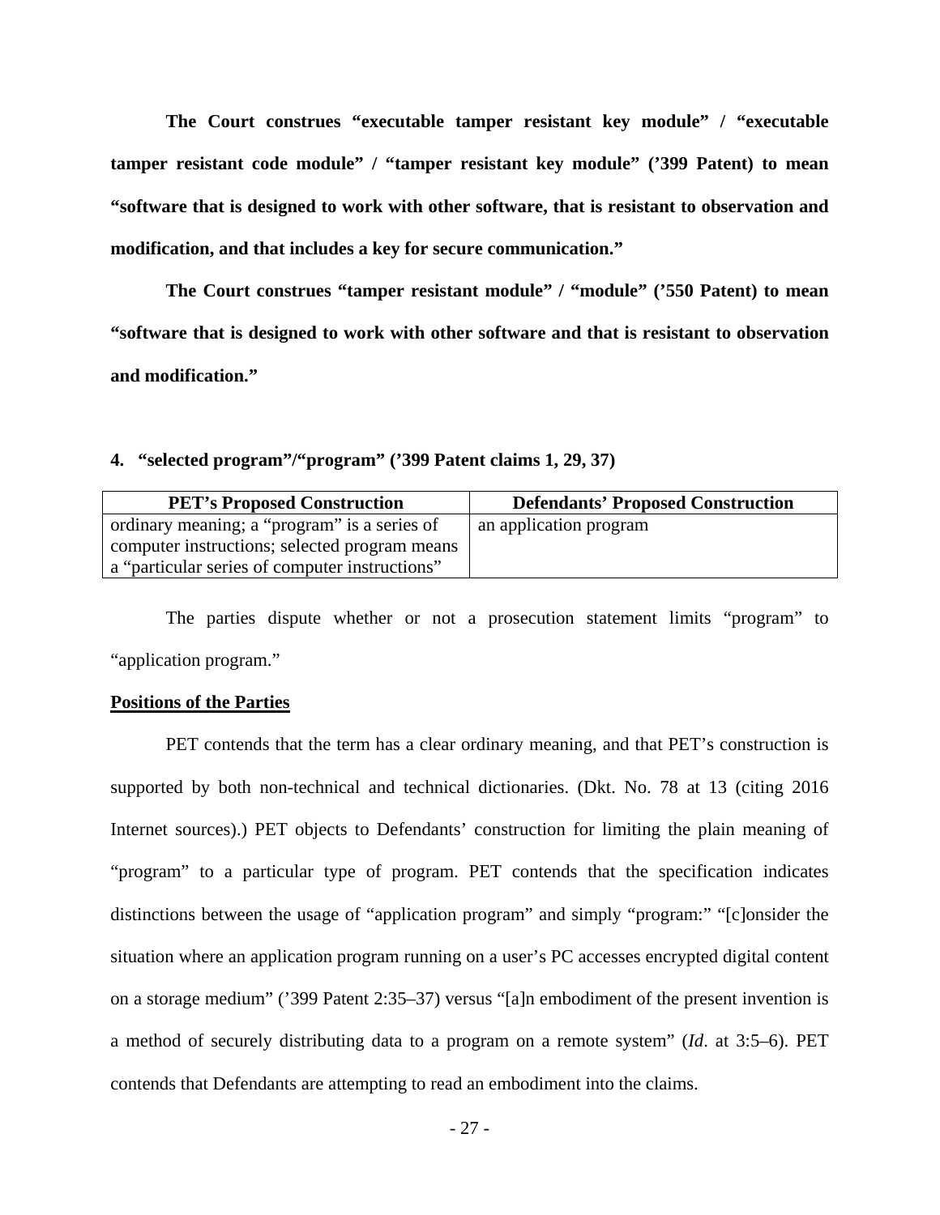**The Court construes "executable tamper resistant key module" / "executable tamper resistant code module" / "tamper resistant key module" ('399 Patent) to mean "software that is designed to work with other software, that is resistant to observation and modification, and that includes a key for secure communication."**

**The Court construes "tamper resistant module" / "module" ('550 Patent) to mean "software that is designed to work with other software and that is resistant to observation and modification."**

### 4. "selected program"/"program" ('399 Patent claims 1, 29, 37)

| PET's Proposed Construction | Defendants' Proposed Construction |
|---|---|
| ordinary meaning; a "program" is a series of computer instructions; selected program means a "particular series of computer instructions" | an application program |

The parties dispute whether or not a prosecution statement limits "program" to "application program."

**Positions of the Parties**

PET contends that the term has a clear ordinary meaning, and that PET's construction is supported by both non-technical and technical dictionaries. (Dkt. No. 78 at 13 (citing 2016 Internet sources).) PET objects to Defendants' construction for limiting the plain meaning of "program" to a particular type of program. PET contends that the specification indicates distinctions between the usage of "application program" and simply "program:" "[c]onsider the situation where an application program running on a user's PC accesses encrypted digital content on a storage medium" ('399 Patent 2:35–37) versus "[a]n embodiment of the present invention is a method of securely distributing data to a program on a remote system" (*Id*. at 3:5–6). PET contends that Defendants are attempting to read an embodiment into the claims.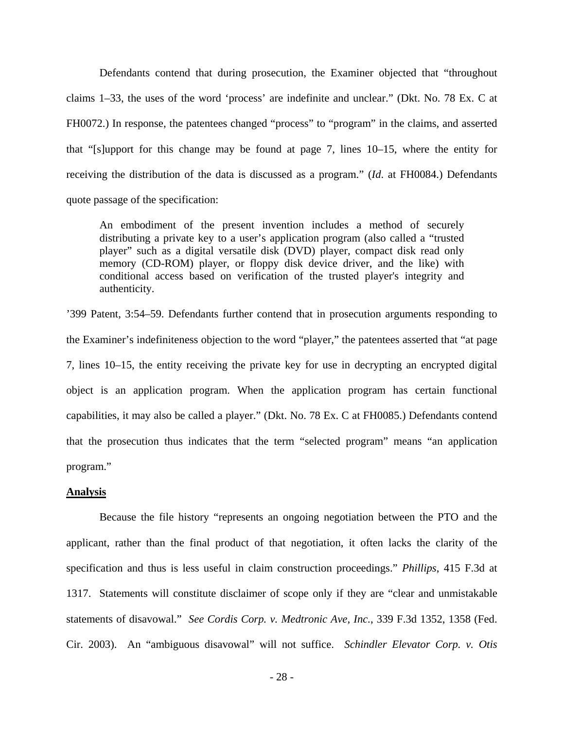Defendants contend that during prosecution, the Examiner objected that "throughout claims 1–33, the uses of the word 'process' are indefinite and unclear." (Dkt. No. 78 Ex. C at FH0072.) In response, the patentees changed "process" to "program" in the claims, and asserted that "[s]upport for this change may be found at page 7, lines 10–15, where the entity for receiving the distribution of the data is discussed as a program." (*Id*. at FH0084.) Defendants quote passage of the specification:

> An embodiment of the present invention includes a method of securely distributing a private key to a user's application program (also called a "trusted player" such as a digital versatile disk (DVD) player, compact disk read only memory (CD-ROM) player, or floppy disk device driver, and the like) with conditional access based on verification of the trusted player's integrity and authenticity.

'399 Patent, 3:54–59. Defendants further contend that in prosecution arguments responding to the Examiner's indefiniteness objection to the word "player," the patentees asserted that "at page 7, lines 10–15, the entity receiving the private key for use in decrypting an encrypted digital object is an application program. When the application program has certain functional capabilities, it may also be called a player." (Dkt. No. 78 Ex. C at FH0085.) Defendants contend that the prosecution thus indicates that the term "selected program" means "an application program."

**Analysis**

Because the file history "represents an ongoing negotiation between the PTO and the applicant, rather than the final product of that negotiation, it often lacks the clarity of the specification and thus is less useful in claim construction proceedings." *Phillips*, 415 F.3d at 1317. Statements will constitute disclaimer of scope only if they are "clear and unmistakable statements of disavowal." *See Cordis Corp. v. Medtronic Ave, Inc.*, 339 F.3d 1352, 1358 (Fed. Cir. 2003). An "ambiguous disavowal" will not suffice. *Schindler Elevator Corp. v. Otis*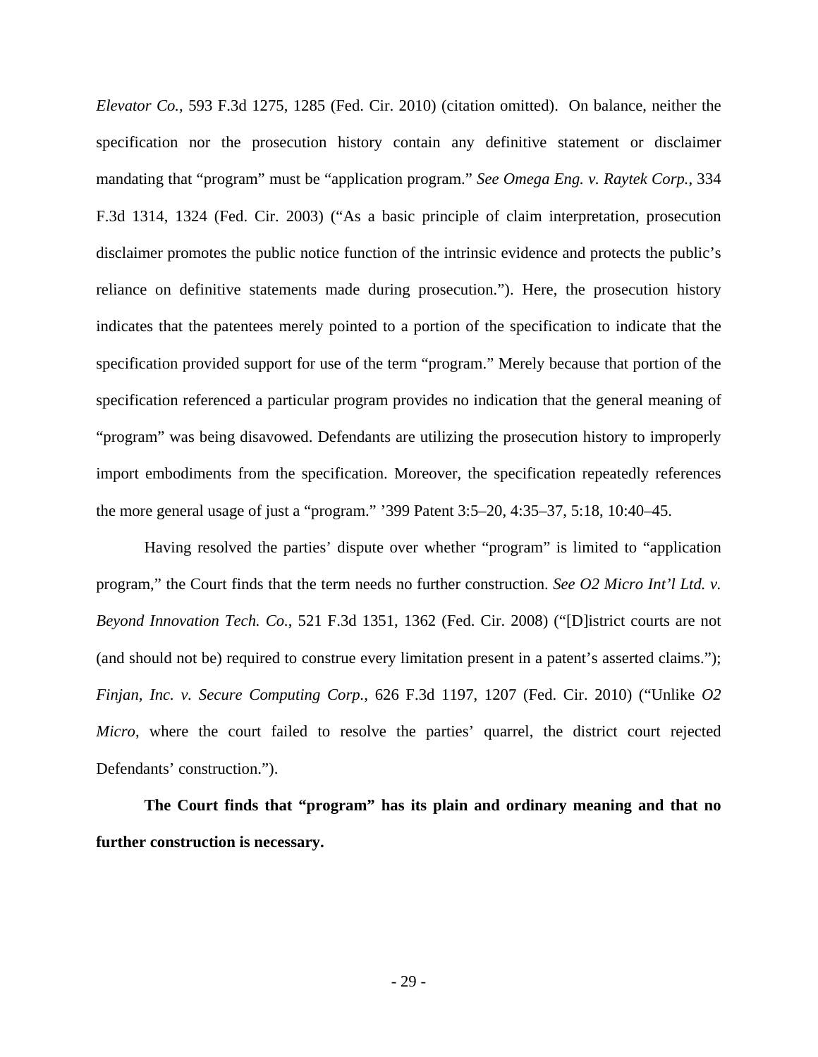*Elevator Co.*, 593 F.3d 1275, 1285 (Fed. Cir. 2010) (citation omitted). On balance, neither the specification nor the prosecution history contain any definitive statement or disclaimer mandating that "program" must be "application program." *See Omega Eng. v. Raytek Corp.*, 334 F.3d 1314, 1324 (Fed. Cir. 2003) ("As a basic principle of claim interpretation, prosecution disclaimer promotes the public notice function of the intrinsic evidence and protects the public's reliance on definitive statements made during prosecution."). Here, the prosecution history indicates that the patentees merely pointed to a portion of the specification to indicate that the specification provided support for use of the term "program." Merely because that portion of the specification referenced a particular program provides no indication that the general meaning of "program" was being disavowed. Defendants are utilizing the prosecution history to improperly import embodiments from the specification. Moreover, the specification repeatedly references the more general usage of just a "program." '399 Patent 3:5–20, 4:35–37, 5:18, 10:40–45.

Having resolved the parties' dispute over whether "program" is limited to "application program," the Court finds that the term needs no further construction. *See O2 Micro Int'l Ltd. v. Beyond Innovation Tech. Co.*, 521 F.3d 1351, 1362 (Fed. Cir. 2008) ("[D]istrict courts are not (and should not be) required to construe every limitation present in a patent's asserted claims."); *Finjan, Inc. v. Secure Computing Corp.*, 626 F.3d 1197, 1207 (Fed. Cir. 2010) ("Unlike *O2 Micro*, where the court failed to resolve the parties' quarrel, the district court rejected Defendants' construction.").

**The Court finds that "program" has its plain and ordinary meaning and that no further construction is necessary.**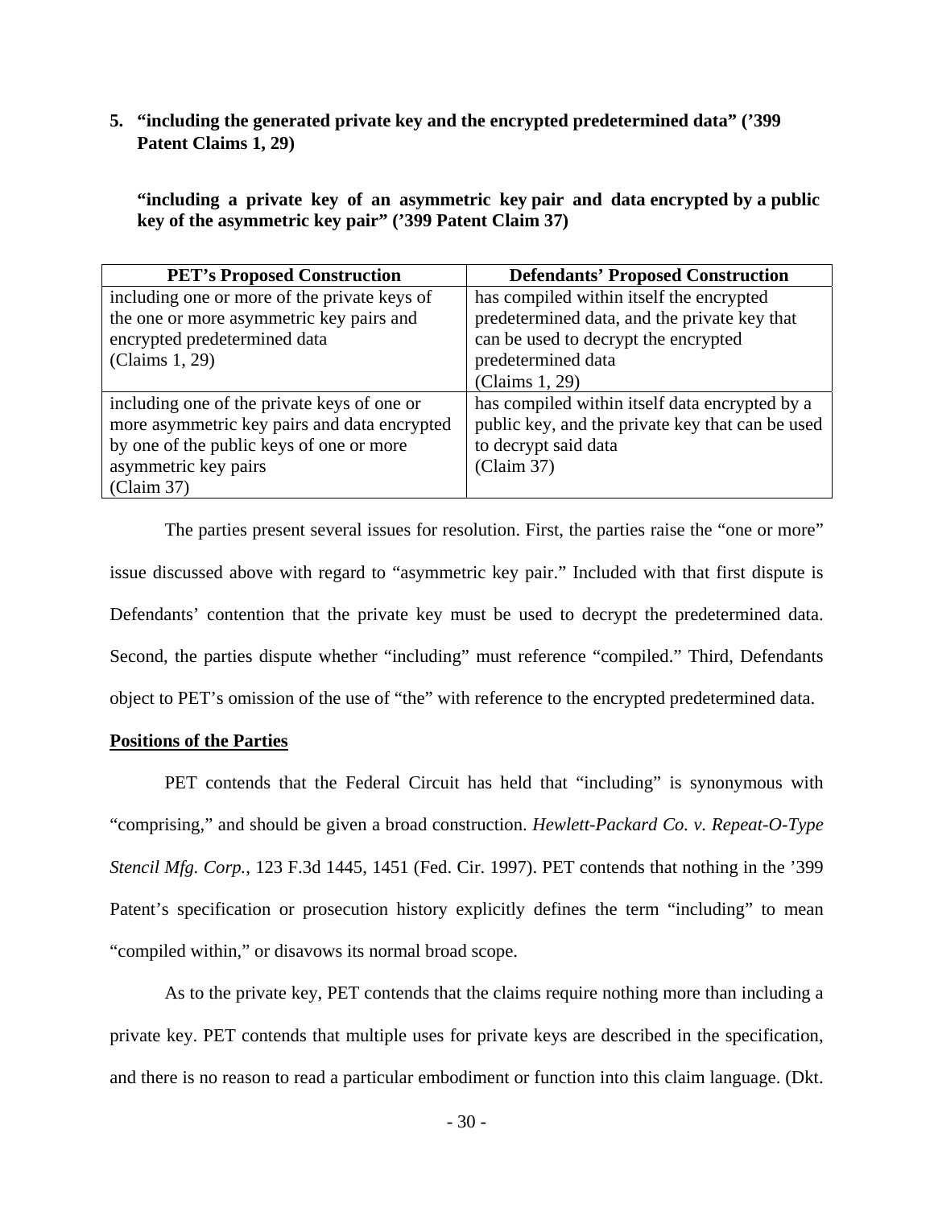**5. "including the generated private key and the encrypted predetermined data" ('399 Patent Claims 1, 29)**

**"including a private key of an asymmetric key pair and data encrypted by a public key of the asymmetric key pair" ('399 Patent Claim 37)**

| PET's Proposed Construction | Defendants' Proposed Construction |
| --- | --- |
| including one or more of the private keys of the one or more asymmetric key pairs and encrypted predetermined data (Claims 1, 29) | has compiled within itself the encrypted predetermined data, and the private key that can be used to decrypt the encrypted predetermined data (Claims 1, 29) |
| including one of the private keys of one or more asymmetric key pairs and data encrypted by one of the public keys of one or more asymmetric key pairs (Claim 37) | has compiled within itself data encrypted by a public key, and the private key that can be used to decrypt said data (Claim 37) |

The parties present several issues for resolution. First, the parties raise the "one or more" issue discussed above with regard to "asymmetric key pair." Included with that first dispute is Defendants' contention that the private key must be used to decrypt the predetermined data. Second, the parties dispute whether "including" must reference "compiled." Third, Defendants object to PET's omission of the use of "the" with reference to the encrypted predetermined data.

**Positions of the Parties**

PET contends that the Federal Circuit has held that "including" is synonymous with "comprising," and should be given a broad construction. *Hewlett-Packard Co. v. Repeat-O-Type Stencil Mfg. Corp.*, 123 F.3d 1445, 1451 (Fed. Cir. 1997). PET contends that nothing in the '399 Patent's specification or prosecution history explicitly defines the term "including" to mean "compiled within," or disavows its normal broad scope.

As to the private key, PET contends that the claims require nothing more than including a private key. PET contends that multiple uses for private keys are described in the specification, and there is no reason to read a particular embodiment or function into this claim language. (Dkt.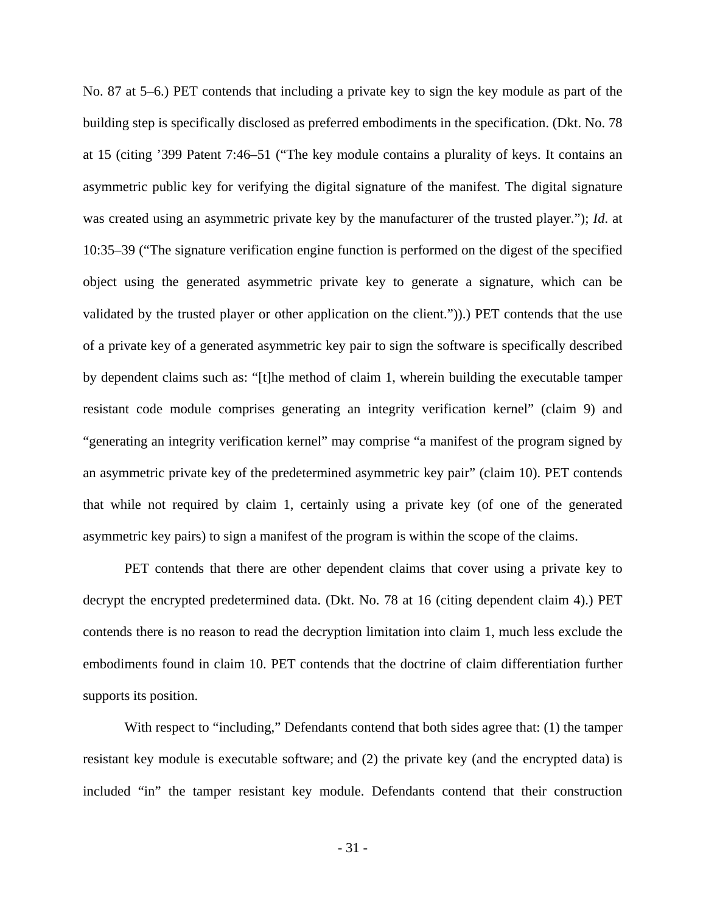No. 87 at 5–6.) PET contends that including a private key to sign the key module as part of the building step is specifically disclosed as preferred embodiments in the specification. (Dkt. No. 78 at 15 (citing ’399 Patent 7:46–51 (“The key module contains a plurality of keys. It contains an asymmetric public key for verifying the digital signature of the manifest. The digital signature was created using an asymmetric private key by the manufacturer of the trusted player.”); *Id*. at 10:35–39 (“The signature verification engine function is performed on the digest of the specified object using the generated asymmetric private key to generate a signature, which can be validated by the trusted player or other application on the client.”)).) PET contends that the use of a private key of a generated asymmetric key pair to sign the software is specifically described by dependent claims such as: “[t]he method of claim 1, wherein building the executable tamper resistant code module comprises generating an integrity verification kernel” (claim 9) and “generating an integrity verification kernel” may comprise “a manifest of the program signed by an asymmetric private key of the predetermined asymmetric key pair” (claim 10). PET contends that while not required by claim 1, certainly using a private key (of one of the generated asymmetric key pairs) to sign a manifest of the program is within the scope of the claims.

PET contends that there are other dependent claims that cover using a private key to decrypt the encrypted predetermined data. (Dkt. No. 78 at 16 (citing dependent claim 4).) PET contends there is no reason to read the decryption limitation into claim 1, much less exclude the embodiments found in claim 10. PET contends that the doctrine of claim differentiation further supports its position.

With respect to “including,” Defendants contend that both sides agree that: (1) the tamper resistant key module is executable software; and (2) the private key (and the encrypted data) is included “in” the tamper resistant key module. Defendants contend that their construction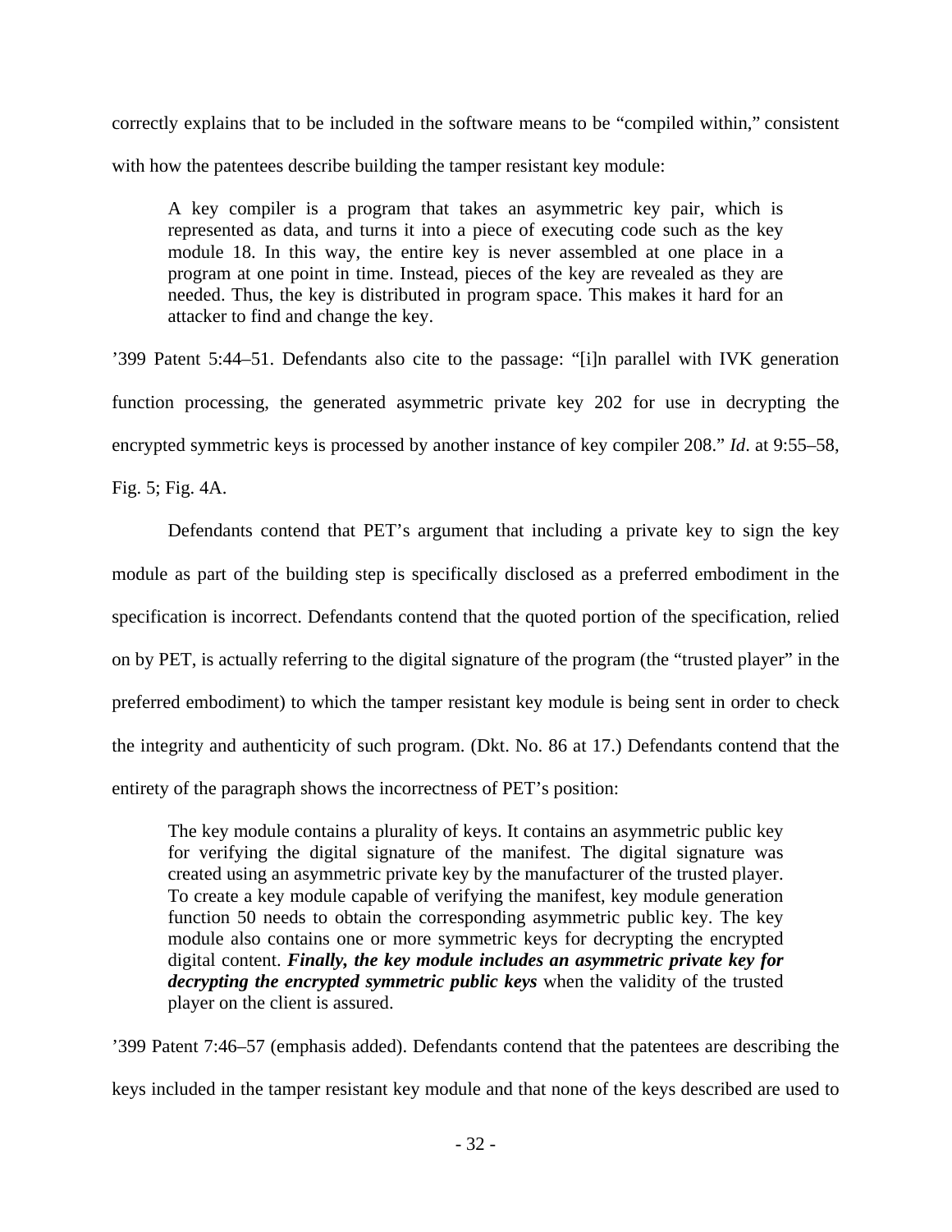correctly explains that to be included in the software means to be "compiled within," consistent with how the patentees describe building the tamper resistant key module:

> A key compiler is a program that takes an asymmetric key pair, which is represented as data, and turns it into a piece of executing code such as the key module 18. In this way, the entire key is never assembled at one place in a program at one point in time. Instead, pieces of the key are revealed as they are needed. Thus, the key is distributed in program space. This makes it hard for an attacker to find and change the key.

'399 Patent 5:44–51. Defendants also cite to the passage: "[i]n parallel with IVK generation function processing, the generated asymmetric private key 202 for use in decrypting the encrypted symmetric keys is processed by another instance of key compiler 208." *Id*. at 9:55–58, Fig. 5; Fig. 4A.

Defendants contend that PET's argument that including a private key to sign the key module as part of the building step is specifically disclosed as a preferred embodiment in the specification is incorrect. Defendants contend that the quoted portion of the specification, relied on by PET, is actually referring to the digital signature of the program (the "trusted player" in the preferred embodiment) to which the tamper resistant key module is being sent in order to check the integrity and authenticity of such program. (Dkt. No. 86 at 17.) Defendants contend that the entirety of the paragraph shows the incorrectness of PET's position:

> The key module contains a plurality of keys. It contains an asymmetric public key for verifying the digital signature of the manifest. The digital signature was created using an asymmetric private key by the manufacturer of the trusted player. To create a key module capable of verifying the manifest, key module generation function 50 needs to obtain the corresponding asymmetric public key. The key module also contains one or more symmetric keys for decrypting the encrypted digital content. ***Finally, the key module includes an asymmetric private key for decrypting the encrypted symmetric public keys*** when the validity of the trusted player on the client is assured.

'399 Patent 7:46–57 (emphasis added). Defendants contend that the patentees are describing the keys included in the tamper resistant key module and that none of the keys described are used to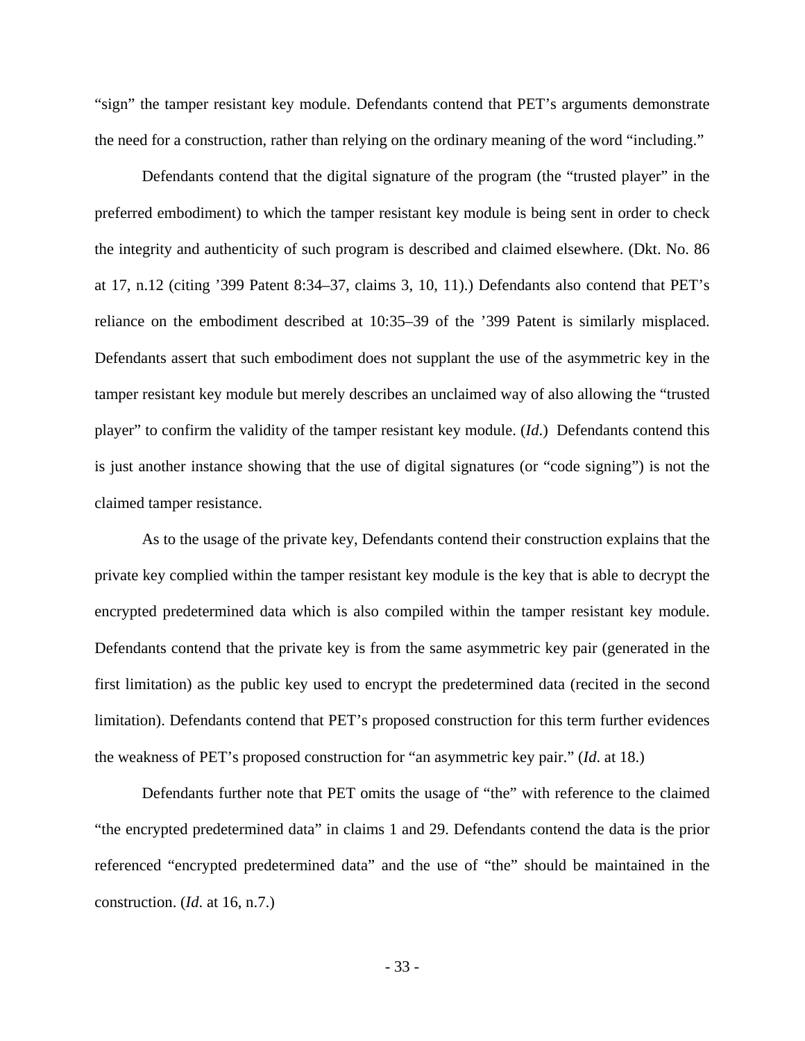"sign" the tamper resistant key module. Defendants contend that PET's arguments demonstrate the need for a construction, rather than relying on the ordinary meaning of the word "including."

Defendants contend that the digital signature of the program (the "trusted player" in the preferred embodiment) to which the tamper resistant key module is being sent in order to check the integrity and authenticity of such program is described and claimed elsewhere. (Dkt. No. 86 at 17, n.12 (citing '399 Patent 8:34–37, claims 3, 10, 11).) Defendants also contend that PET's reliance on the embodiment described at 10:35–39 of the '399 Patent is similarly misplaced. Defendants assert that such embodiment does not supplant the use of the asymmetric key in the tamper resistant key module but merely describes an unclaimed way of also allowing the "trusted player" to confirm the validity of the tamper resistant key module. (*Id*.) Defendants contend this is just another instance showing that the use of digital signatures (or "code signing") is not the claimed tamper resistance.

As to the usage of the private key, Defendants contend their construction explains that the private key complied within the tamper resistant key module is the key that is able to decrypt the encrypted predetermined data which is also compiled within the tamper resistant key module. Defendants contend that the private key is from the same asymmetric key pair (generated in the first limitation) as the public key used to encrypt the predetermined data (recited in the second limitation). Defendants contend that PET's proposed construction for this term further evidences the weakness of PET's proposed construction for "an asymmetric key pair." (*Id*. at 18.)

Defendants further note that PET omits the usage of "the" with reference to the claimed "the encrypted predetermined data" in claims 1 and 29. Defendants contend the data is the prior referenced "encrypted predetermined data" and the use of "the" should be maintained in the construction. (*Id*. at 16, n.7.)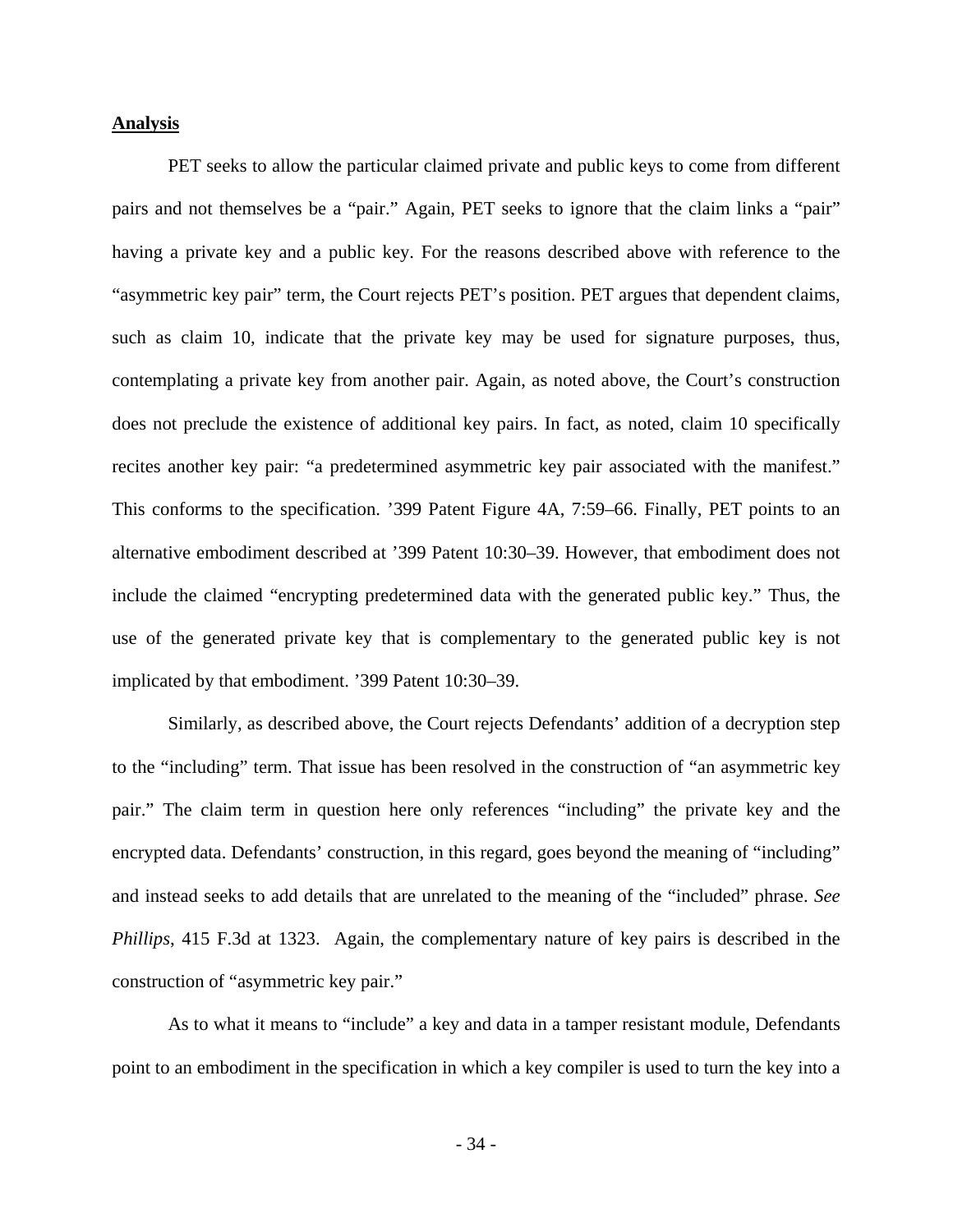**Analysis**

PET seeks to allow the particular claimed private and public keys to come from different pairs and not themselves be a "pair." Again, PET seeks to ignore that the claim links a "pair" having a private key and a public key. For the reasons described above with reference to the "asymmetric key pair" term, the Court rejects PET's position. PET argues that dependent claims, such as claim 10, indicate that the private key may be used for signature purposes, thus, contemplating a private key from another pair. Again, as noted above, the Court's construction does not preclude the existence of additional key pairs. In fact, as noted, claim 10 specifically recites another key pair: "a predetermined asymmetric key pair associated with the manifest." This conforms to the specification. '399 Patent Figure 4A, 7:59–66. Finally, PET points to an alternative embodiment described at '399 Patent 10:30–39. However, that embodiment does not include the claimed "encrypting predetermined data with the generated public key." Thus, the use of the generated private key that is complementary to the generated public key is not implicated by that embodiment. '399 Patent 10:30–39.

Similarly, as described above, the Court rejects Defendants' addition of a decryption step to the "including" term. That issue has been resolved in the construction of "an asymmetric key pair." The claim term in question here only references "including" the private key and the encrypted data. Defendants' construction, in this regard, goes beyond the meaning of "including" and instead seeks to add details that are unrelated to the meaning of the "included" phrase. *See Phillips*, 415 F.3d at 1323. Again, the complementary nature of key pairs is described in the construction of "asymmetric key pair."

As to what it means to "include" a key and data in a tamper resistant module, Defendants point to an embodiment in the specification in which a key compiler is used to turn the key into a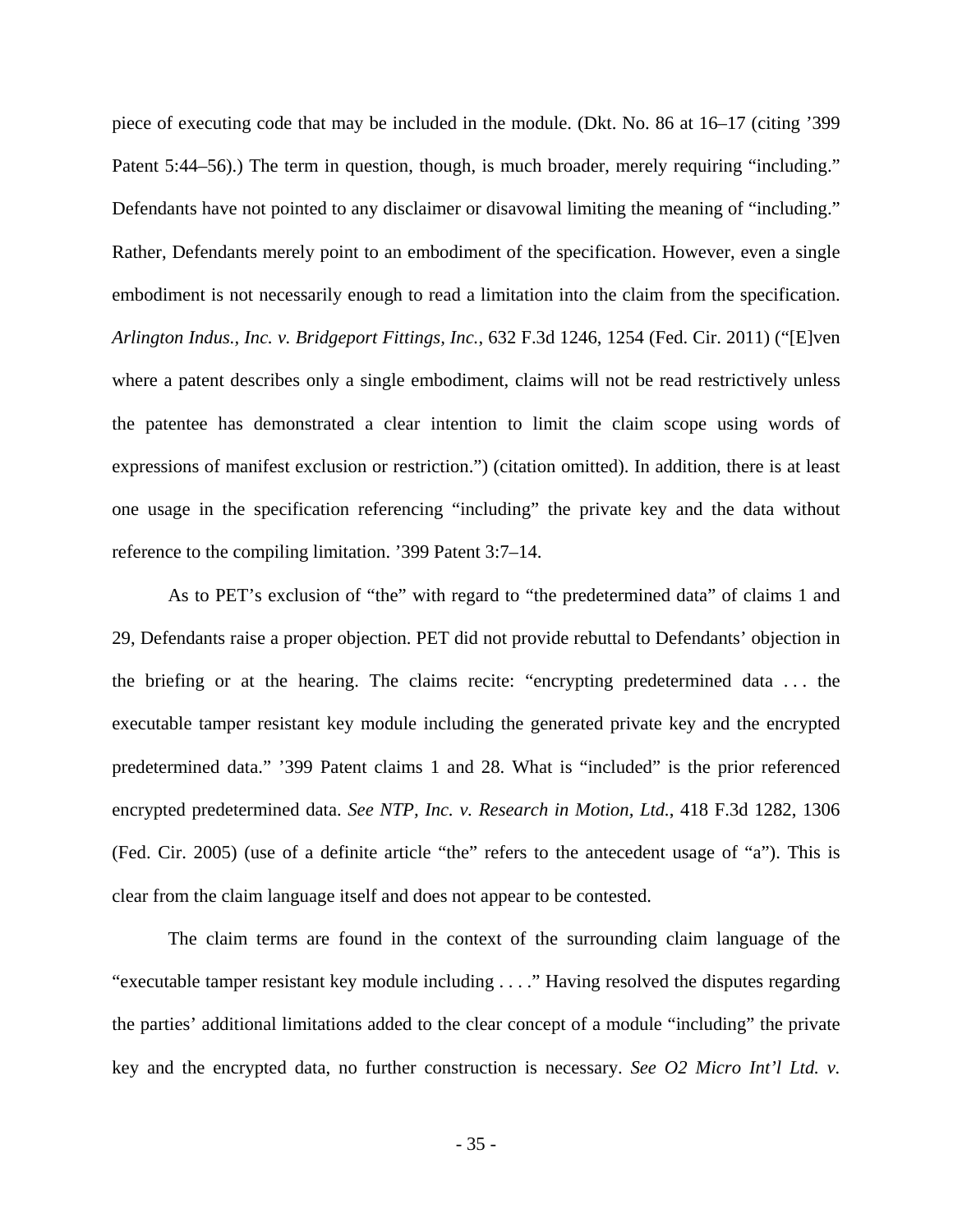piece of executing code that may be included in the module. (Dkt. No. 86 at 16–17 (citing ’399 Patent 5:44–56).) The term in question, though, is much broader, merely requiring “including.” Defendants have not pointed to any disclaimer or disavowal limiting the meaning of “including.” Rather, Defendants merely point to an embodiment of the specification. However, even a single embodiment is not necessarily enough to read a limitation into the claim from the specification. *Arlington Indus., Inc. v. Bridgeport Fittings, Inc.*, 632 F.3d 1246, 1254 (Fed. Cir. 2011) (“[E]ven where a patent describes only a single embodiment, claims will not be read restrictively unless the patentee has demonstrated a clear intention to limit the claim scope using words of expressions of manifest exclusion or restriction.”) (citation omitted). In addition, there is at least one usage in the specification referencing “including” the private key and the data without reference to the compiling limitation. ’399 Patent 3:7–14.

As to PET’s exclusion of “the” with regard to “the predetermined data” of claims 1 and 29, Defendants raise a proper objection. PET did not provide rebuttal to Defendants’ objection in the briefing or at the hearing. The claims recite: “encrypting predetermined data . . . the executable tamper resistant key module including the generated private key and the encrypted predetermined data.” ’399 Patent claims 1 and 28. What is “included” is the prior referenced encrypted predetermined data. *See NTP, Inc. v. Research in Motion, Ltd.*, 418 F.3d 1282, 1306 (Fed. Cir. 2005) (use of a definite article “the” refers to the antecedent usage of “a”). This is clear from the claim language itself and does not appear to be contested.

The claim terms are found in the context of the surrounding claim language of the “executable tamper resistant key module including . . . .” Having resolved the disputes regarding the parties’ additional limitations added to the clear concept of a module “including” the private key and the encrypted data, no further construction is necessary. *See O2 Micro Int’l Ltd. v.*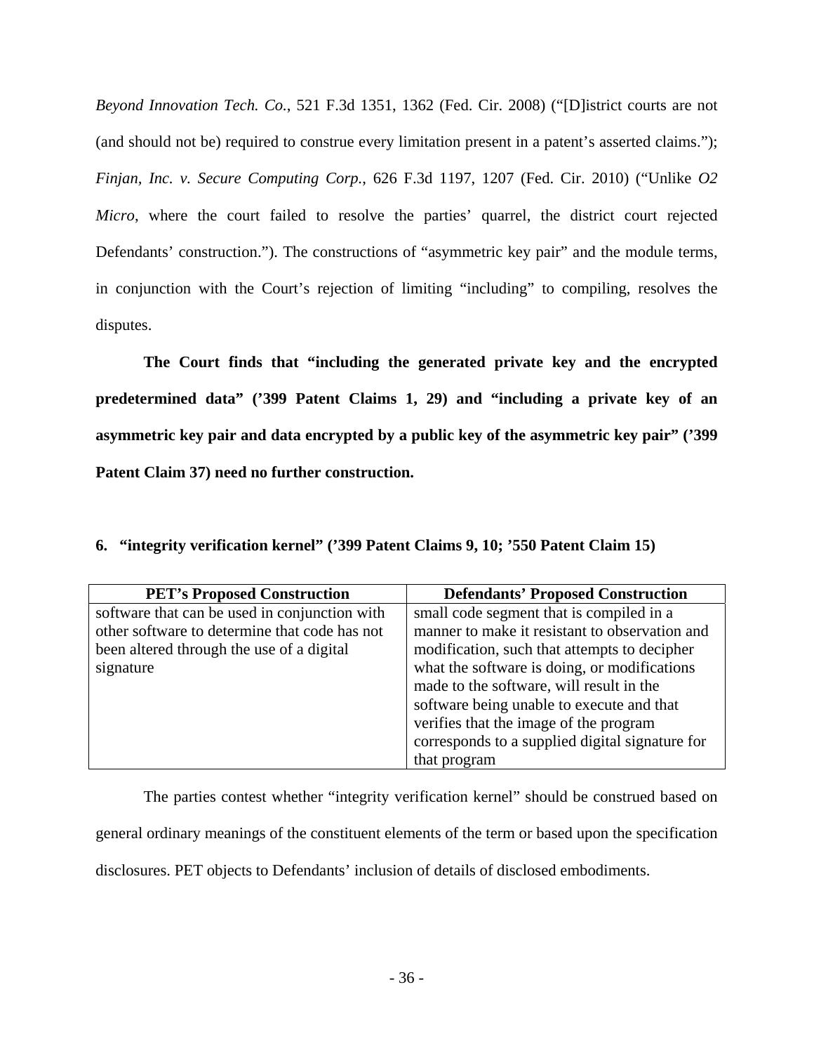*Beyond Innovation Tech. Co.*, 521 F.3d 1351, 1362 (Fed. Cir. 2008) ("[D]istrict courts are not (and should not be) required to construe every limitation present in a patent's asserted claims."); *Finjan, Inc. v. Secure Computing Corp.*, 626 F.3d 1197, 1207 (Fed. Cir. 2010) ("Unlike *O2 Micro*, where the court failed to resolve the parties' quarrel, the district court rejected Defendants' construction."). The constructions of "asymmetric key pair" and the module terms, in conjunction with the Court's rejection of limiting "including" to compiling, resolves the disputes.

**The Court finds that "including the generated private key and the encrypted predetermined data" ('399 Patent Claims 1, 29) and "including a private key of an asymmetric key pair and data encrypted by a public key of the asymmetric key pair" ('399 Patent Claim 37) need no further construction.**

**6. "integrity verification kernel" ('399 Patent Claims 9, 10; '550 Patent Claim 15)**

| PET's Proposed Construction | Defendants' Proposed Construction |
|---|---|
| software that can be used in conjunction with other software to determine that code has not been altered through the use of a digital signature | small code segment that is compiled in a manner to make it resistant to observation and modification, such that attempts to decipher what the software is doing, or modifications made to the software, will result in the software being unable to execute and that verifies that the image of the program corresponds to a supplied digital signature for that program |

The parties contest whether "integrity verification kernel" should be construed based on general ordinary meanings of the constituent elements of the term or based upon the specification disclosures. PET objects to Defendants' inclusion of details of disclosed embodiments.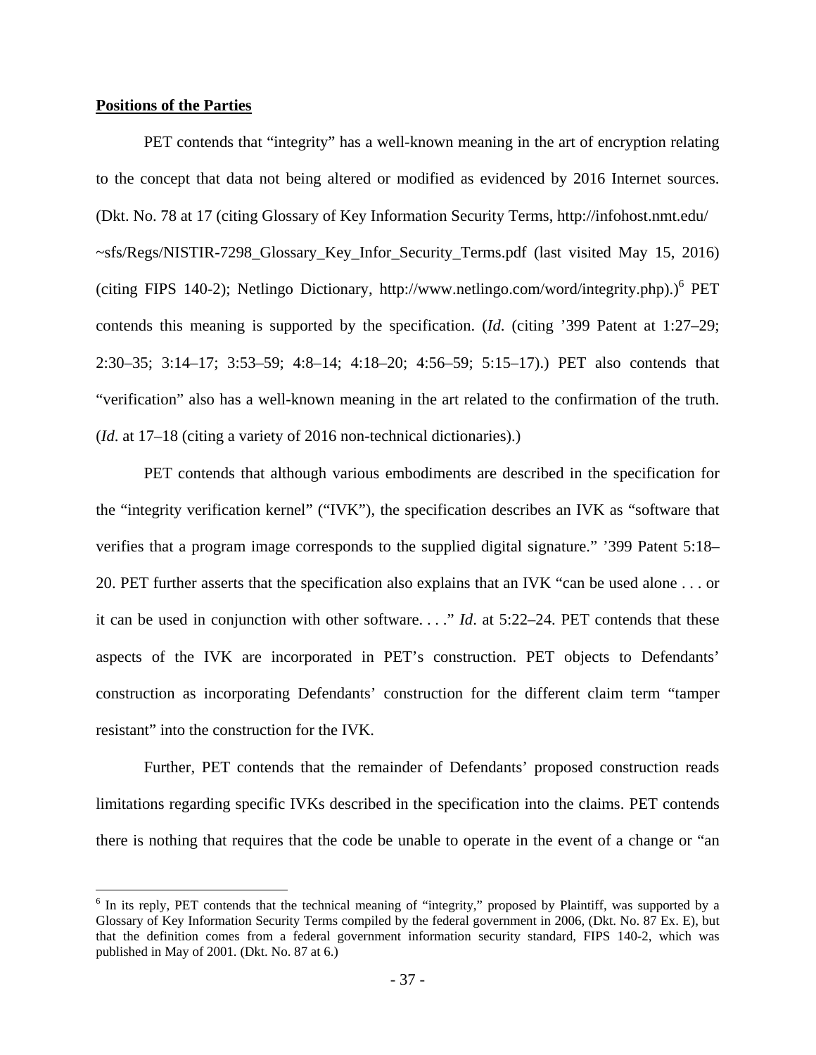**Positions of the Parties**

PET contends that "integrity" has a well-known meaning in the art of encryption relating to the concept that data not being altered or modified as evidenced by 2016 Internet sources. (Dkt. No. 78 at 17 (citing Glossary of Key Information Security Terms, http://infohost.nmt.edu/~sfs/Regs/NISTIR-7298_Glossary_Key_Infor_Security_Terms.pdf (last visited May 15, 2016) (citing FIPS 140-2); Netlingo Dictionary, http://www.netlingo.com/word/integrity.php).)[6] PET contends this meaning is supported by the specification. (*Id*. (citing '399 Patent at 1:27–29; 2:30–35; 3:14–17; 3:53–59; 4:8–14; 4:18–20; 4:56–59; 5:15–17).) PET also contends that "verification" also has a well-known meaning in the art related to the confirmation of the truth. (*Id*. at 17–18 (citing a variety of 2016 non-technical dictionaries).)

PET contends that although various embodiments are described in the specification for the "integrity verification kernel" ("IVK"), the specification describes an IVK as "software that verifies that a program image corresponds to the supplied digital signature." '399 Patent 5:18–20. PET further asserts that the specification also explains that an IVK "can be used alone . . . or it can be used in conjunction with other software. . . ." *Id*. at 5:22–24. PET contends that these aspects of the IVK are incorporated in PET's construction. PET objects to Defendants' construction as incorporating Defendants' construction for the different claim term "tamper resistant" into the construction for the IVK.

Further, PET contends that the remainder of Defendants' proposed construction reads limitations regarding specific IVKs described in the specification into the claims. PET contends there is nothing that requires that the code be unable to operate in the event of a change or "an

---

[6] In its reply, PET contends that the technical meaning of "integrity," proposed by Plaintiff, was supported by a Glossary of Key Information Security Terms compiled by the federal government in 2006, (Dkt. No. 87 Ex. E), but that the definition comes from a federal government information security standard, FIPS 140-2, which was published in May of 2001. (Dkt. No. 87 at 6.)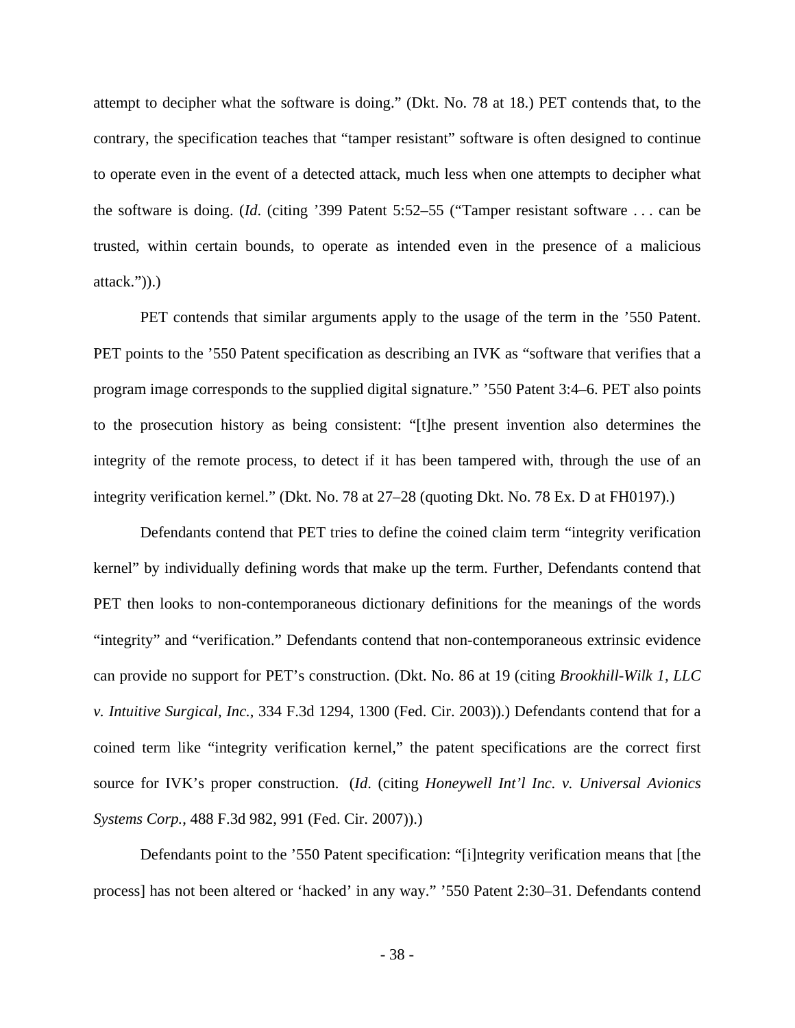attempt to decipher what the software is doing." (Dkt. No. 78 at 18.) PET contends that, to the contrary, the specification teaches that "tamper resistant" software is often designed to continue to operate even in the event of a detected attack, much less when one attempts to decipher what the software is doing. (*Id.* (citing '399 Patent 5:52–55 ("Tamper resistant software . . . can be trusted, within certain bounds, to operate as intended even in the presence of a malicious attack.")).)

PET contends that similar arguments apply to the usage of the term in the '550 Patent. PET points to the '550 Patent specification as describing an IVK as "software that verifies that a program image corresponds to the supplied digital signature." '550 Patent 3:4–6. PET also points to the prosecution history as being consistent: "[t]he present invention also determines the integrity of the remote process, to detect if it has been tampered with, through the use of an integrity verification kernel." (Dkt. No. 78 at 27–28 (quoting Dkt. No. 78 Ex. D at FH0197).)

Defendants contend that PET tries to define the coined claim term "integrity verification kernel" by individually defining words that make up the term. Further, Defendants contend that PET then looks to non-contemporaneous dictionary definitions for the meanings of the words "integrity" and "verification." Defendants contend that non-contemporaneous extrinsic evidence can provide no support for PET's construction. (Dkt. No. 86 at 19 (citing *Brookhill-Wilk 1, LLC v. Intuitive Surgical, Inc.*, 334 F.3d 1294, 1300 (Fed. Cir. 2003)).) Defendants contend that for a coined term like "integrity verification kernel," the patent specifications are the correct first source for IVK's proper construction. (*Id.* (citing *Honeywell Int'l Inc. v. Universal Avionics Systems Corp.*, 488 F.3d 982, 991 (Fed. Cir. 2007)).)

Defendants point to the '550 Patent specification: "[i]ntegrity verification means that [the process] has not been altered or 'hacked' in any way." '550 Patent 2:30–31. Defendants contend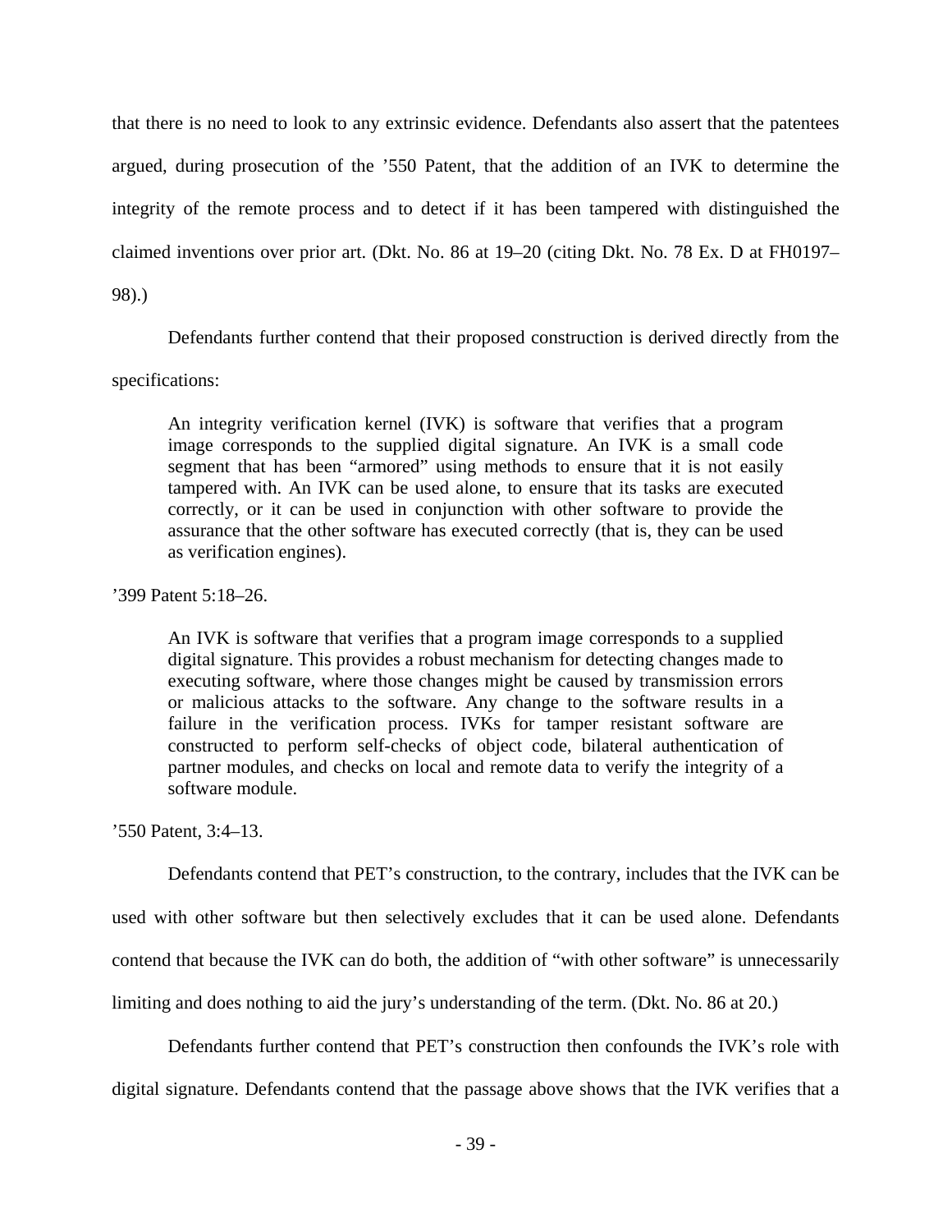that there is no need to look to any extrinsic evidence. Defendants also assert that the patentees argued, during prosecution of the ’550 Patent, that the addition of an IVK to determine the integrity of the remote process and to detect if it has been tampered with distinguished the claimed inventions over prior art. (Dkt. No. 86 at 19–20 (citing Dkt. No. 78 Ex. D at FH0197–98).)

Defendants further contend that their proposed construction is derived directly from the specifications:

> An integrity verification kernel (IVK) is software that verifies that a program image corresponds to the supplied digital signature. An IVK is a small code segment that has been “armored” using methods to ensure that it is not easily tampered with. An IVK can be used alone, to ensure that its tasks are executed correctly, or it can be used in conjunction with other software to provide the assurance that the other software has executed correctly (that is, they can be used as verification engines).

’399 Patent 5:18–26.

> An IVK is software that verifies that a program image corresponds to a supplied digital signature. This provides a robust mechanism for detecting changes made to executing software, where those changes might be caused by transmission errors or malicious attacks to the software. Any change to the software results in a failure in the verification process. IVKs for tamper resistant software are constructed to perform self-checks of object code, bilateral authentication of partner modules, and checks on local and remote data to verify the integrity of a software module.

’550 Patent, 3:4–13.

Defendants contend that PET’s construction, to the contrary, includes that the IVK can be used with other software but then selectively excludes that it can be used alone. Defendants contend that because the IVK can do both, the addition of “with other software” is unnecessarily limiting and does nothing to aid the jury’s understanding of the term. (Dkt. No. 86 at 20.)

Defendants further contend that PET’s construction then confounds the IVK’s role with digital signature. Defendants contend that the passage above shows that the IVK verifies that a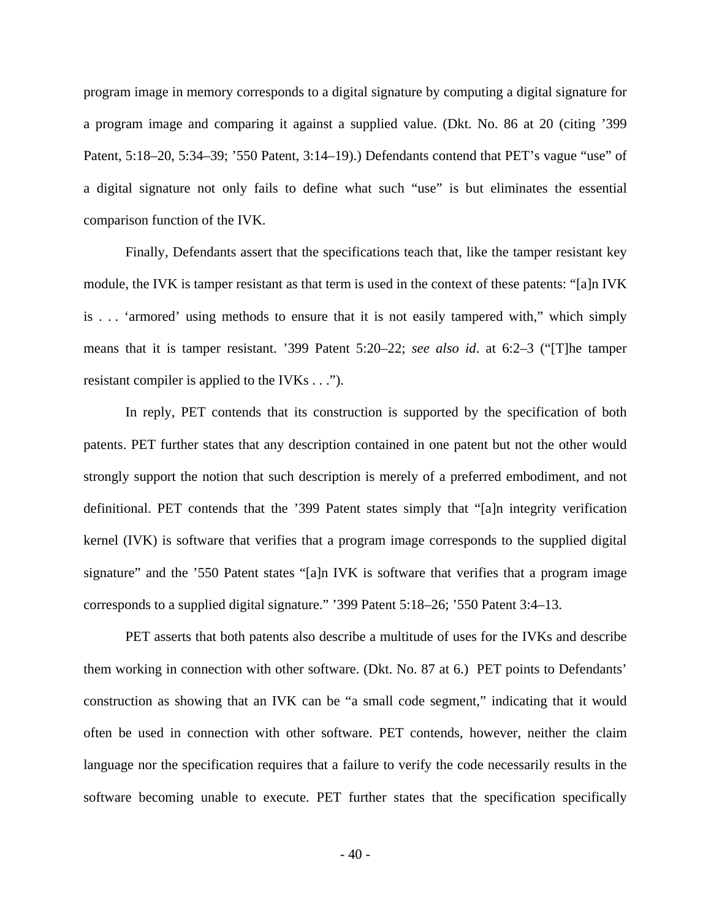program image in memory corresponds to a digital signature by computing a digital signature for a program image and comparing it against a supplied value. (Dkt. No. 86 at 20 (citing ’399 Patent, 5:18–20, 5:34–39; ’550 Patent, 3:14–19).) Defendants contend that PET’s vague “use” of a digital signature not only fails to define what such “use” is but eliminates the essential comparison function of the IVK.

Finally, Defendants assert that the specifications teach that, like the tamper resistant key module, the IVK is tamper resistant as that term is used in the context of these patents: “[a]n IVK is . . . ‘armored’ using methods to ensure that it is not easily tampered with,” which simply means that it is tamper resistant. ’399 Patent 5:20–22; *see also id*. at 6:2–3 (“[T]he tamper resistant compiler is applied to the IVKs . . .”).

In reply, PET contends that its construction is supported by the specification of both patents. PET further states that any description contained in one patent but not the other would strongly support the notion that such description is merely of a preferred embodiment, and not definitional. PET contends that the ’399 Patent states simply that “[a]n integrity verification kernel (IVK) is software that verifies that a program image corresponds to the supplied digital signature” and the ’550 Patent states “[a]n IVK is software that verifies that a program image corresponds to a supplied digital signature.” ’399 Patent 5:18–26; ’550 Patent 3:4–13.

PET asserts that both patents also describe a multitude of uses for the IVKs and describe them working in connection with other software. (Dkt. No. 87 at 6.) PET points to Defendants’ construction as showing that an IVK can be “a small code segment,” indicating that it would often be used in connection with other software. PET contends, however, neither the claim language nor the specification requires that a failure to verify the code necessarily results in the software becoming unable to execute. PET further states that the specification specifically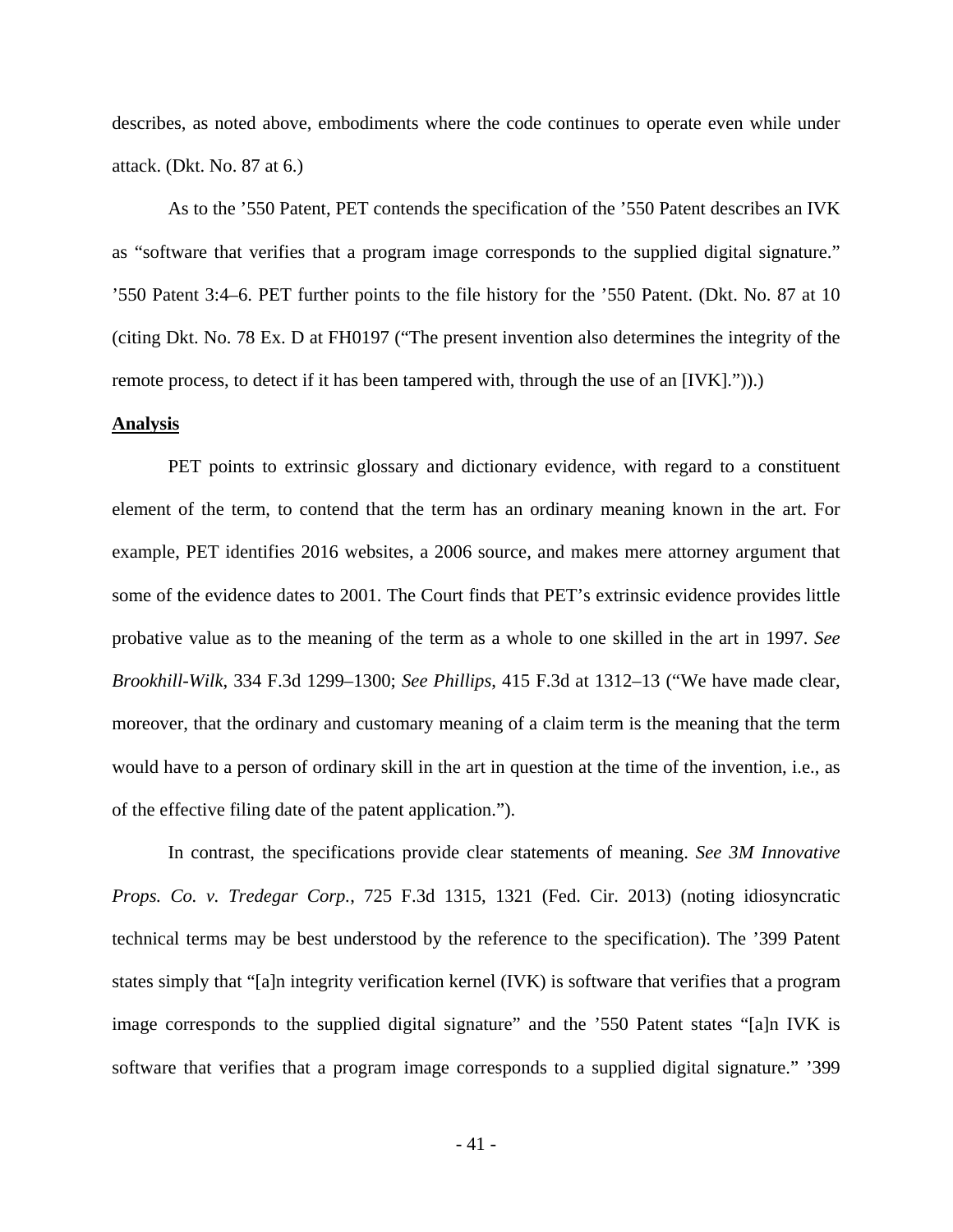describes, as noted above, embodiments where the code continues to operate even while under attack. (Dkt. No. 87 at 6.)

As to the '550 Patent, PET contends the specification of the '550 Patent describes an IVK as "software that verifies that a program image corresponds to the supplied digital signature." '550 Patent 3:4–6. PET further points to the file history for the '550 Patent. (Dkt. No. 87 at 10 (citing Dkt. No. 78 Ex. D at FH0197 ("The present invention also determines the integrity of the remote process, to detect if it has been tampered with, through the use of an [IVK].")).)

**Analysis**

PET points to extrinsic glossary and dictionary evidence, with regard to a constituent element of the term, to contend that the term has an ordinary meaning known in the art. For example, PET identifies 2016 websites, a 2006 source, and makes mere attorney argument that some of the evidence dates to 2001. The Court finds that PET's extrinsic evidence provides little probative value as to the meaning of the term as a whole to one skilled in the art in 1997. *See Brookhill-Wilk*, 334 F.3d 1299–1300; *See Phillips*, 415 F.3d at 1312–13 ("We have made clear, moreover, that the ordinary and customary meaning of a claim term is the meaning that the term would have to a person of ordinary skill in the art in question at the time of the invention, i.e., as of the effective filing date of the patent application.").

In contrast, the specifications provide clear statements of meaning. *See 3M Innovative Props. Co. v. Tredegar Corp.*, 725 F.3d 1315, 1321 (Fed. Cir. 2013) (noting idiosyncratic technical terms may be best understood by the reference to the specification). The '399 Patent states simply that "[a]n integrity verification kernel (IVK) is software that verifies that a program image corresponds to the supplied digital signature" and the '550 Patent states "[a]n IVK is software that verifies that a program image corresponds to a supplied digital signature." '399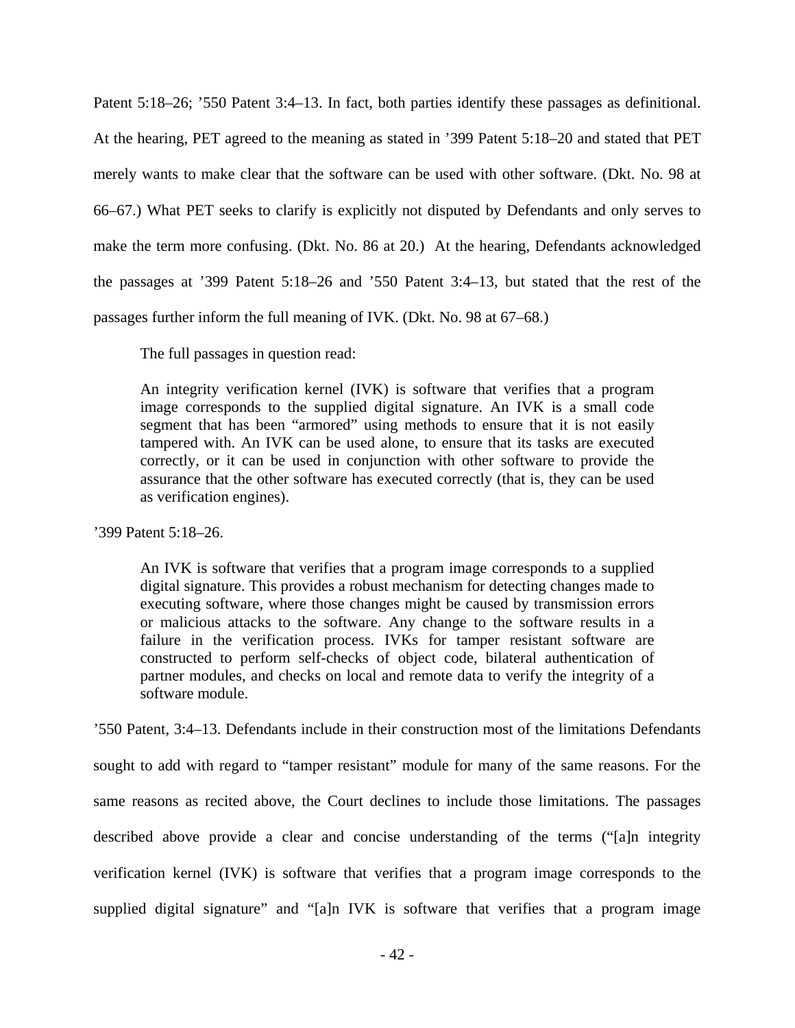Patent 5:18–26; '550 Patent 3:4–13. In fact, both parties identify these passages as definitional. At the hearing, PET agreed to the meaning as stated in '399 Patent 5:18–20 and stated that PET merely wants to make clear that the software can be used with other software. (Dkt. No. 98 at 66–67.) What PET seeks to clarify is explicitly not disputed by Defendants and only serves to make the term more confusing. (Dkt. No. 86 at 20.) At the hearing, Defendants acknowledged the passages at '399 Patent 5:18–26 and '550 Patent 3:4–13, but stated that the rest of the passages further inform the full meaning of IVK. (Dkt. No. 98 at 67–68.)

The full passages in question read:

> An integrity verification kernel (IVK) is software that verifies that a program image corresponds to the supplied digital signature. An IVK is a small code segment that has been "armored" using methods to ensure that it is not easily tampered with. An IVK can be used alone, to ensure that its tasks are executed correctly, or it can be used in conjunction with other software to provide the assurance that the other software has executed correctly (that is, they can be used as verification engines).

'399 Patent 5:18–26.

> An IVK is software that verifies that a program image corresponds to a supplied digital signature. This provides a robust mechanism for detecting changes made to executing software, where those changes might be caused by transmission errors or malicious attacks to the software. Any change to the software results in a failure in the verification process. IVKs for tamper resistant software are constructed to perform self-checks of object code, bilateral authentication of partner modules, and checks on local and remote data to verify the integrity of a software module.

'550 Patent, 3:4–13. Defendants include in their construction most of the limitations Defendants sought to add with regard to "tamper resistant" module for many of the same reasons. For the same reasons as recited above, the Court declines to include those limitations. The passages described above provide a clear and concise understanding of the terms ("[a]n integrity verification kernel (IVK) is software that verifies that a program image corresponds to the supplied digital signature" and "[a]n IVK is software that verifies that a program image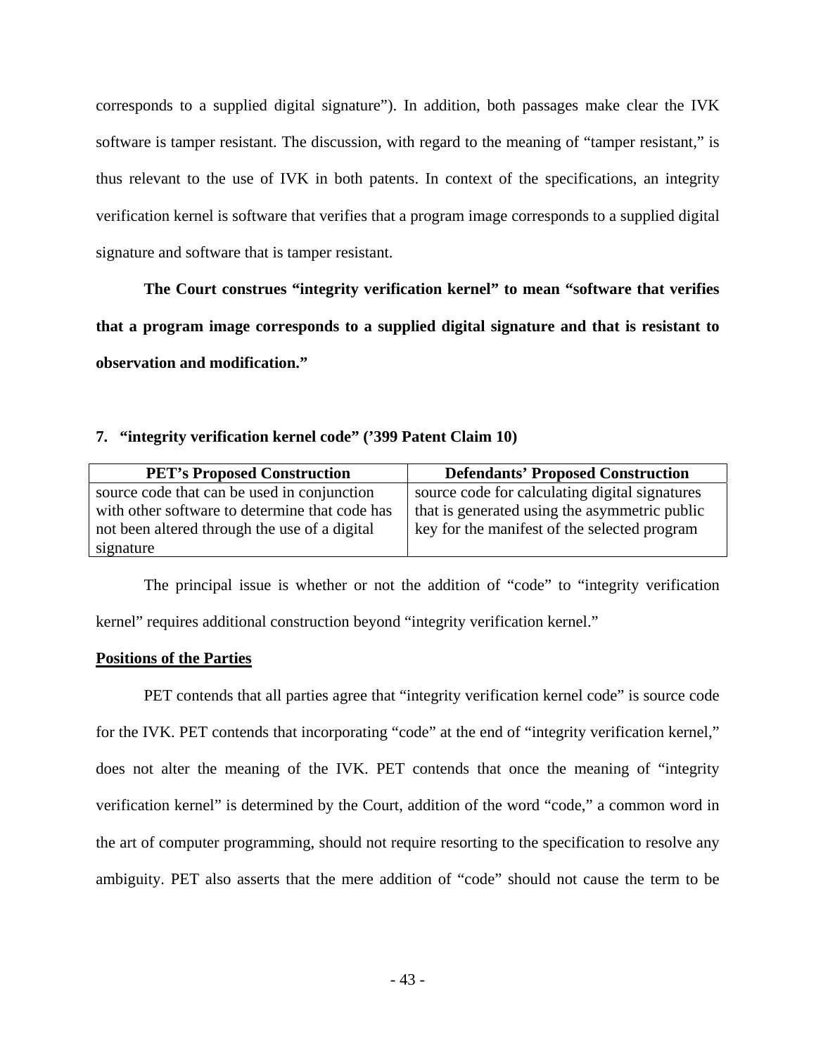corresponds to a supplied digital signature"). In addition, both passages make clear the IVK software is tamper resistant. The discussion, with regard to the meaning of "tamper resistant," is thus relevant to the use of IVK in both patents. In context of the specifications, an integrity verification kernel is software that verifies that a program image corresponds to a supplied digital signature and software that is tamper resistant.

**The Court construes "integrity verification kernel" to mean "software that verifies that a program image corresponds to a supplied digital signature and that is resistant to observation and modification."**

### 7. "integrity verification kernel code" ('399 Patent Claim 10)

| PET's Proposed Construction | Defendants' Proposed Construction |
|---|---|
| source code that can be used in conjunction with other software to determine that code has not been altered through the use of a digital signature | source code for calculating digital signatures that is generated using the asymmetric public key for the manifest of the selected program |

The principal issue is whether or not the addition of "code" to "integrity verification kernel" requires additional construction beyond "integrity verification kernel."

**Positions of the Parties**

PET contends that all parties agree that "integrity verification kernel code" is source code for the IVK. PET contends that incorporating "code" at the end of "integrity verification kernel," does not alter the meaning of the IVK. PET contends that once the meaning of "integrity verification kernel" is determined by the Court, addition of the word "code," a common word in the art of computer programming, should not require resorting to the specification to resolve any ambiguity. PET also asserts that the mere addition of "code" should not cause the term to be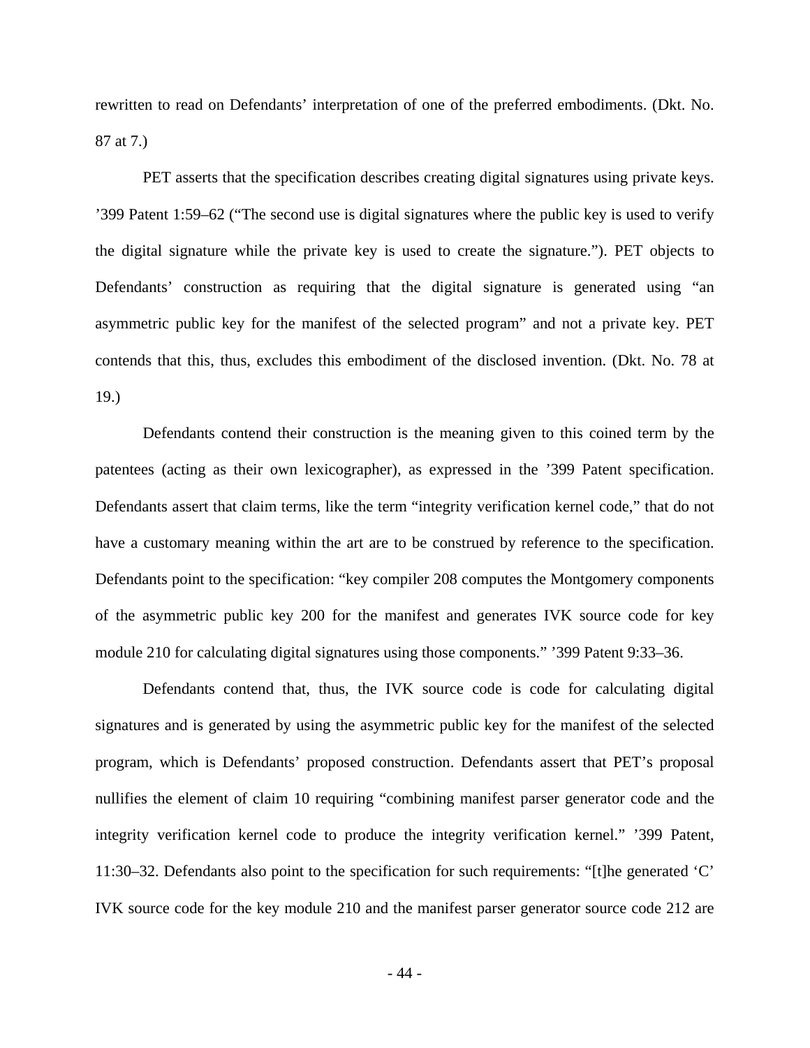rewritten to read on Defendants' interpretation of one of the preferred embodiments. (Dkt. No. 87 at 7.)

PET asserts that the specification describes creating digital signatures using private keys. '399 Patent 1:59–62 ("The second use is digital signatures where the public key is used to verify the digital signature while the private key is used to create the signature."). PET objects to Defendants' construction as requiring that the digital signature is generated using "an asymmetric public key for the manifest of the selected program" and not a private key. PET contends that this, thus, excludes this embodiment of the disclosed invention. (Dkt. No. 78 at 19.)

Defendants contend their construction is the meaning given to this coined term by the patentees (acting as their own lexicographer), as expressed in the '399 Patent specification. Defendants assert that claim terms, like the term "integrity verification kernel code," that do not have a customary meaning within the art are to be construed by reference to the specification. Defendants point to the specification: "key compiler 208 computes the Montgomery components of the asymmetric public key 200 for the manifest and generates IVK source code for key module 210 for calculating digital signatures using those components." '399 Patent 9:33–36.

Defendants contend that, thus, the IVK source code is code for calculating digital signatures and is generated by using the asymmetric public key for the manifest of the selected program, which is Defendants' proposed construction. Defendants assert that PET's proposal nullifies the element of claim 10 requiring "combining manifest parser generator code and the integrity verification kernel code to produce the integrity verification kernel." '399 Patent, 11:30–32. Defendants also point to the specification for such requirements: "[t]he generated 'C' IVK source code for the key module 210 and the manifest parser generator source code 212 are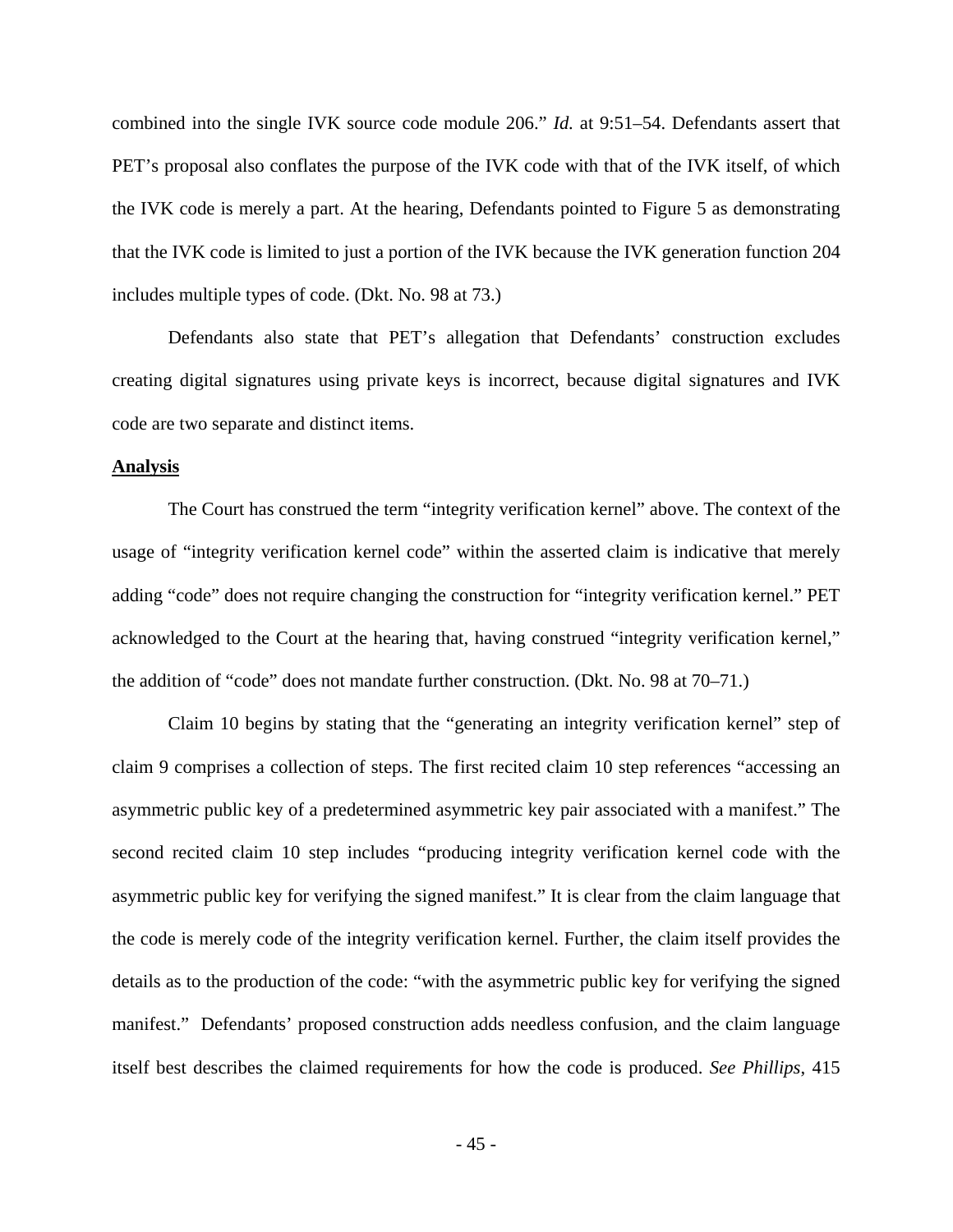combined into the single IVK source code module 206." *Id.* at 9:51–54. Defendants assert that PET's proposal also conflates the purpose of the IVK code with that of the IVK itself, of which the IVK code is merely a part. At the hearing, Defendants pointed to Figure 5 as demonstrating that the IVK code is limited to just a portion of the IVK because the IVK generation function 204 includes multiple types of code. (Dkt. No. 98 at 73.)

Defendants also state that PET's allegation that Defendants' construction excludes creating digital signatures using private keys is incorrect, because digital signatures and IVK code are two separate and distinct items.

**Analysis**

The Court has construed the term "integrity verification kernel" above. The context of the usage of "integrity verification kernel code" within the asserted claim is indicative that merely adding "code" does not require changing the construction for "integrity verification kernel." PET acknowledged to the Court at the hearing that, having construed "integrity verification kernel," the addition of "code" does not mandate further construction. (Dkt. No. 98 at 70–71.)

Claim 10 begins by stating that the "generating an integrity verification kernel" step of claim 9 comprises a collection of steps. The first recited claim 10 step references "accessing an asymmetric public key of a predetermined asymmetric key pair associated with a manifest." The second recited claim 10 step includes "producing integrity verification kernel code with the asymmetric public key for verifying the signed manifest." It is clear from the claim language that the code is merely code of the integrity verification kernel. Further, the claim itself provides the details as to the production of the code: "with the asymmetric public key for verifying the signed manifest." Defendants' proposed construction adds needless confusion, and the claim language itself best describes the claimed requirements for how the code is produced. *See Phillips*, 415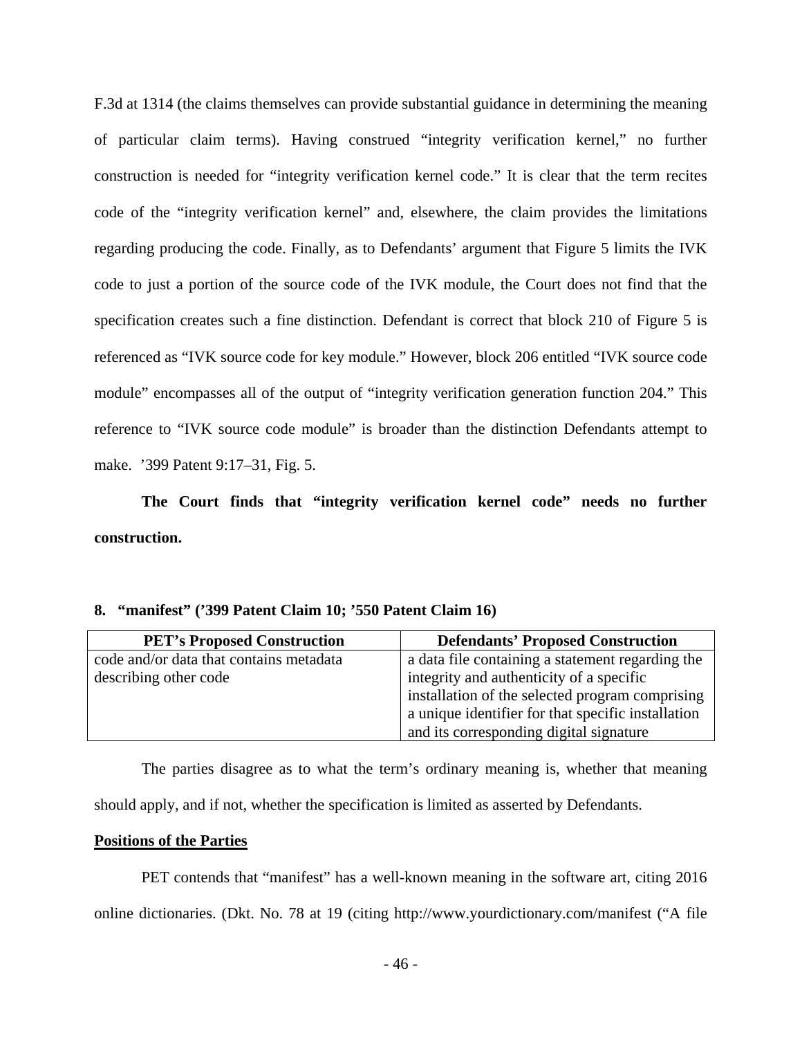F.3d at 1314 (the claims themselves can provide substantial guidance in determining the meaning of particular claim terms). Having construed "integrity verification kernel," no further construction is needed for "integrity verification kernel code." It is clear that the term recites code of the "integrity verification kernel" and, elsewhere, the claim provides the limitations regarding producing the code. Finally, as to Defendants' argument that Figure 5 limits the IVK code to just a portion of the source code of the IVK module, the Court does not find that the specification creates such a fine distinction. Defendant is correct that block 210 of Figure 5 is referenced as "IVK source code for key module." However, block 206 entitled "IVK source code module" encompasses all of the output of "integrity verification generation function 204." This reference to "IVK source code module" is broader than the distinction Defendants attempt to make. '399 Patent 9:17–31, Fig. 5.

**The Court finds that "integrity verification kernel code" needs no further construction.**

**8. "manifest" ('399 Patent Claim 10; '550 Patent Claim 16)**

| PET's Proposed Construction | Defendants' Proposed Construction |
| --- | --- |
| code and/or data that contains metadata describing other code | a data file containing a statement regarding the integrity and authenticity of a specific installation of the selected program comprising a unique identifier for that specific installation and its corresponding digital signature |

The parties disagree as to what the term's ordinary meaning is, whether that meaning should apply, and if not, whether the specification is limited as asserted by Defendants.

**<u>Positions of the Parties</u>**

PET contends that "manifest" has a well-known meaning in the software art, citing 2016 online dictionaries. (Dkt. No. 78 at 19 (citing http://www.yourdictionary.com/manifest ("A file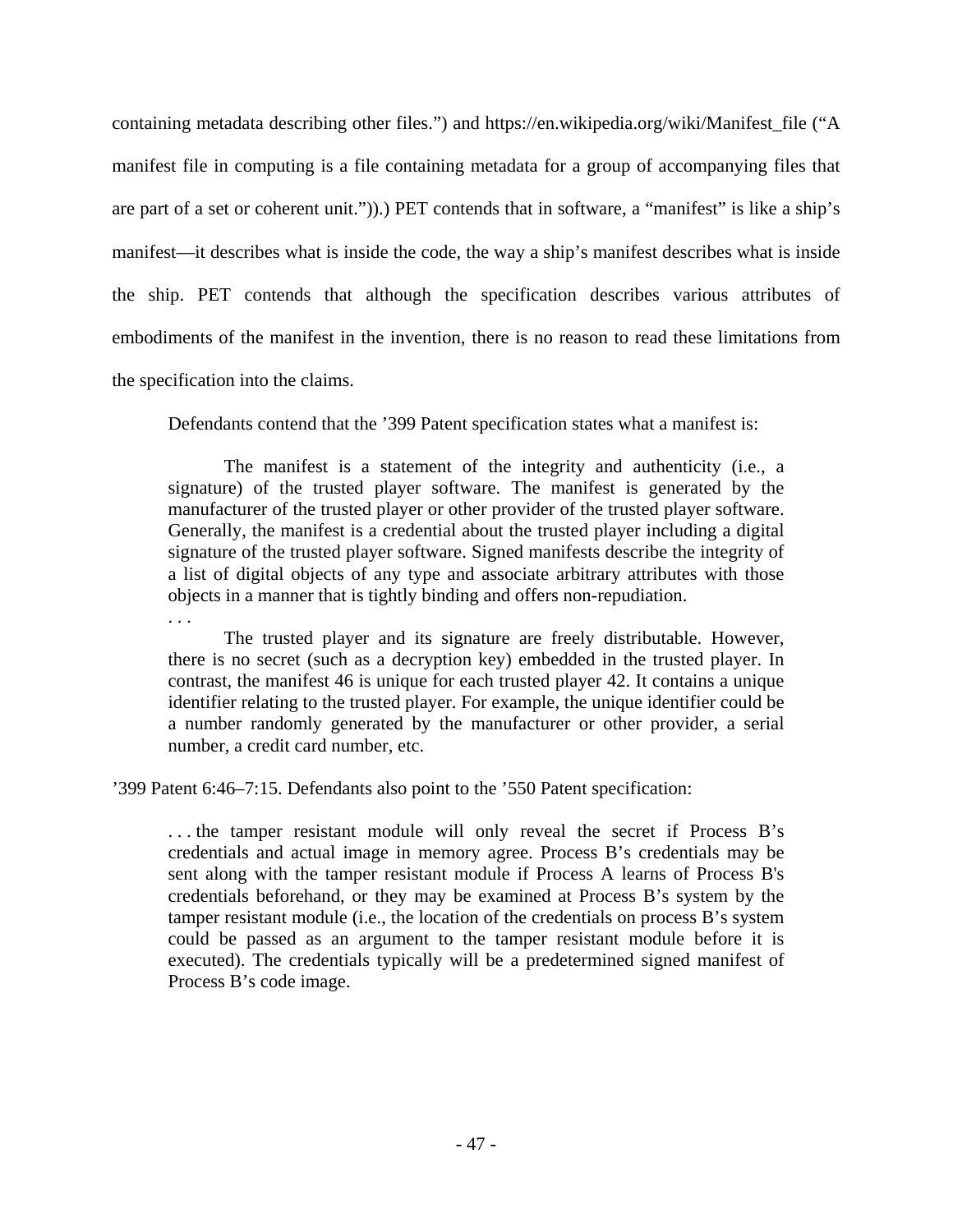containing metadata describing other files.") and https://en.wikipedia.org/wiki/Manifest_file ("A manifest file in computing is a file containing metadata for a group of accompanying files that are part of a set or coherent unit.")).) PET contends that in software, a "manifest" is like a ship's manifest—it describes what is inside the code, the way a ship's manifest describes what is inside the ship. PET contends that although the specification describes various attributes of embodiments of the manifest in the invention, there is no reason to read these limitations from the specification into the claims.

Defendants contend that the '399 Patent specification states what a manifest is:

> The manifest is a statement of the integrity and authenticity (i.e., a signature) of the trusted player software. The manifest is generated by the manufacturer of the trusted player or other provider of the trusted player software. Generally, the manifest is a credential about the trusted player including a digital signature of the trusted player software. Signed manifests describe the integrity of a list of digital objects of any type and associate arbitrary attributes with those objects in a manner that is tightly binding and offers non-repudiation.
>
> . . .
>
> The trusted player and its signature are freely distributable. However, there is no secret (such as a decryption key) embedded in the trusted player. In contrast, the manifest 46 is unique for each trusted player 42. It contains a unique identifier relating to the trusted player. For example, the unique identifier could be a number randomly generated by the manufacturer or other provider, a serial number, a credit card number, etc.

'399 Patent 6:46–7:15. Defendants also point to the '550 Patent specification:

> . . . the tamper resistant module will only reveal the secret if Process B's credentials and actual image in memory agree. Process B's credentials may be sent along with the tamper resistant module if Process A learns of Process B's credentials beforehand, or they may be examined at Process B's system by the tamper resistant module (i.e., the location of the credentials on process B's system could be passed as an argument to the tamper resistant module before it is executed). The credentials typically will be a predetermined signed manifest of Process B's code image.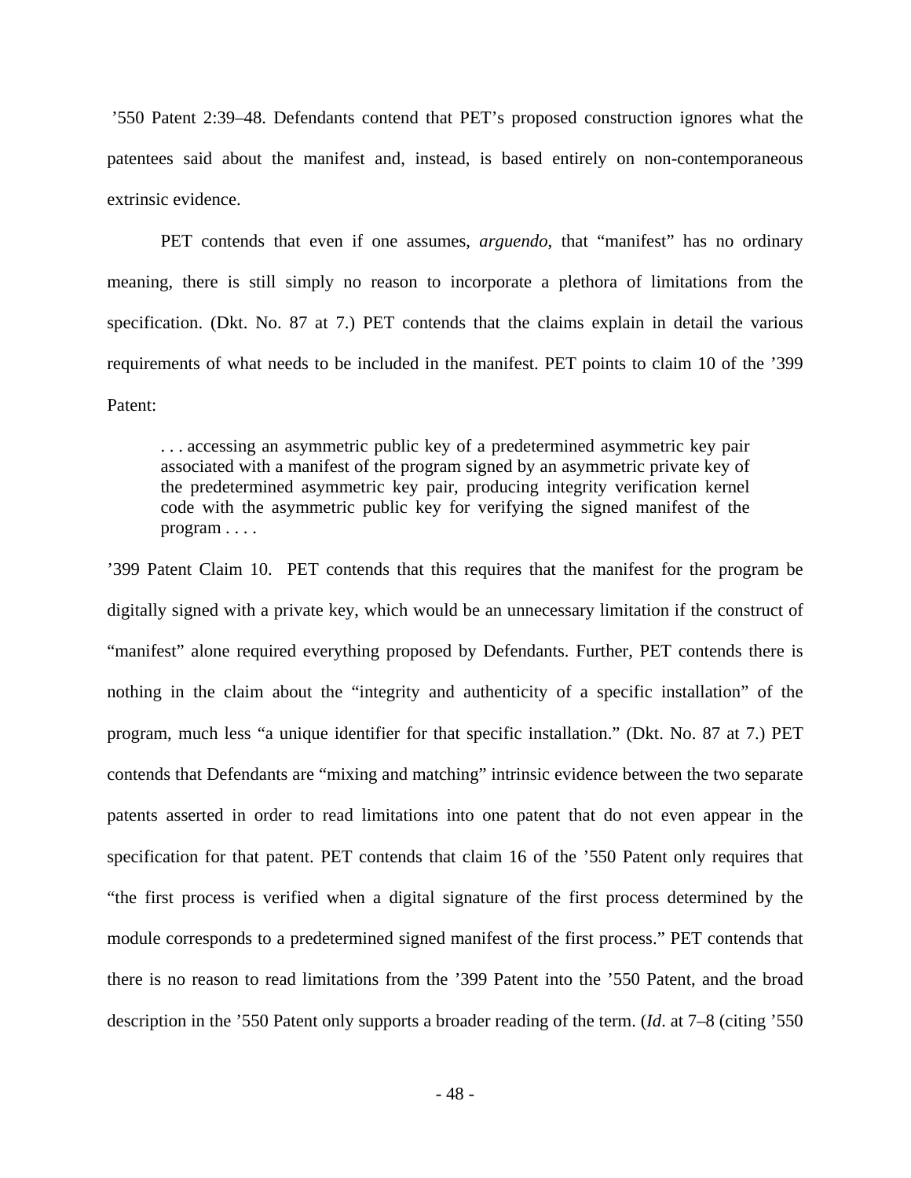’550 Patent 2:39–48. Defendants contend that PET’s proposed construction ignores what the patentees said about the manifest and, instead, is based entirely on non-contemporaneous extrinsic evidence.

PET contends that even if one assumes, *arguendo*, that “manifest” has no ordinary meaning, there is still simply no reason to incorporate a plethora of limitations from the specification. (Dkt. No. 87 at 7.) PET contends that the claims explain in detail the various requirements of what needs to be included in the manifest. PET points to claim 10 of the ’399 Patent:

> . . . accessing an asymmetric public key of a predetermined asymmetric key pair associated with a manifest of the program signed by an asymmetric private key of the predetermined asymmetric key pair, producing integrity verification kernel code with the asymmetric public key for verifying the signed manifest of the program . . . .

’399 Patent Claim 10. PET contends that this requires that the manifest for the program be digitally signed with a private key, which would be an unnecessary limitation if the construct of “manifest” alone required everything proposed by Defendants. Further, PET contends there is nothing in the claim about the “integrity and authenticity of a specific installation” of the program, much less “a unique identifier for that specific installation.” (Dkt. No. 87 at 7.) PET contends that Defendants are “mixing and matching” intrinsic evidence between the two separate patents asserted in order to read limitations into one patent that do not even appear in the specification for that patent. PET contends that claim 16 of the ’550 Patent only requires that “the first process is verified when a digital signature of the first process determined by the module corresponds to a predetermined signed manifest of the first process.” PET contends that there is no reason to read limitations from the ’399 Patent into the ’550 Patent, and the broad description in the ’550 Patent only supports a broader reading of the term. (*Id*. at 7–8 (citing ’550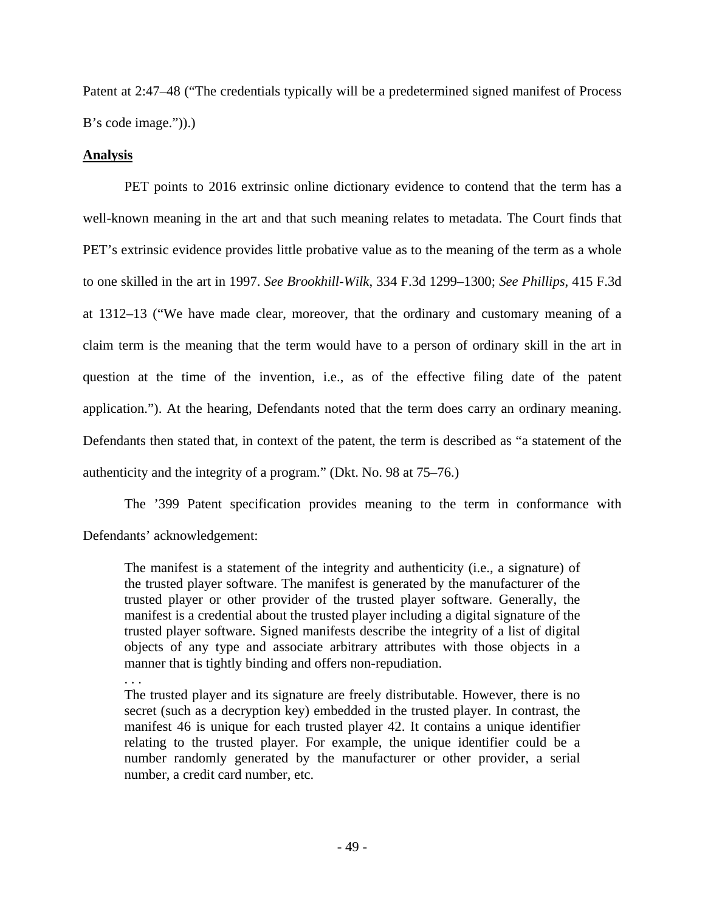Patent at 2:47–48 ("The credentials typically will be a predetermined signed manifest of Process B's code image.")).)

**Analysis**

PET points to 2016 extrinsic online dictionary evidence to contend that the term has a well-known meaning in the art and that such meaning relates to metadata. The Court finds that PET's extrinsic evidence provides little probative value as to the meaning of the term as a whole to one skilled in the art in 1997. *See Brookhill-Wilk*, 334 F.3d 1299–1300; *See Phillips*, 415 F.3d at 1312–13 ("We have made clear, moreover, that the ordinary and customary meaning of a claim term is the meaning that the term would have to a person of ordinary skill in the art in question at the time of the invention, i.e., as of the effective filing date of the patent application."). At the hearing, Defendants noted that the term does carry an ordinary meaning. Defendants then stated that, in context of the patent, the term is described as "a statement of the authenticity and the integrity of a program." (Dkt. No. 98 at 75–76.)

The '399 Patent specification provides meaning to the term in conformance with Defendants' acknowledgement:

> The manifest is a statement of the integrity and authenticity (i.e., a signature) of the trusted player software. The manifest is generated by the manufacturer of the trusted player or other provider of the trusted player software. Generally, the manifest is a credential about the trusted player including a digital signature of the trusted player software. Signed manifests describe the integrity of a list of digital objects of any type and associate arbitrary attributes with those objects in a manner that is tightly binding and offers non-repudiation.
>
> . . .
>
> The trusted player and its signature are freely distributable. However, there is no secret (such as a decryption key) embedded in the trusted player. In contrast, the manifest 46 is unique for each trusted player 42. It contains a unique identifier relating to the trusted player. For example, the unique identifier could be a number randomly generated by the manufacturer or other provider, a serial number, a credit card number, etc.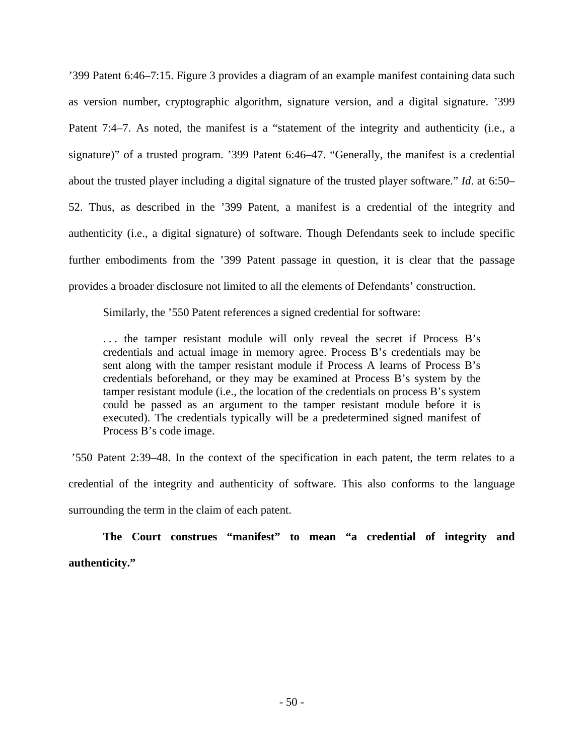’399 Patent 6:46–7:15. Figure 3 provides a diagram of an example manifest containing data such as version number, cryptographic algorithm, signature version, and a digital signature. ’399 Patent 7:4–7. As noted, the manifest is a “statement of the integrity and authenticity (i.e., a signature)” of a trusted program. ’399 Patent 6:46–47. “Generally, the manifest is a credential about the trusted player including a digital signature of the trusted player software.” *Id*. at 6:50–52. Thus, as described in the ’399 Patent, a manifest is a credential of the integrity and authenticity (i.e., a digital signature) of software. Though Defendants seek to include specific further embodiments from the ’399 Patent passage in question, it is clear that the passage provides a broader disclosure not limited to all the elements of Defendants’ construction.

Similarly, the ’550 Patent references a signed credential for software:

> . . . the tamper resistant module will only reveal the secret if Process B’s credentials and actual image in memory agree. Process B’s credentials may be sent along with the tamper resistant module if Process A learns of Process B’s credentials beforehand, or they may be examined at Process B’s system by the tamper resistant module (i.e., the location of the credentials on process B’s system could be passed as an argument to the tamper resistant module before it is executed). The credentials typically will be a predetermined signed manifest of Process B’s code image.

’550 Patent 2:39–48. In the context of the specification in each patent, the term relates to a credential of the integrity and authenticity of software. This also conforms to the language surrounding the term in the claim of each patent.

**The Court construes “manifest” to mean “a credential of integrity and authenticity.”**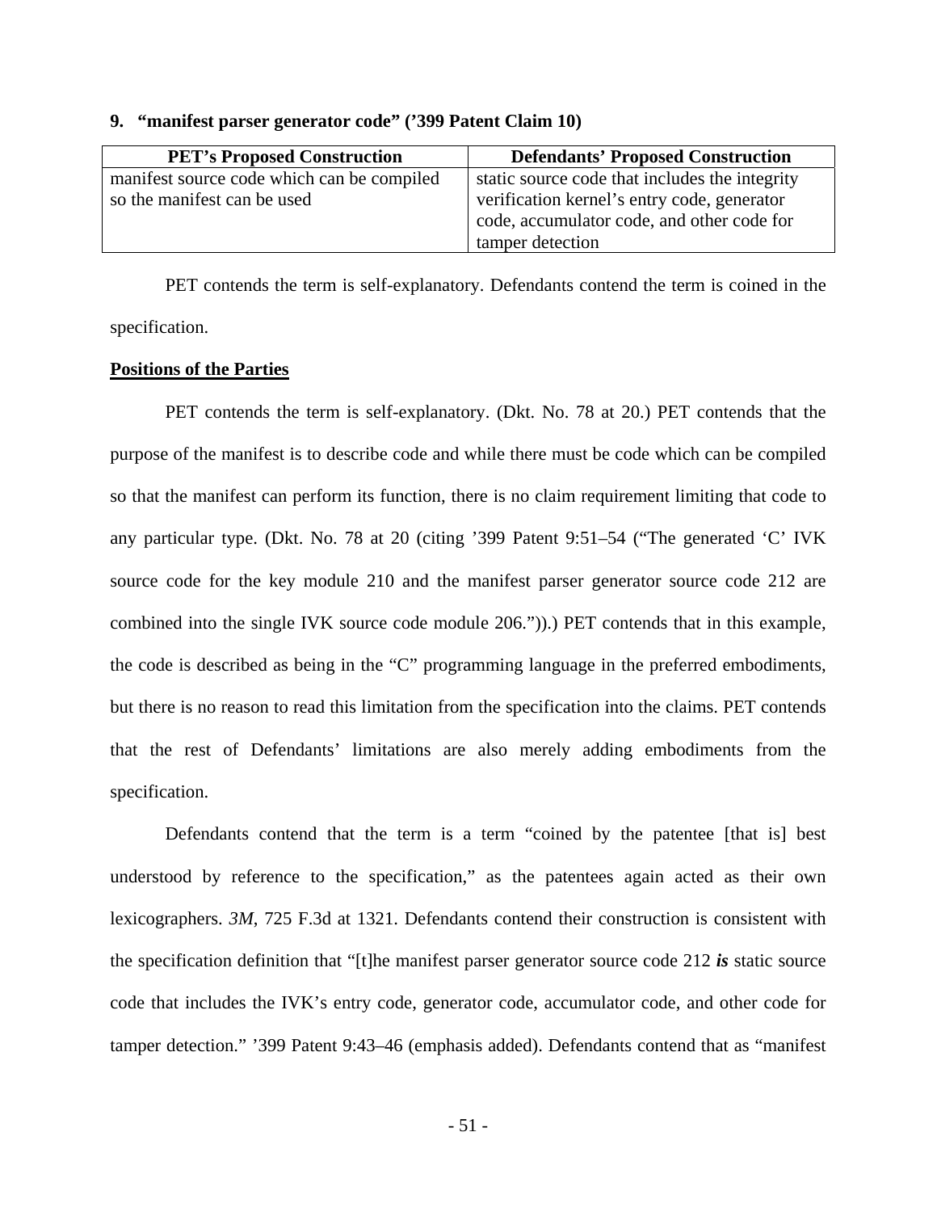### 9. "manifest parser generator code" ('399 Patent Claim 10)

| PET's Proposed Construction | Defendants' Proposed Construction |
|---|---|
| manifest source code which can be compiled so the manifest can be used | static source code that includes the integrity verification kernel's entry code, generator code, accumulator code, and other code for tamper detection |

PET contends the term is self-explanatory. Defendants contend the term is coined in the specification.

**Positions of the Parties**

PET contends the term is self-explanatory. (Dkt. No. 78 at 20.) PET contends that the purpose of the manifest is to describe code and while there must be code which can be compiled so that the manifest can perform its function, there is no claim requirement limiting that code to any particular type. (Dkt. No. 78 at 20 (citing '399 Patent 9:51–54 ("The generated 'C' IVK source code for the key module 210 and the manifest parser generator source code 212 are combined into the single IVK source code module 206.")).) PET contends that in this example, the code is described as being in the "C" programming language in the preferred embodiments, but there is no reason to read this limitation from the specification into the claims. PET contends that the rest of Defendants' limitations are also merely adding embodiments from the specification.

Defendants contend that the term is a term "coined by the patentee [that is] best understood by reference to the specification," as the patentees again acted as their own lexicographers. *3M*, 725 F.3d at 1321. Defendants contend their construction is consistent with the specification definition that "[t]he manifest parser generator source code 212 ***is*** static source code that includes the IVK's entry code, generator code, accumulator code, and other code for tamper detection." '399 Patent 9:43–46 (emphasis added). Defendants contend that as "manifest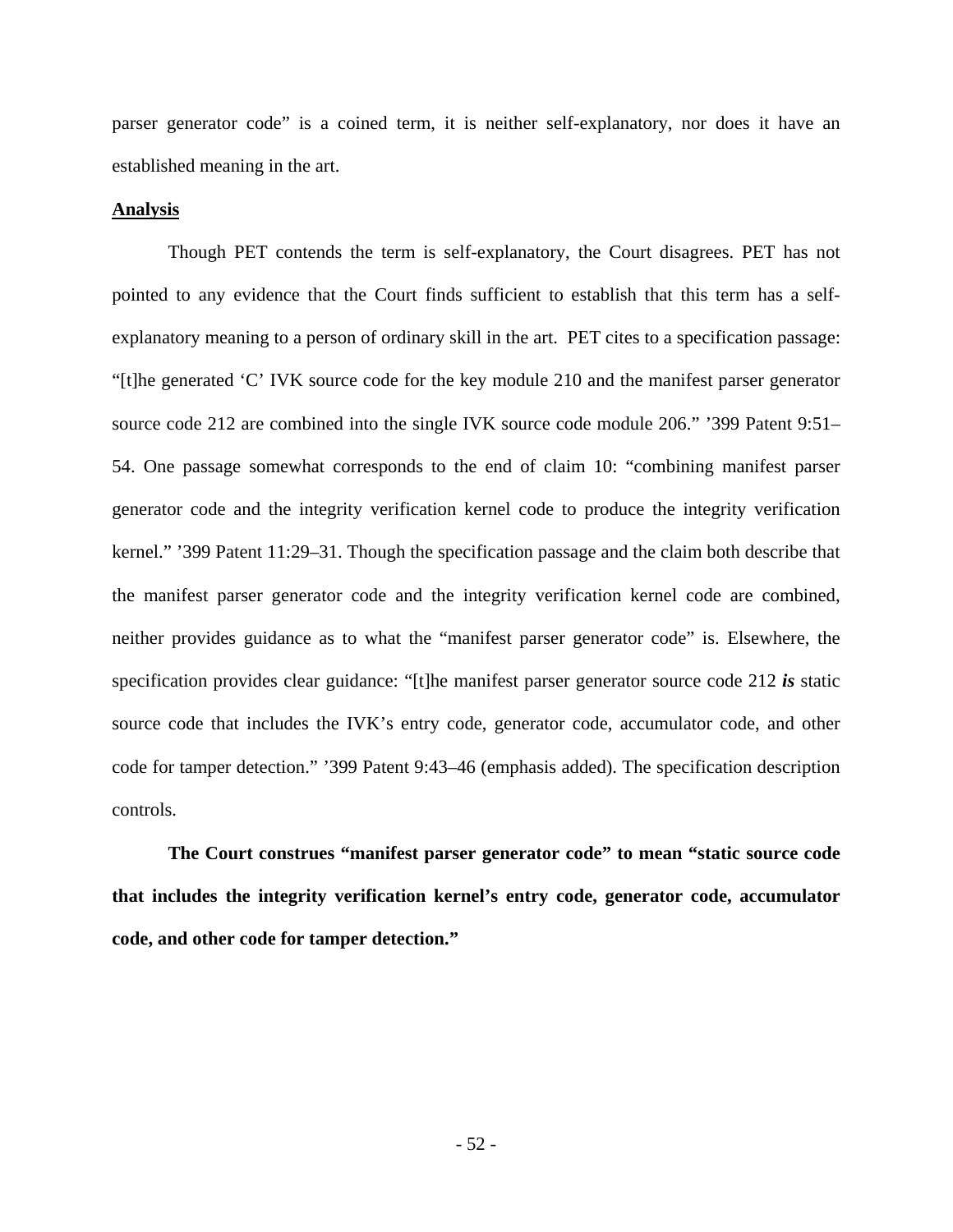parser generator code" is a coined term, it is neither self-explanatory, nor does it have an established meaning in the art.

**Analysis**

Though PET contends the term is self-explanatory, the Court disagrees. PET has not pointed to any evidence that the Court finds sufficient to establish that this term has a self-explanatory meaning to a person of ordinary skill in the art. PET cites to a specification passage: "[t]he generated 'C' IVK source code for the key module 210 and the manifest parser generator source code 212 are combined into the single IVK source code module 206." '399 Patent 9:51–54. One passage somewhat corresponds to the end of claim 10: "combining manifest parser generator code and the integrity verification kernel code to produce the integrity verification kernel." '399 Patent 11:29–31. Though the specification passage and the claim both describe that the manifest parser generator code and the integrity verification kernel code are combined, neither provides guidance as to what the "manifest parser generator code" is. Elsewhere, the specification provides clear guidance: "[t]he manifest parser generator source code 212 ***is*** static source code that includes the IVK's entry code, generator code, accumulator code, and other code for tamper detection." '399 Patent 9:43–46 (emphasis added). The specification description controls.

**The Court construes "manifest parser generator code" to mean "static source code that includes the integrity verification kernel's entry code, generator code, accumulator code, and other code for tamper detection."**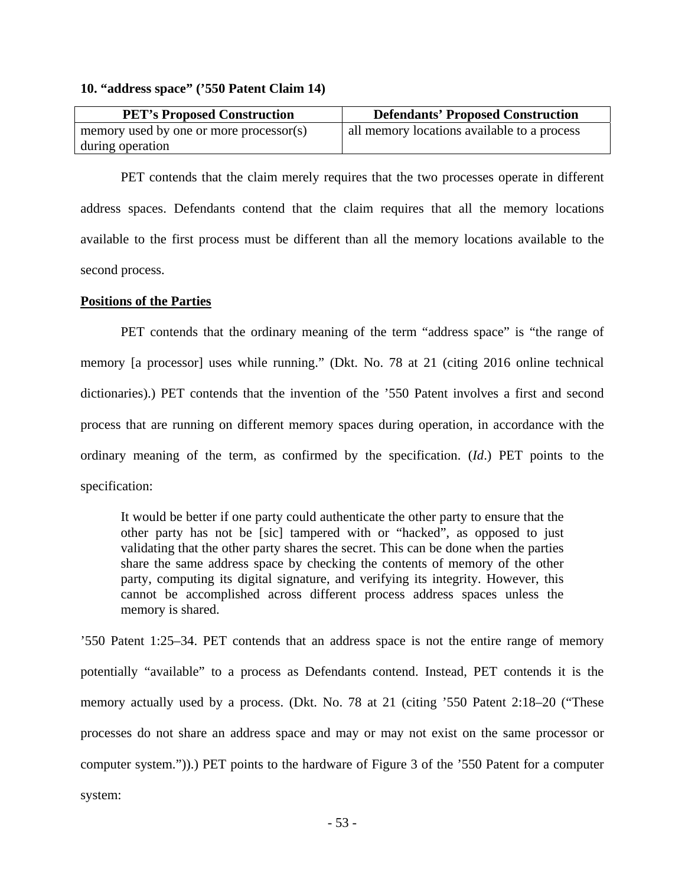**10. “address space” (’550 Patent Claim 14)**

| PET’s Proposed Construction | Defendants’ Proposed Construction |
|---|---|
| memory used by one or more processor(s) during operation | all memory locations available to a process |

PET contends that the claim merely requires that the two processes operate in different address spaces. Defendants contend that the claim requires that all the memory locations available to the first process must be different than all the memory locations available to the second process.

**Positions of the Parties**

PET contends that the ordinary meaning of the term “address space” is “the range of memory [a processor] uses while running.” (Dkt. No. 78 at 21 (citing 2016 online technical dictionaries).) PET contends that the invention of the ’550 Patent involves a first and second process that are running on different memory spaces during operation, in accordance with the ordinary meaning of the term, as confirmed by the specification. (*Id*.) PET points to the specification:

> It would be better if one party could authenticate the other party to ensure that the other party has not be [sic] tampered with or “hacked”, as opposed to just validating that the other party shares the secret. This can be done when the parties share the same address space by checking the contents of memory of the other party, computing its digital signature, and verifying its integrity. However, this cannot be accomplished across different process address spaces unless the memory is shared.

’550 Patent 1:25–34. PET contends that an address space is not the entire range of memory potentially “available” to a process as Defendants contend. Instead, PET contends it is the memory actually used by a process. (Dkt. No. 78 at 21 (citing ’550 Patent 2:18–20 (“These processes do not share an address space and may or may not exist on the same processor or computer system.”)).) PET points to the hardware of Figure 3 of the ’550 Patent for a computer system: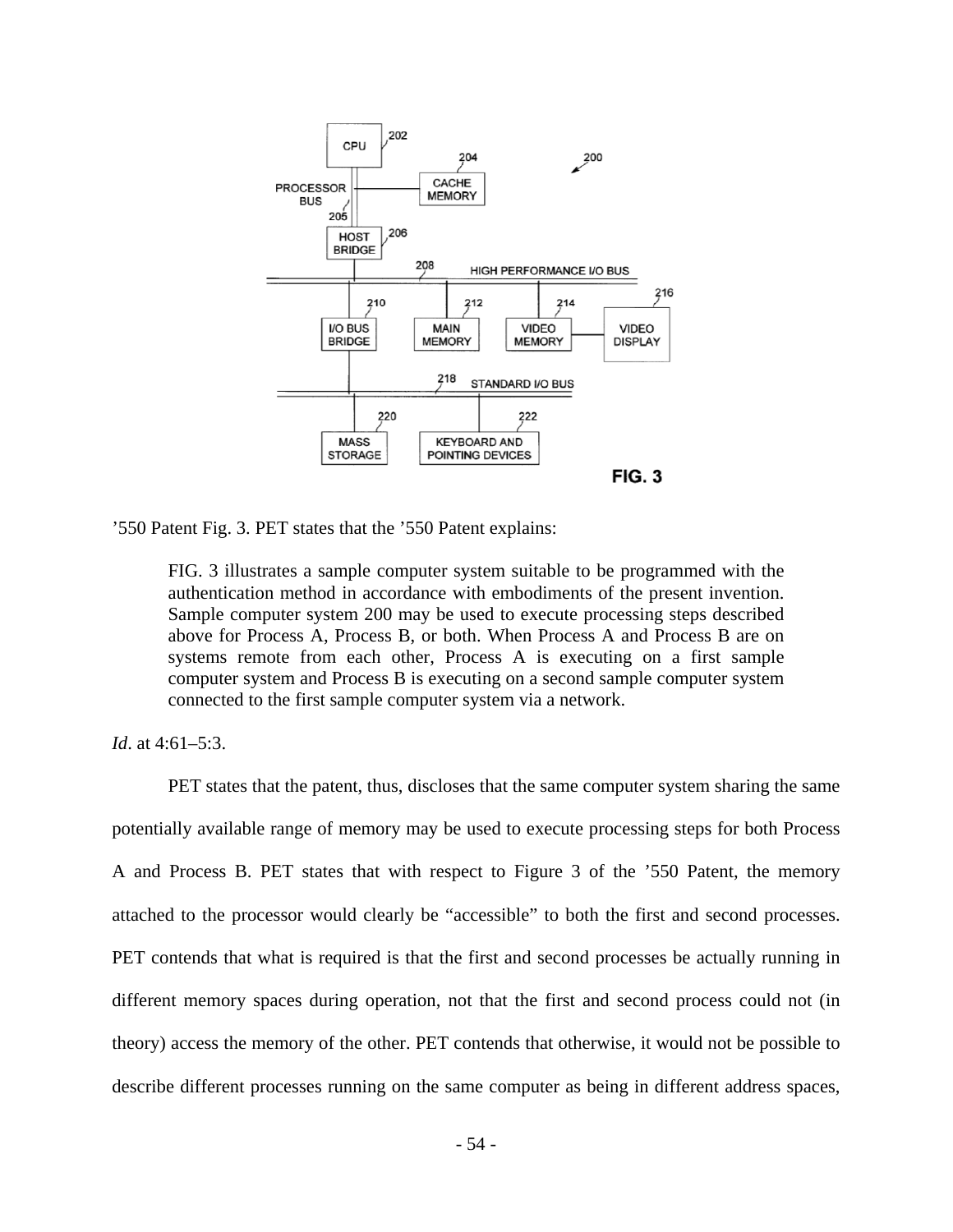’550 Patent Fig. 3. PET states that the ’550 Patent explains:

> FIG. 3 illustrates a sample computer system suitable to be programmed with the authentication method in accordance with embodiments of the present invention. Sample computer system 200 may be used to execute processing steps described above for Process A, Process B, or both. When Process A and Process B are on systems remote from each other, Process A is executing on a first sample computer system and Process B is executing on a second sample computer system connected to the first sample computer system via a network.

*Id*. at 4:61–5:3.

PET states that the patent, thus, discloses that the same computer system sharing the same potentially available range of memory may be used to execute processing steps for both Process A and Process B. PET states that with respect to Figure 3 of the ’550 Patent, the memory attached to the processor would clearly be “accessible” to both the first and second processes. PET contends that what is required is that the first and second processes be actually running in different memory spaces during operation, not that the first and second process could not (in theory) access the memory of the other. PET contends that otherwise, it would not be possible to describe different processes running on the same computer as being in different address spaces,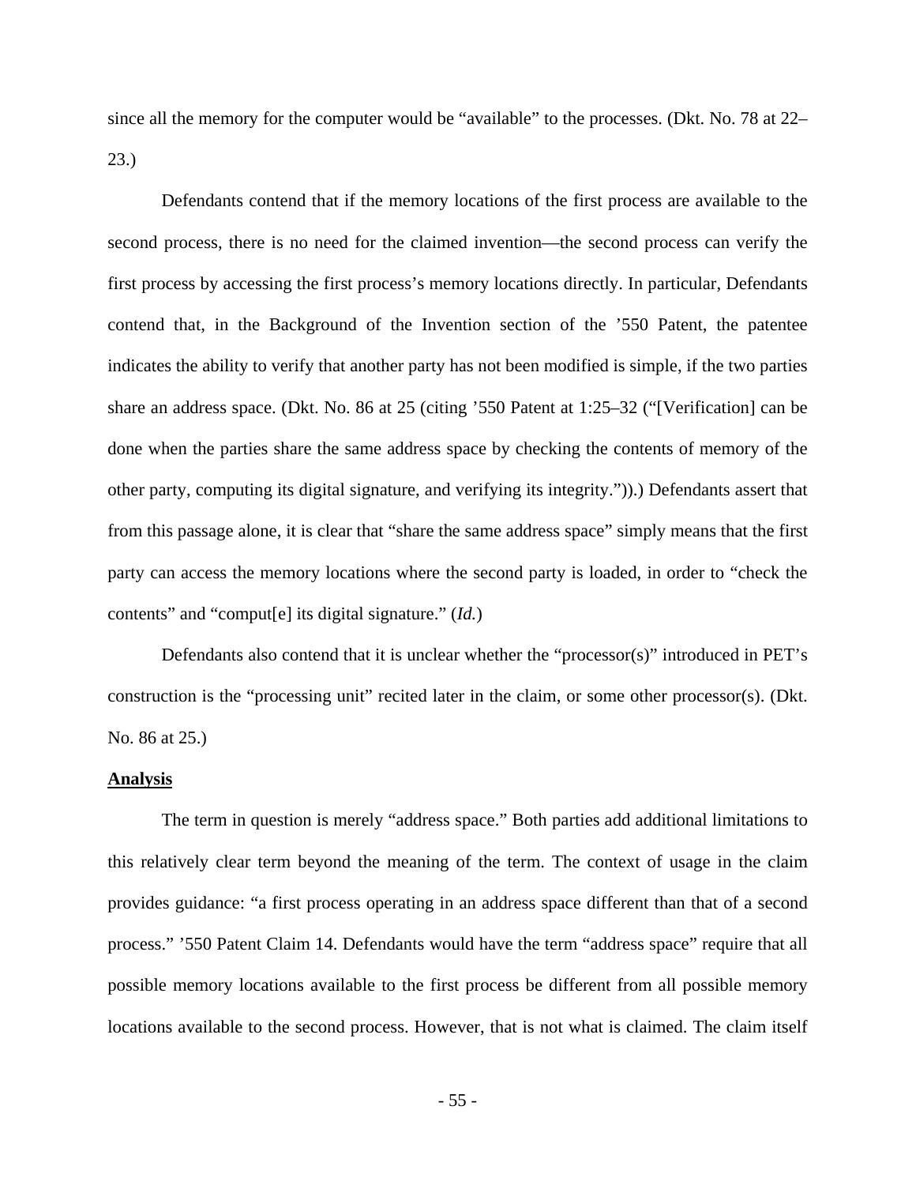since all the memory for the computer would be "available" to the processes. (Dkt. No. 78 at 22–23.)

Defendants contend that if the memory locations of the first process are available to the second process, there is no need for the claimed invention—the second process can verify the first process by accessing the first process's memory locations directly. In particular, Defendants contend that, in the Background of the Invention section of the '550 Patent, the patentee indicates the ability to verify that another party has not been modified is simple, if the two parties share an address space. (Dkt. No. 86 at 25 (citing '550 Patent at 1:25–32 ("[Verification] can be done when the parties share the same address space by checking the contents of memory of the other party, computing its digital signature, and verifying its integrity.")).) Defendants assert that from this passage alone, it is clear that "share the same address space" simply means that the first party can access the memory locations where the second party is loaded, in order to "check the contents" and "comput[e] its digital signature." (*Id.*)

Defendants also contend that it is unclear whether the "processor(s)" introduced in PET's construction is the "processing unit" recited later in the claim, or some other processor(s). (Dkt. No. 86 at 25.)

**Analysis**

The term in question is merely "address space." Both parties add additional limitations to this relatively clear term beyond the meaning of the term. The context of usage in the claim provides guidance: "a first process operating in an address space different than that of a second process." '550 Patent Claim 14. Defendants would have the term "address space" require that all possible memory locations available to the first process be different from all possible memory locations available to the second process. However, that is not what is claimed. The claim itself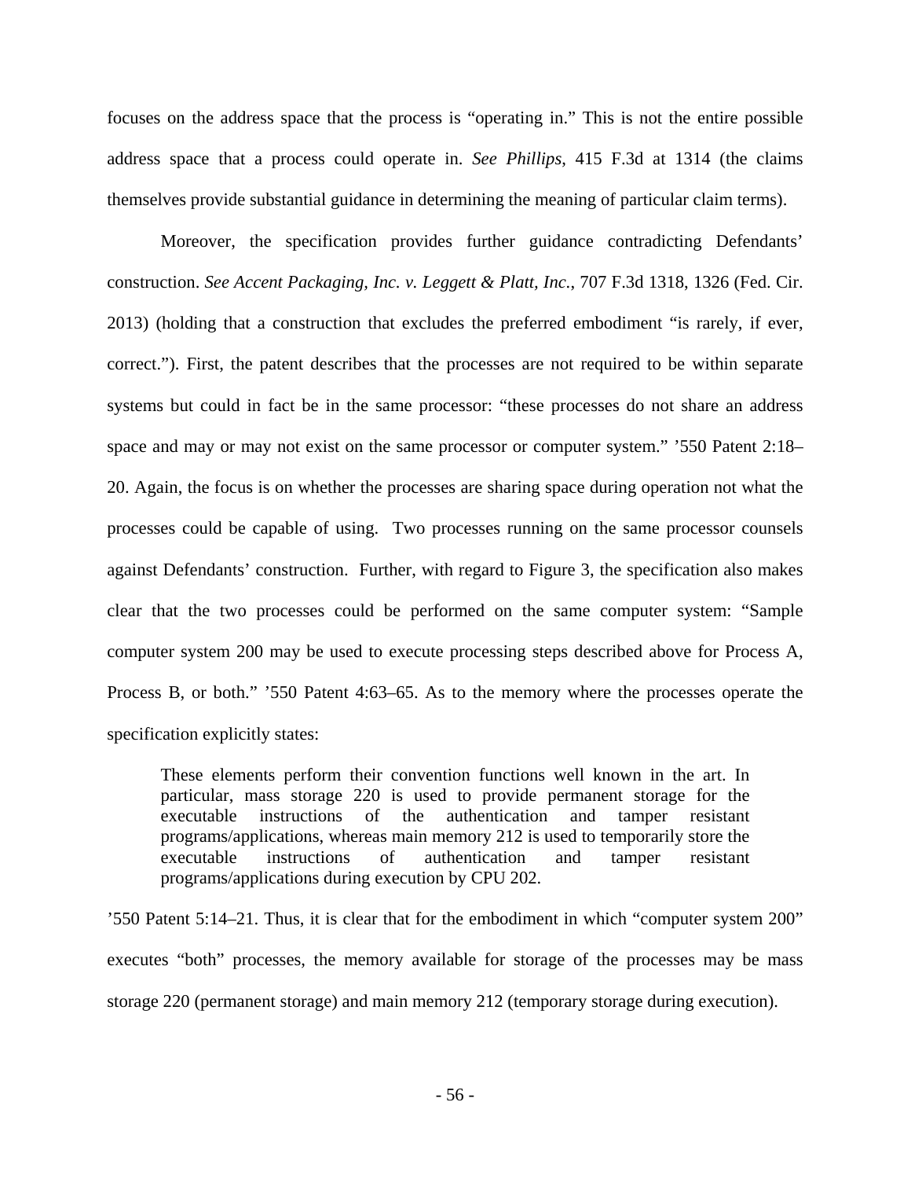focuses on the address space that the process is "operating in." This is not the entire possible address space that a process could operate in. *See Phillips*, 415 F.3d at 1314 (the claims themselves provide substantial guidance in determining the meaning of particular claim terms).

Moreover, the specification provides further guidance contradicting Defendants' construction. *See Accent Packaging, Inc. v. Leggett & Platt, Inc.*, 707 F.3d 1318, 1326 (Fed. Cir. 2013) (holding that a construction that excludes the preferred embodiment "is rarely, if ever, correct."). First, the patent describes that the processes are not required to be within separate systems but could in fact be in the same processor: "these processes do not share an address space and may or may not exist on the same processor or computer system." '550 Patent 2:18–20. Again, the focus is on whether the processes are sharing space during operation not what the processes could be capable of using. Two processes running on the same processor counsels against Defendants' construction. Further, with regard to Figure 3, the specification also makes clear that the two processes could be performed on the same computer system: "Sample computer system 200 may be used to execute processing steps described above for Process A, Process B, or both." '550 Patent 4:63–65. As to the memory where the processes operate the specification explicitly states:

> These elements perform their convention functions well known in the art. In particular, mass storage 220 is used to provide permanent storage for the executable instructions of the authentication and tamper resistant programs/applications, whereas main memory 212 is used to temporarily store the executable instructions of authentication and tamper resistant programs/applications during execution by CPU 202.

'550 Patent 5:14–21. Thus, it is clear that for the embodiment in which "computer system 200" executes "both" processes, the memory available for storage of the processes may be mass storage 220 (permanent storage) and main memory 212 (temporary storage during execution).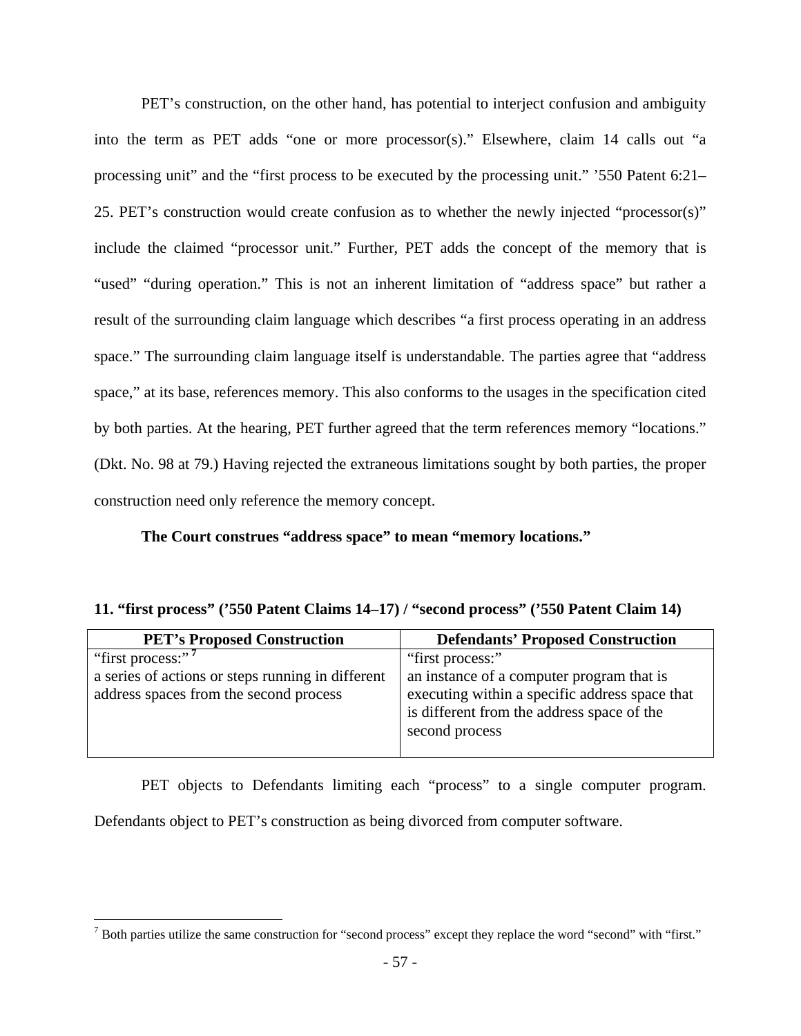PET's construction, on the other hand, has potential to interject confusion and ambiguity into the term as PET adds "one or more processor(s)." Elsewhere, claim 14 calls out "a processing unit" and the "first process to be executed by the processing unit." '550 Patent 6:21–25. PET's construction would create confusion as to whether the newly injected "processor(s)" include the claimed "processor unit." Further, PET adds the concept of the memory that is "used" "during operation." This is not an inherent limitation of "address space" but rather a result of the surrounding claim language which describes "a first process operating in an address space." The surrounding claim language itself is understandable. The parties agree that "address space," at its base, references memory. This also conforms to the usages in the specification cited by both parties. At the hearing, PET further agreed that the term references memory "locations." (Dkt. No. 98 at 79.) Having rejected the extraneous limitations sought by both parties, the proper construction need only reference the memory concept.

**The Court construes "address space" to mean "memory locations."**

**11. "first process" ('550 Patent Claims 14–17) / "second process" ('550 Patent Claim 14)**

| PET's Proposed Construction | Defendants' Proposed Construction |
|---|---|
| "first process:"[7] a series of actions or steps running in different address spaces from the second process | "first process:" an instance of a computer program that is executing within a specific address space that is different from the address space of the second process |

PET objects to Defendants limiting each "process" to a single computer program. Defendants object to PET's construction as being divorced from computer software.

[7] Both parties utilize the same construction for "second process" except they replace the word "second" with "first."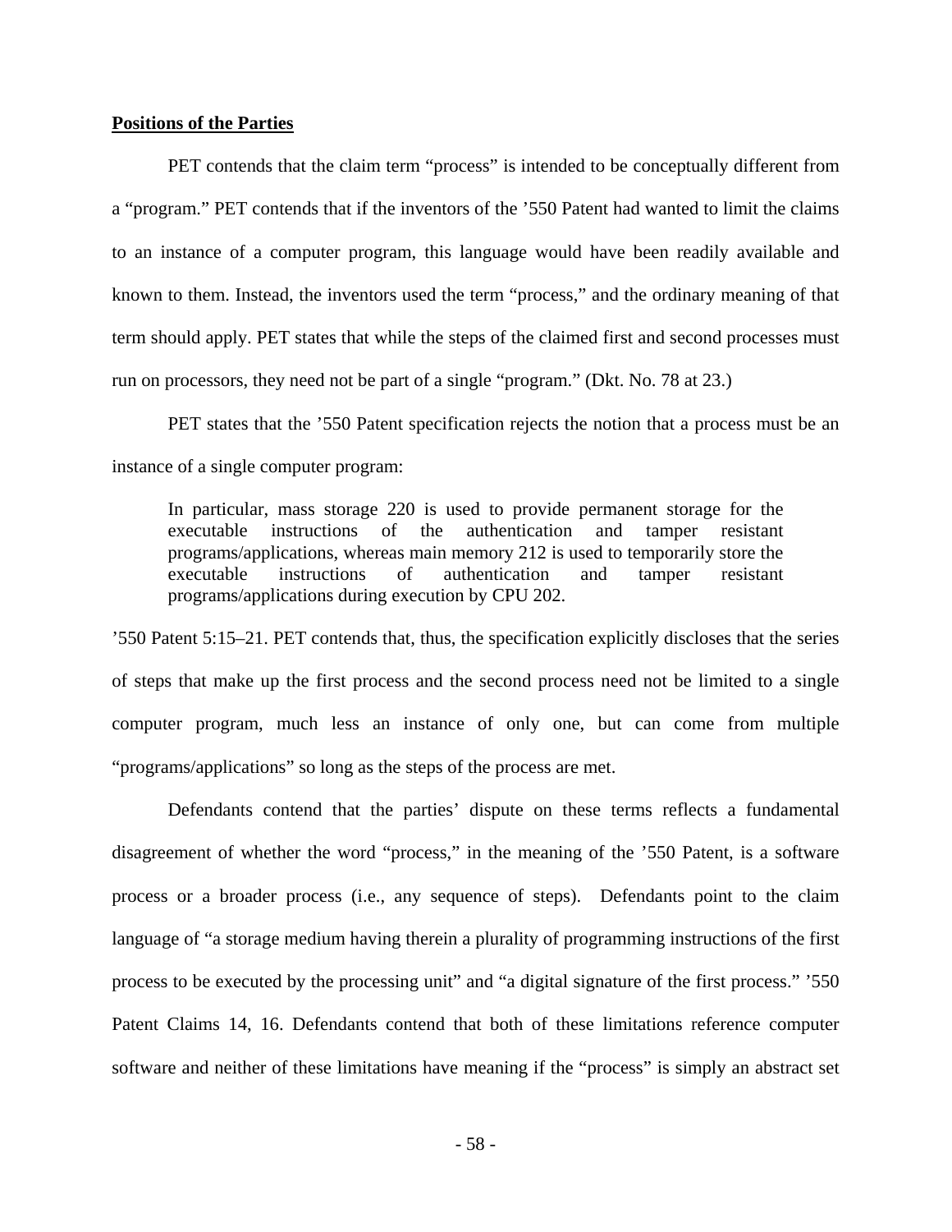**Positions of the Parties**

PET contends that the claim term "process" is intended to be conceptually different from a "program." PET contends that if the inventors of the '550 Patent had wanted to limit the claims to an instance of a computer program, this language would have been readily available and known to them. Instead, the inventors used the term "process," and the ordinary meaning of that term should apply. PET states that while the steps of the claimed first and second processes must run on processors, they need not be part of a single "program." (Dkt. No. 78 at 23.)

PET states that the '550 Patent specification rejects the notion that a process must be an instance of a single computer program:

> In particular, mass storage 220 is used to provide permanent storage for the executable instructions of the authentication and tamper resistant programs/applications, whereas main memory 212 is used to temporarily store the executable instructions of authentication and tamper resistant programs/applications during execution by CPU 202.

'550 Patent 5:15–21. PET contends that, thus, the specification explicitly discloses that the series of steps that make up the first process and the second process need not be limited to a single computer program, much less an instance of only one, but can come from multiple "programs/applications" so long as the steps of the process are met.

Defendants contend that the parties' dispute on these terms reflects a fundamental disagreement of whether the word "process," in the meaning of the '550 Patent, is a software process or a broader process (i.e., any sequence of steps). Defendants point to the claim language of "a storage medium having therein a plurality of programming instructions of the first process to be executed by the processing unit" and "a digital signature of the first process." '550 Patent Claims 14, 16. Defendants contend that both of these limitations reference computer software and neither of these limitations have meaning if the "process" is simply an abstract set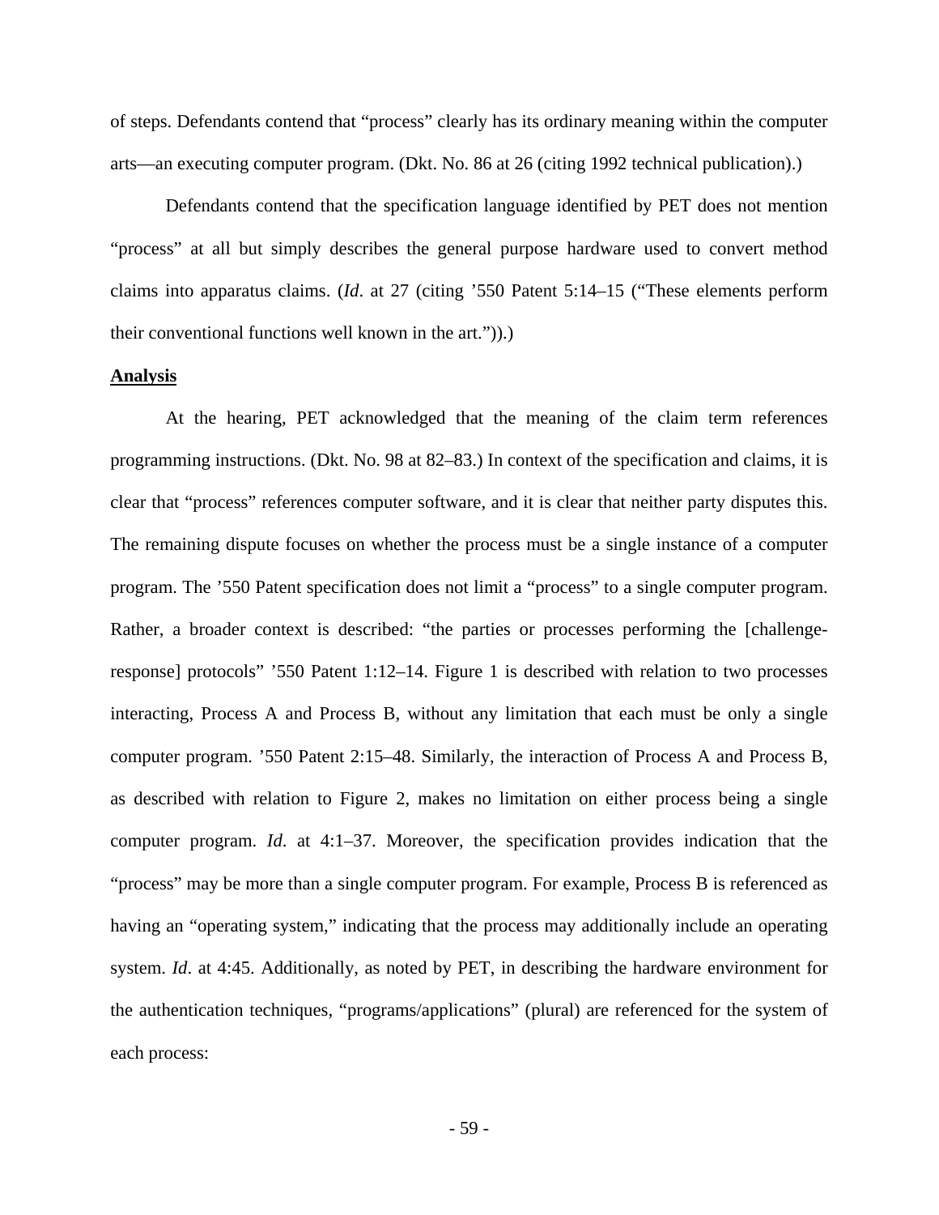of steps. Defendants contend that "process" clearly has its ordinary meaning within the computer arts—an executing computer program. (Dkt. No. 86 at 26 (citing 1992 technical publication).)

Defendants contend that the specification language identified by PET does not mention "process" at all but simply describes the general purpose hardware used to convert method claims into apparatus claims. (*Id*. at 27 (citing '550 Patent 5:14–15 ("These elements perform their conventional functions well known in the art.")).)

**Analysis**

At the hearing, PET acknowledged that the meaning of the claim term references programming instructions. (Dkt. No. 98 at 82–83.) In context of the specification and claims, it is clear that "process" references computer software, and it is clear that neither party disputes this. The remaining dispute focuses on whether the process must be a single instance of a computer program. The '550 Patent specification does not limit a "process" to a single computer program. Rather, a broader context is described: "the parties or processes performing the [challenge-response] protocols" '550 Patent 1:12–14. Figure 1 is described with relation to two processes interacting, Process A and Process B, without any limitation that each must be only a single computer program. '550 Patent 2:15–48. Similarly, the interaction of Process A and Process B, as described with relation to Figure 2, makes no limitation on either process being a single computer program. *Id*. at 4:1–37. Moreover, the specification provides indication that the "process" may be more than a single computer program. For example, Process B is referenced as having an "operating system," indicating that the process may additionally include an operating system. *Id*. at 4:45. Additionally, as noted by PET, in describing the hardware environment for the authentication techniques, "programs/applications" (plural) are referenced for the system of each process: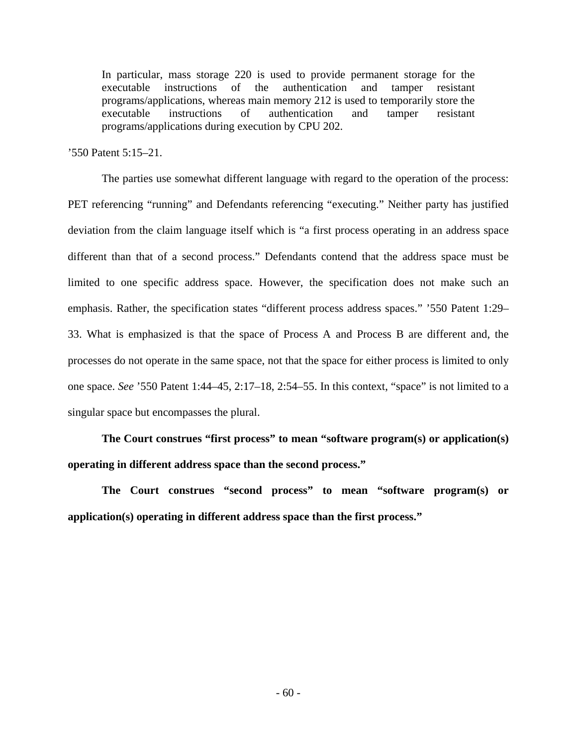> In particular, mass storage 220 is used to provide permanent storage for the executable instructions of the authentication and tamper resistant programs/applications, whereas main memory 212 is used to temporarily store the executable instructions of authentication and tamper resistant programs/applications during execution by CPU 202.

’550 Patent 5:15–21.

The parties use somewhat different language with regard to the operation of the process: PET referencing “running” and Defendants referencing “executing.” Neither party has justified deviation from the claim language itself which is “a first process operating in an address space different than that of a second process.” Defendants contend that the address space must be limited to one specific address space. However, the specification does not make such an emphasis. Rather, the specification states “different process address spaces.” ’550 Patent 1:29–33. What is emphasized is that the space of Process A and Process B are different and, the processes do not operate in the same space, not that the space for either process is limited to only one space. *See* ’550 Patent 1:44–45, 2:17–18, 2:54–55. In this context, “space” is not limited to a singular space but encompasses the plural.

**The Court construes “first process” to mean “software program(s) or application(s) operating in different address space than the second process.”**

**The Court construes “second process” to mean “software program(s) or application(s) operating in different address space than the first process.”**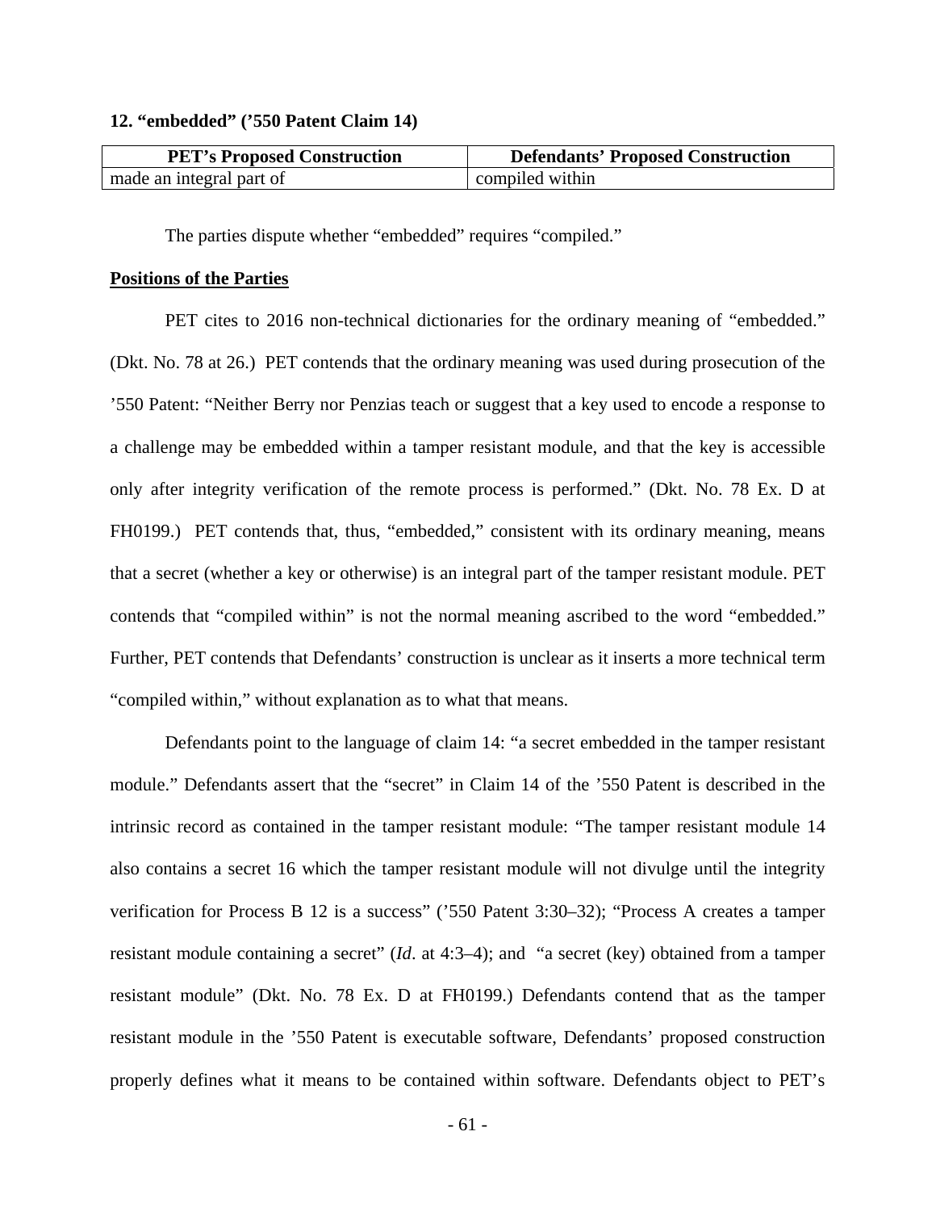**12. "embedded" ('550 Patent Claim 14)**

| PET's Proposed Construction | Defendants' Proposed Construction |
| --- | --- |
| made an integral part of | compiled within |

The parties dispute whether "embedded" requires "compiled."

**Positions of the Parties**

PET cites to 2016 non-technical dictionaries for the ordinary meaning of "embedded." (Dkt. No. 78 at 26.) PET contends that the ordinary meaning was used during prosecution of the '550 Patent: "Neither Berry nor Penzias teach or suggest that a key used to encode a response to a challenge may be embedded within a tamper resistant module, and that the key is accessible only after integrity verification of the remote process is performed." (Dkt. No. 78 Ex. D at FH0199.) PET contends that, thus, "embedded," consistent with its ordinary meaning, means that a secret (whether a key or otherwise) is an integral part of the tamper resistant module. PET contends that "compiled within" is not the normal meaning ascribed to the word "embedded." Further, PET contends that Defendants' construction is unclear as it inserts a more technical term "compiled within," without explanation as to what that means.

Defendants point to the language of claim 14: "a secret embedded in the tamper resistant module." Defendants assert that the "secret" in Claim 14 of the '550 Patent is described in the intrinsic record as contained in the tamper resistant module: "The tamper resistant module 14 also contains a secret 16 which the tamper resistant module will not divulge until the integrity verification for Process B 12 is a success" ('550 Patent 3:30–32); "Process A creates a tamper resistant module containing a secret" (*Id*. at 4:3–4); and "a secret (key) obtained from a tamper resistant module" (Dkt. No. 78 Ex. D at FH0199.) Defendants contend that as the tamper resistant module in the '550 Patent is executable software, Defendants' proposed construction properly defines what it means to be contained within software. Defendants object to PET's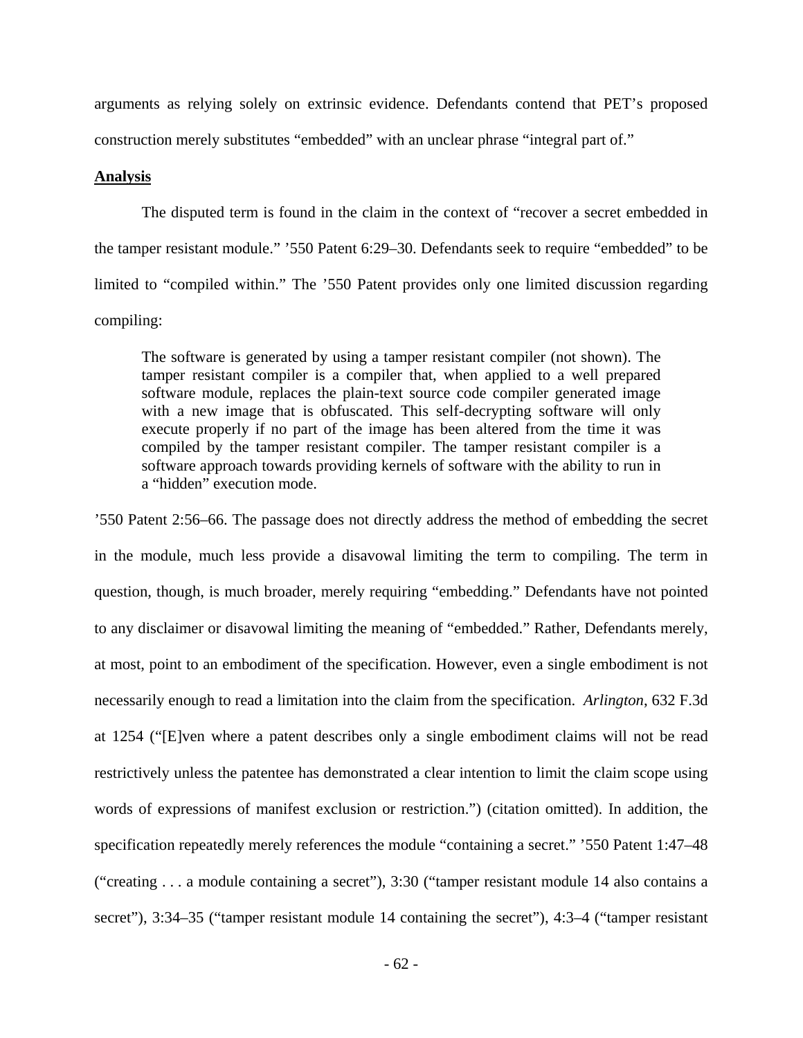arguments as relying solely on extrinsic evidence. Defendants contend that PET's proposed construction merely substitutes "embedded" with an unclear phrase "integral part of."

**Analysis**

The disputed term is found in the claim in the context of "recover a secret embedded in the tamper resistant module." '550 Patent 6:29–30. Defendants seek to require "embedded" to be limited to "compiled within." The '550 Patent provides only one limited discussion regarding compiling:

> The software is generated by using a tamper resistant compiler (not shown). The tamper resistant compiler is a compiler that, when applied to a well prepared software module, replaces the plain-text source code compiler generated image with a new image that is obfuscated. This self-decrypting software will only execute properly if no part of the image has been altered from the time it was compiled by the tamper resistant compiler. The tamper resistant compiler is a software approach towards providing kernels of software with the ability to run in a "hidden" execution mode.

'550 Patent 2:56–66. The passage does not directly address the method of embedding the secret in the module, much less provide a disavowal limiting the term to compiling. The term in question, though, is much broader, merely requiring "embedding." Defendants have not pointed to any disclaimer or disavowal limiting the meaning of "embedded." Rather, Defendants merely, at most, point to an embodiment of the specification. However, even a single embodiment is not necessarily enough to read a limitation into the claim from the specification. *Arlington*, 632 F.3d at 1254 ("[E]ven where a patent describes only a single embodiment claims will not be read restrictively unless the patentee has demonstrated a clear intention to limit the claim scope using words of expressions of manifest exclusion or restriction.") (citation omitted). In addition, the specification repeatedly merely references the module "containing a secret." '550 Patent 1:47–48 ("creating . . . a module containing a secret"), 3:30 ("tamper resistant module 14 also contains a secret"), 3:34–35 ("tamper resistant module 14 containing the secret"), 4:3–4 ("tamper resistant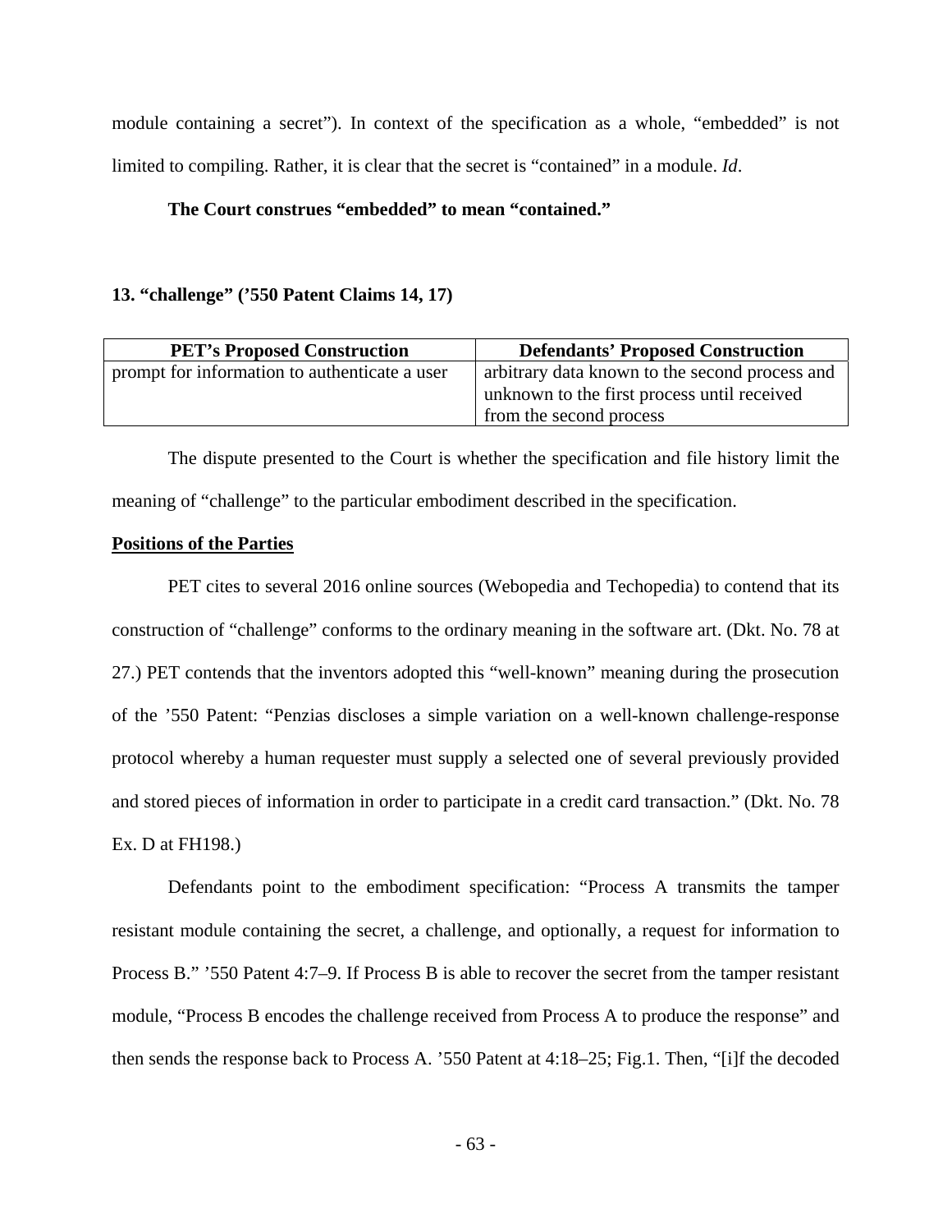module containing a secret"). In context of the specification as a whole, "embedded" is not limited to compiling. Rather, it is clear that the secret is "contained" in a module. *Id*.

**The Court construes "embedded" to mean "contained."**

### 13. "challenge" ('550 Patent Claims 14, 17)

| PET's Proposed Construction | Defendants' Proposed Construction |
|---|---|
| prompt for information to authenticate a user | arbitrary data known to the second process and unknown to the first process until received from the second process |

The dispute presented to the Court is whether the specification and file history limit the meaning of "challenge" to the particular embodiment described in the specification.

**<u>Positions of the Parties</u>**

PET cites to several 2016 online sources (Webopedia and Techopedia) to contend that its construction of "challenge" conforms to the ordinary meaning in the software art. (Dkt. No. 78 at 27.) PET contends that the inventors adopted this "well-known" meaning during the prosecution of the '550 Patent: "Penzias discloses a simple variation on a well-known challenge-response protocol whereby a human requester must supply a selected one of several previously provided and stored pieces of information in order to participate in a credit card transaction." (Dkt. No. 78 Ex. D at FH198.)

Defendants point to the embodiment specification: "Process A transmits the tamper resistant module containing the secret, a challenge, and optionally, a request for information to Process B." '550 Patent 4:7–9. If Process B is able to recover the secret from the tamper resistant module, "Process B encodes the challenge received from Process A to produce the response" and then sends the response back to Process A. '550 Patent at 4:18–25; Fig.1. Then, "[i]f the decoded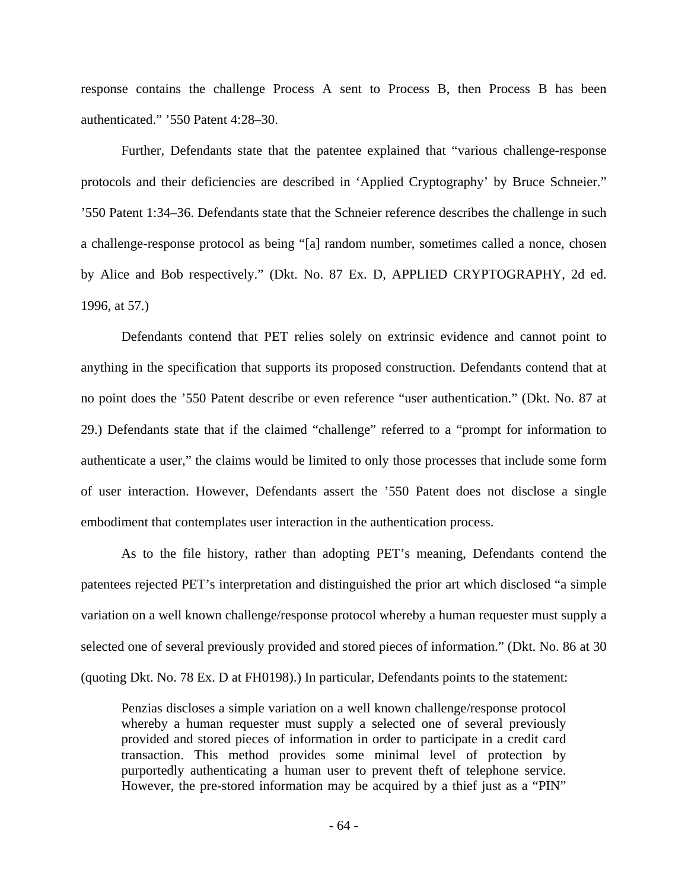response contains the challenge Process A sent to Process B, then Process B has been authenticated." '550 Patent 4:28–30.

Further, Defendants state that the patentee explained that "various challenge-response protocols and their deficiencies are described in 'Applied Cryptography' by Bruce Schneier." '550 Patent 1:34–36. Defendants state that the Schneier reference describes the challenge in such a challenge-response protocol as being "[a] random number, sometimes called a nonce, chosen by Alice and Bob respectively." (Dkt. No. 87 Ex. D, APPLIED CRYPTOGRAPHY, 2d ed. 1996, at 57.)

Defendants contend that PET relies solely on extrinsic evidence and cannot point to anything in the specification that supports its proposed construction. Defendants contend that at no point does the '550 Patent describe or even reference "user authentication." (Dkt. No. 87 at 29.) Defendants state that if the claimed "challenge" referred to a "prompt for information to authenticate a user," the claims would be limited to only those processes that include some form of user interaction. However, Defendants assert the '550 Patent does not disclose a single embodiment that contemplates user interaction in the authentication process.

As to the file history, rather than adopting PET's meaning, Defendants contend the patentees rejected PET's interpretation and distinguished the prior art which disclosed "a simple variation on a well known challenge/response protocol whereby a human requester must supply a selected one of several previously provided and stored pieces of information." (Dkt. No. 86 at 30 (quoting Dkt. No. 78 Ex. D at FH0198).) In particular, Defendants points to the statement:

> Penzias discloses a simple variation on a well known challenge/response protocol whereby a human requester must supply a selected one of several previously provided and stored pieces of information in order to participate in a credit card transaction. This method provides some minimal level of protection by purportedly authenticating a human user to prevent theft of telephone service. However, the pre-stored information may be acquired by a thief just as a "PIN"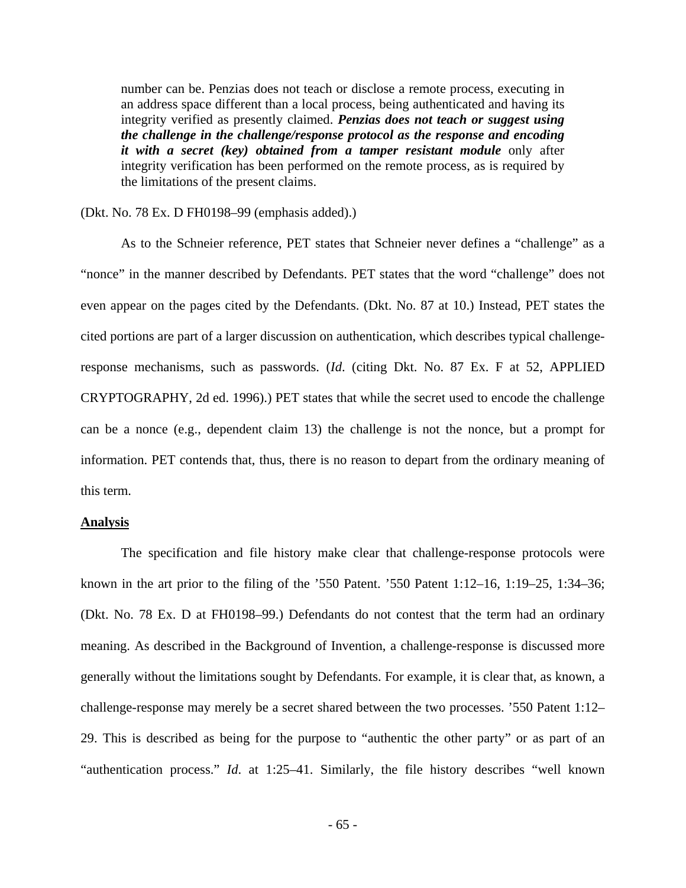> number can be. Penzias does not teach or disclose a remote process, executing in an address space different than a local process, being authenticated and having its integrity verified as presently claimed. ***Penzias does not teach or suggest using the challenge in the challenge/response protocol as the response and encoding it with a secret (key) obtained from a tamper resistant module*** only after integrity verification has been performed on the remote process, as is required by the limitations of the present claims.

(Dkt. No. 78 Ex. D FH0198–99 (emphasis added).)

As to the Schneier reference, PET states that Schneier never defines a "challenge" as a "nonce" in the manner described by Defendants. PET states that the word "challenge" does not even appear on the pages cited by the Defendants. (Dkt. No. 87 at 10.) Instead, PET states the cited portions are part of a larger discussion on authentication, which describes typical challenge-response mechanisms, such as passwords. (*Id*. (citing Dkt. No. 87 Ex. F at 52, APPLIED CRYPTOGRAPHY, 2d ed. 1996).) PET states that while the secret used to encode the challenge can be a nonce (e.g., dependent claim 13) the challenge is not the nonce, but a prompt for information. PET contends that, thus, there is no reason to depart from the ordinary meaning of this term.

**Analysis**

The specification and file history make clear that challenge-response protocols were known in the art prior to the filing of the '550 Patent. '550 Patent 1:12–16, 1:19–25, 1:34–36; (Dkt. No. 78 Ex. D at FH0198–99.) Defendants do not contest that the term had an ordinary meaning. As described in the Background of Invention, a challenge-response is discussed more generally without the limitations sought by Defendants. For example, it is clear that, as known, a challenge-response may merely be a secret shared between the two processes. '550 Patent 1:12–29. This is described as being for the purpose to "authentic the other party" or as part of an "authentication process." *Id*. at 1:25–41. Similarly, the file history describes "well known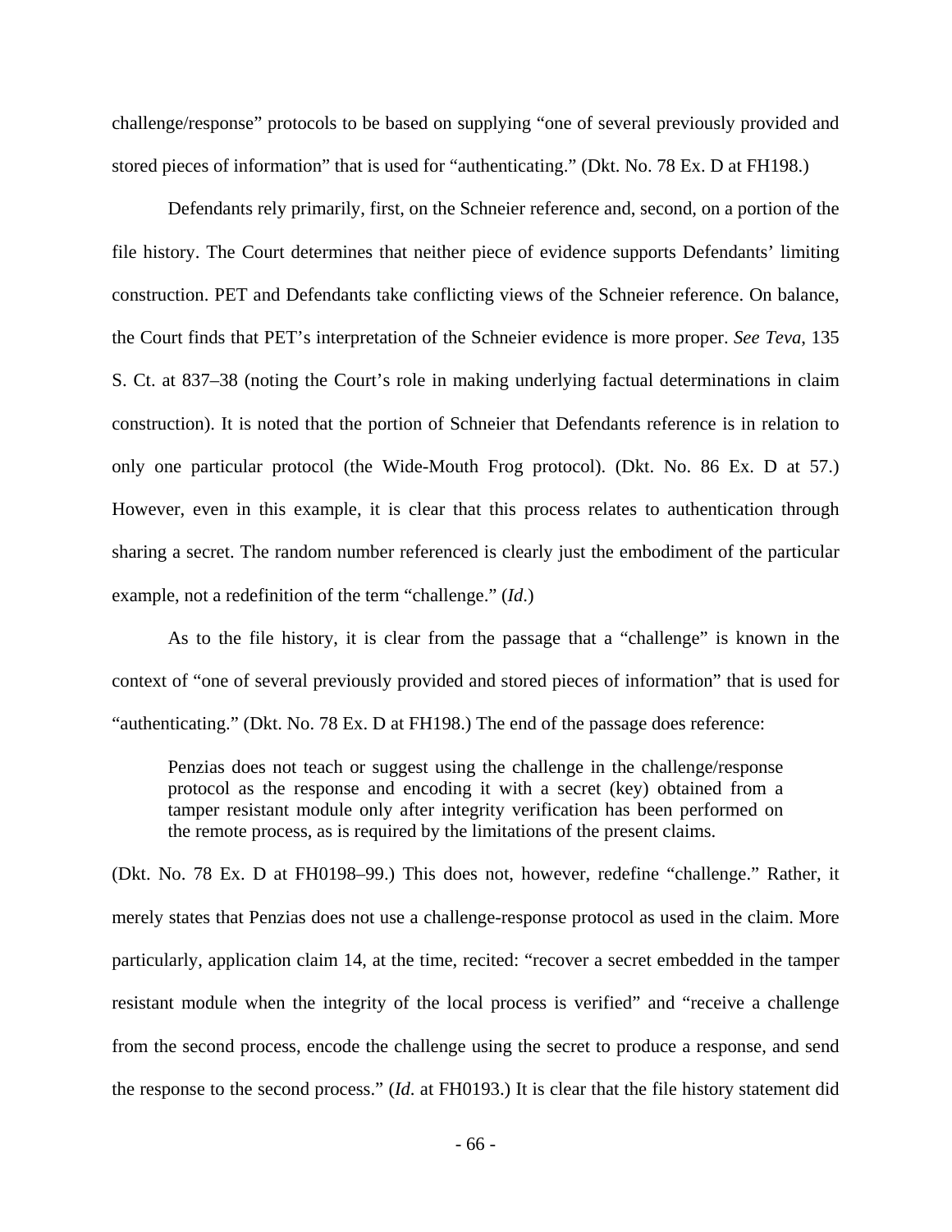challenge/response" protocols to be based on supplying "one of several previously provided and stored pieces of information" that is used for "authenticating." (Dkt. No. 78 Ex. D at FH198.)

Defendants rely primarily, first, on the Schneier reference and, second, on a portion of the file history. The Court determines that neither piece of evidence supports Defendants' limiting construction. PET and Defendants take conflicting views of the Schneier reference. On balance, the Court finds that PET's interpretation of the Schneier evidence is more proper. *See Teva*, 135 S. Ct. at 837–38 (noting the Court's role in making underlying factual determinations in claim construction). It is noted that the portion of Schneier that Defendants reference is in relation to only one particular protocol (the Wide-Mouth Frog protocol). (Dkt. No. 86 Ex. D at 57.) However, even in this example, it is clear that this process relates to authentication through sharing a secret. The random number referenced is clearly just the embodiment of the particular example, not a redefinition of the term "challenge." (*Id.*)

As to the file history, it is clear from the passage that a "challenge" is known in the context of "one of several previously provided and stored pieces of information" that is used for "authenticating." (Dkt. No. 78 Ex. D at FH198.) The end of the passage does reference:

> Penzias does not teach or suggest using the challenge in the challenge/response protocol as the response and encoding it with a secret (key) obtained from a tamper resistant module only after integrity verification has been performed on the remote process, as is required by the limitations of the present claims.

(Dkt. No. 78 Ex. D at FH0198–99.) This does not, however, redefine "challenge." Rather, it merely states that Penzias does not use a challenge-response protocol as used in the claim. More particularly, application claim 14, at the time, recited: "recover a secret embedded in the tamper resistant module when the integrity of the local process is verified" and "receive a challenge from the second process, encode the challenge using the secret to produce a response, and send the response to the second process." (*Id.* at FH0193.) It is clear that the file history statement did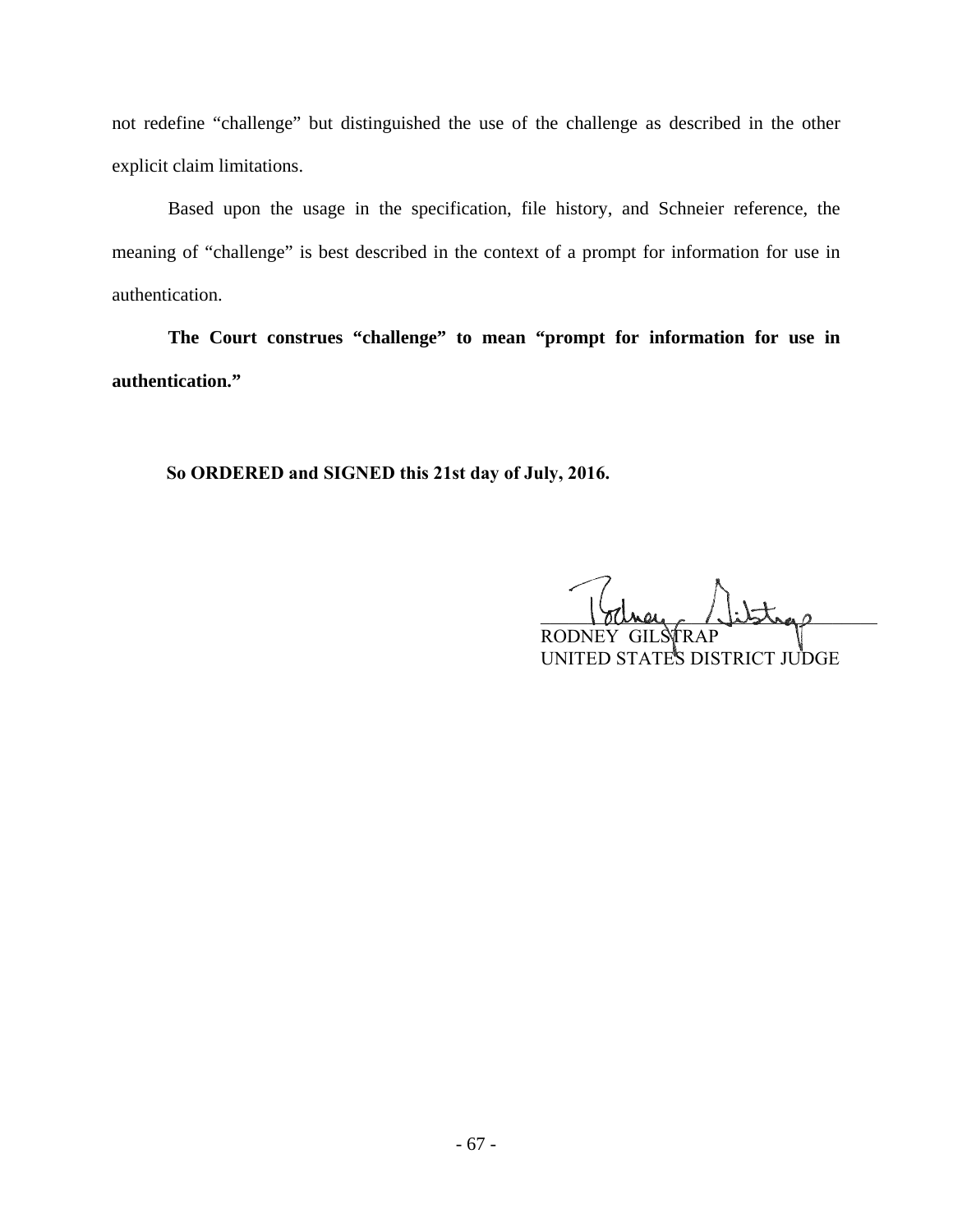not redefine "challenge" but distinguished the use of the challenge as described in the other explicit claim limitations.

Based upon the usage in the specification, file history, and Schneier reference, the meaning of "challenge" is best described in the context of a prompt for information for use in authentication.

**The Court construes "challenge" to mean "prompt for information for use in authentication."**

**So ORDERED and SIGNED this 21st day of July, 2016.**

RODNEY GILSTRAP
UNITED STATES DISTRICT JUDGE